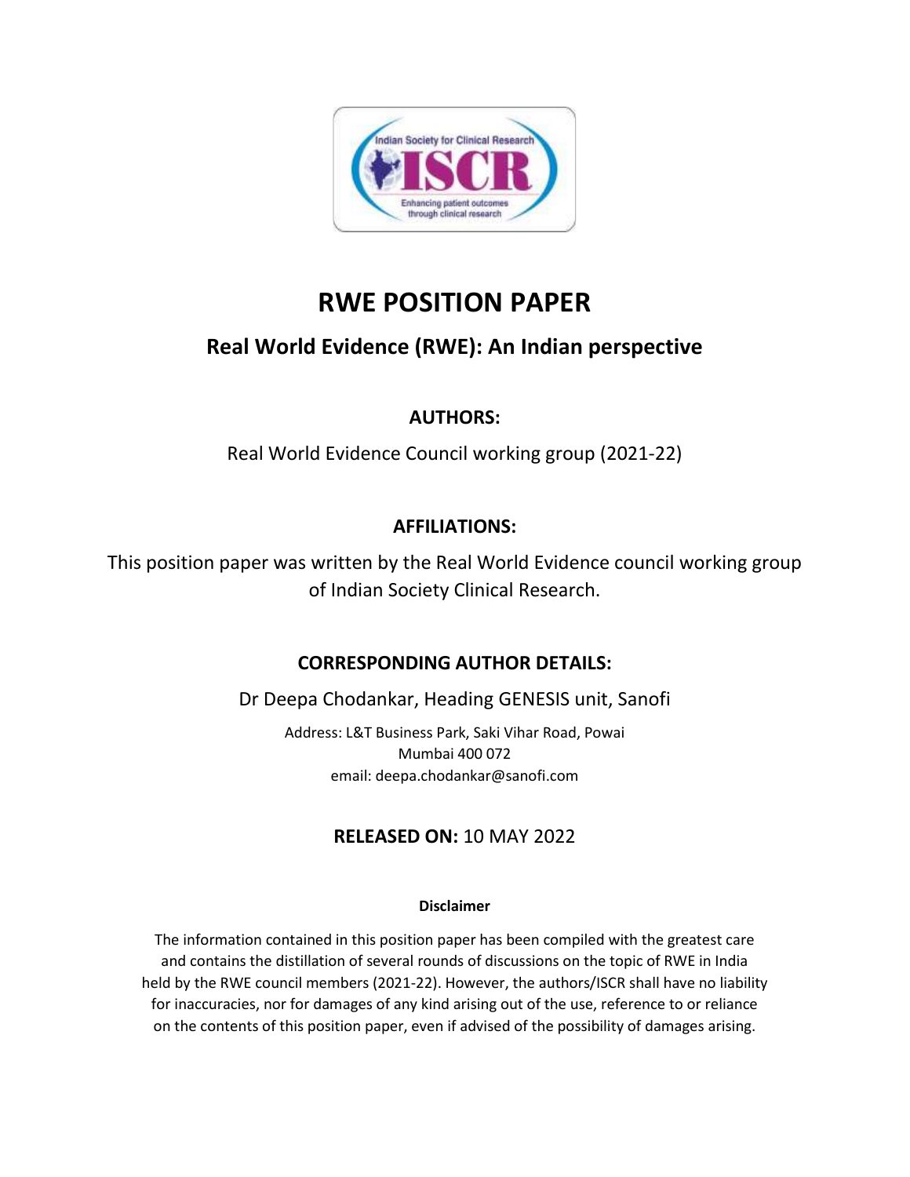# RWE POSITION PAPER

## Real World Evidence (RWE): An Indian perspective

**AUTHORS:**

Real World Evidence Council working group (2021-22)

**AFFILIATIONS:**

This position paper was written by the Real World Evidence council working group of Indian Society Clinical Research.

**CORRESPONDING AUTHOR DETAILS:**

Dr Deepa Chodankar, Heading GENESIS unit, Sanofi

Address: L&T Business Park, Saki Vihar Road, Powai
Mumbai 400 072
email: deepa.chodankar@sanofi.com

**RELEASED ON:** 10 MAY 2022

**Disclaimer**

The information contained in this position paper has been compiled with the greatest care and contains the distillation of several rounds of discussions on the topic of RWE in India held by the RWE council members (2021-22). However, the authors/ISCR shall have no liability for inaccuracies, nor for damages of any kind arising out of the use, reference to or reliance on the contents of this position paper, even if advised of the possibility of damages arising.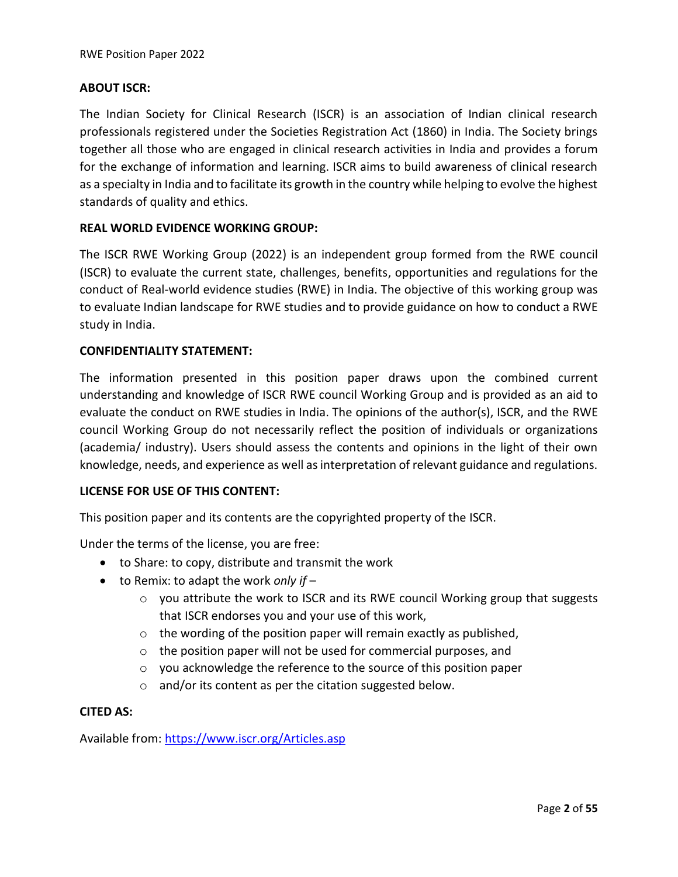**ABOUT ISCR:**

The Indian Society for Clinical Research (ISCR) is an association of Indian clinical research professionals registered under the Societies Registration Act (1860) in India. The Society brings together all those who are engaged in clinical research activities in India and provides a forum for the exchange of information and learning. ISCR aims to build awareness of clinical research as a specialty in India and to facilitate its growth in the country while helping to evolve the highest standards of quality and ethics.

**REAL WORLD EVIDENCE WORKING GROUP:**

The ISCR RWE Working Group (2022) is an independent group formed from the RWE council (ISCR) to evaluate the current state, challenges, benefits, opportunities and regulations for the conduct of Real-world evidence studies (RWE) in India. The objective of this working group was to evaluate Indian landscape for RWE studies and to provide guidance on how to conduct a RWE study in India.

**CONFIDENTIALITY STATEMENT:**

The information presented in this position paper draws upon the combined current understanding and knowledge of ISCR RWE council Working Group and is provided as an aid to evaluate the conduct on RWE studies in India. The opinions of the author(s), ISCR, and the RWE council Working Group do not necessarily reflect the position of individuals or organizations (academia/ industry). Users should assess the contents and opinions in the light of their own knowledge, needs, and experience as well as interpretation of relevant guidance and regulations.

**LICENSE FOR USE OF THIS CONTENT:**

This position paper and its contents are the copyrighted property of the ISCR.

Under the terms of the license, you are free:

- to Share: to copy, distribute and transmit the work
- to Remix: to adapt the work *only if* –
    - you attribute the work to ISCR and its RWE council Working group that suggests that ISCR endorses you and your use of this work,
    - the wording of the position paper will remain exactly as published,
    - the position paper will not be used for commercial purposes, and
    - you acknowledge the reference to the source of this position paper
    - and/or its content as per the citation suggested below.

**CITED AS:**

Available from: https://www.iscr.org/Articles.asp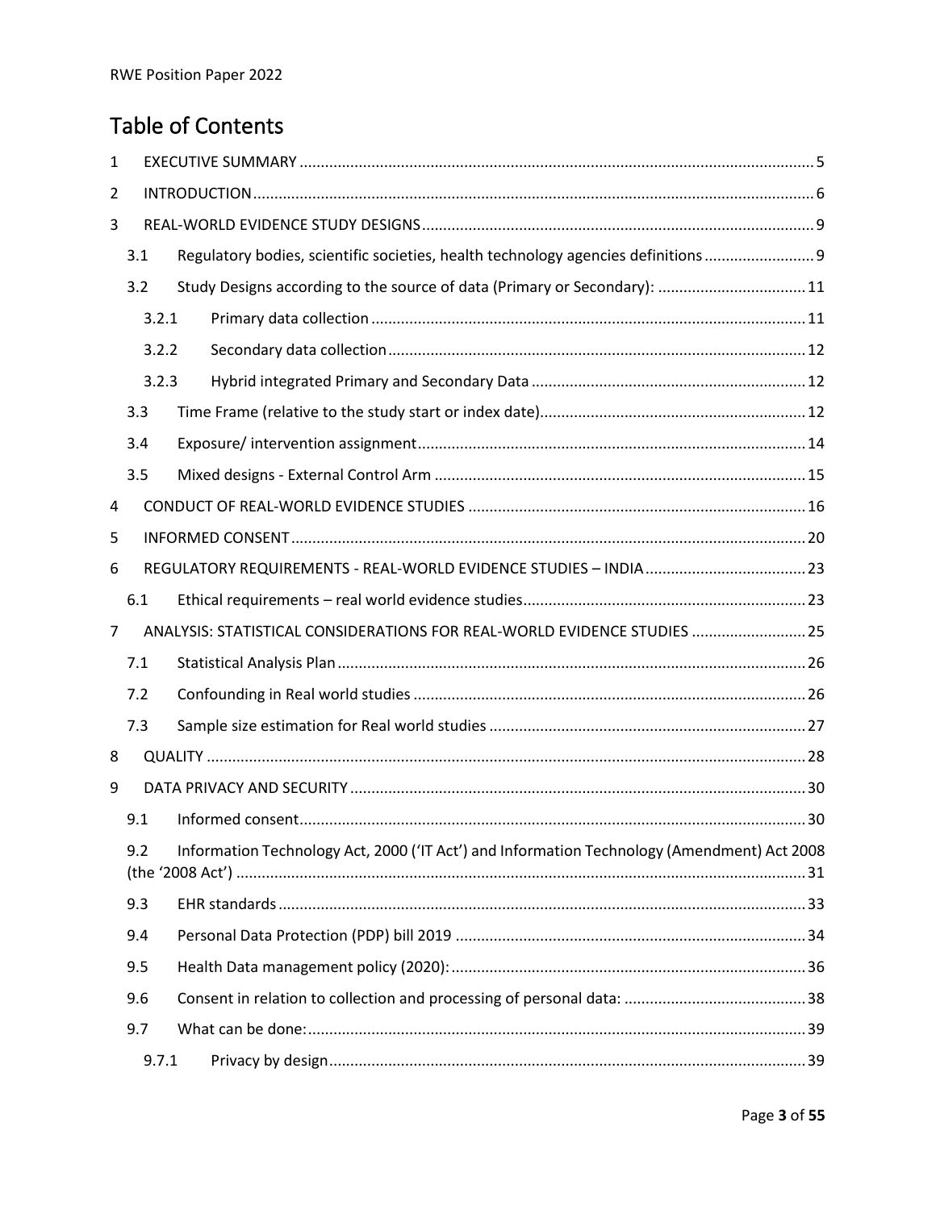# Table of Contents

- 1 EXECUTIVE SUMMARY ....... 5
- 2 INTRODUCTION ....... 6
- 3 REAL-WORLD EVIDENCE STUDY DESIGNS ....... 9
  - 3.1 Regulatory bodies, scientific societies, health technology agencies definitions ....... 9
  - 3.2 Study Designs according to the source of data (Primary or Secondary): ....... 11
    - 3.2.1 Primary data collection ....... 11
    - 3.2.2 Secondary data collection ....... 12
    - 3.2.3 Hybrid integrated Primary and Secondary Data ....... 12
  - 3.3 Time Frame (relative to the study start or index date) ....... 12
  - 3.4 Exposure/ intervention assignment ....... 14
  - 3.5 Mixed designs - External Control Arm ....... 15
- 4 CONDUCT OF REAL-WORLD EVIDENCE STUDIES ....... 16
- 5 INFORMED CONSENT ....... 20
- 6 REGULATORY REQUIREMENTS - REAL-WORLD EVIDENCE STUDIES – INDIA ....... 23
  - 6.1 Ethical requirements – real world evidence studies ....... 23
- 7 ANALYSIS: STATISTICAL CONSIDERATIONS FOR REAL-WORLD EVIDENCE STUDIES ....... 25
  - 7.1 Statistical Analysis Plan ....... 26
  - 7.2 Confounding in Real world studies ....... 26
  - 7.3 Sample size estimation for Real world studies ....... 27
- 8 QUALITY ....... 28
- 9 DATA PRIVACY AND SECURITY ....... 30
  - 9.1 Informed consent ....... 30
  - 9.2 Information Technology Act, 2000 ('IT Act') and Information Technology (Amendment) Act 2008 (the '2008 Act') ....... 31
  - 9.3 EHR standards ....... 33
  - 9.4 Personal Data Protection (PDP) bill 2019 ....... 34
  - 9.5 Health Data management policy (2020): ....... 36
  - 9.6 Consent in relation to collection and processing of personal data: ....... 38
  - 9.7 What can be done: ....... 39
    - 9.7.1 Privacy by design ....... 39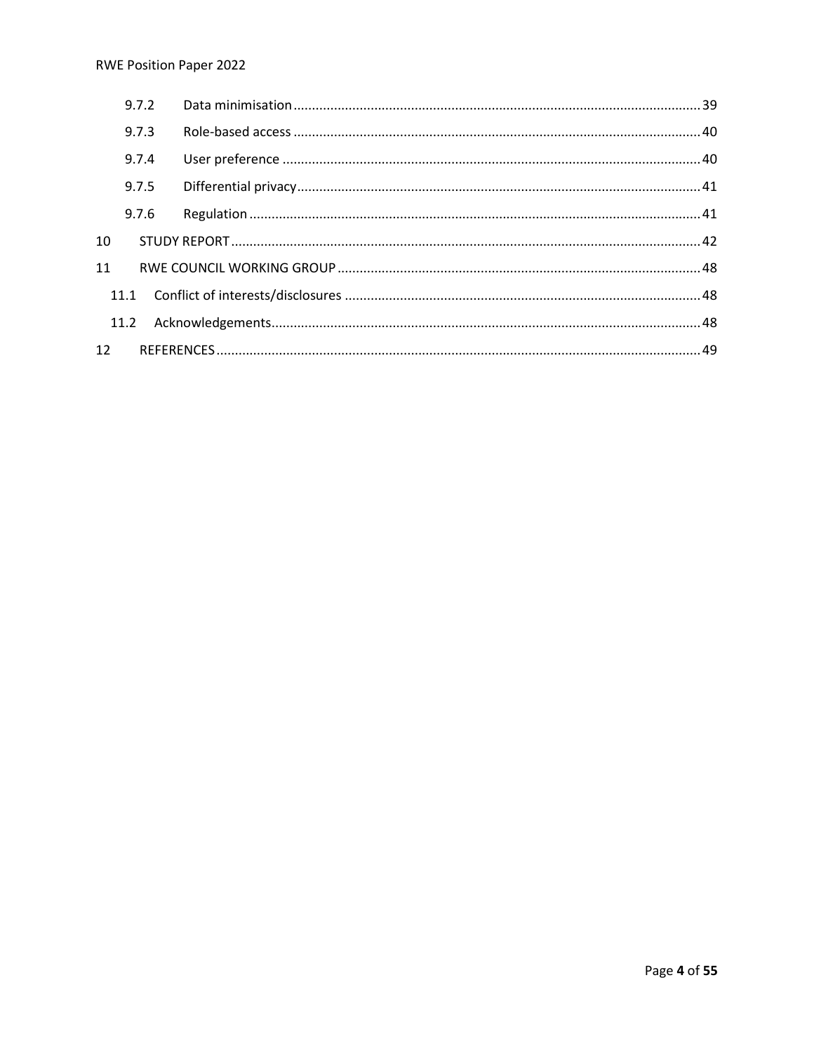9.7.2 Data minimisation ..... 39

9.7.3 Role-based access ..... 40

9.7.4 User preference ..... 40

9.7.5 Differential privacy ..... 41

9.7.6 Regulation ..... 41

10 STUDY REPORT ..... 42

11 RWE COUNCIL WORKING GROUP ..... 48

11.1 Conflict of interests/disclosures ..... 48

11.2 Acknowledgements ..... 48

12 REFERENCES ..... 49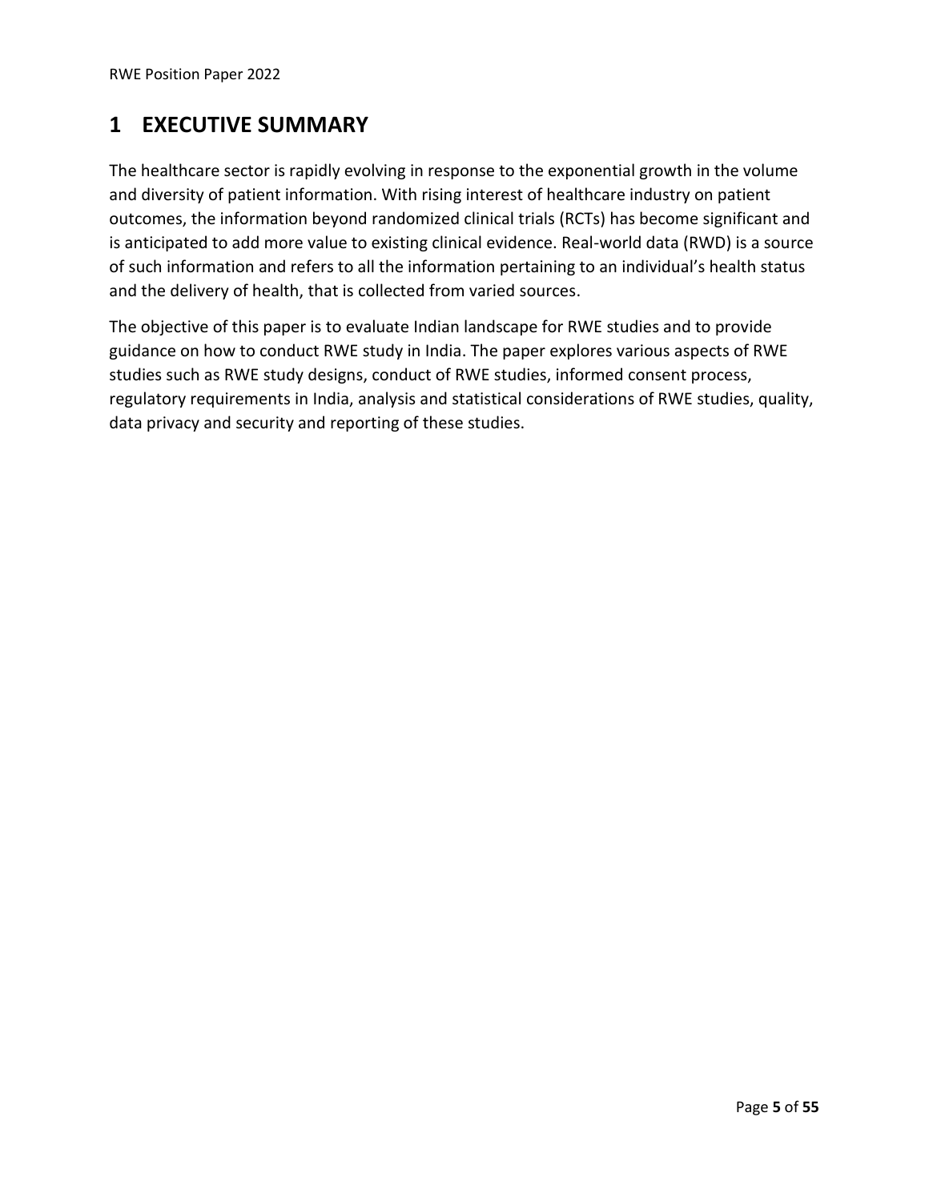# 1 EXECUTIVE SUMMARY

The healthcare sector is rapidly evolving in response to the exponential growth in the volume and diversity of patient information. With rising interest of healthcare industry on patient outcomes, the information beyond randomized clinical trials (RCTs) has become significant and is anticipated to add more value to existing clinical evidence. Real-world data (RWD) is a source of such information and refers to all the information pertaining to an individual's health status and the delivery of health, that is collected from varied sources.

The objective of this paper is to evaluate Indian landscape for RWE studies and to provide guidance on how to conduct RWE study in India. The paper explores various aspects of RWE studies such as RWE study designs, conduct of RWE studies, informed consent process, regulatory requirements in India, analysis and statistical considerations of RWE studies, quality, data privacy and security and reporting of these studies.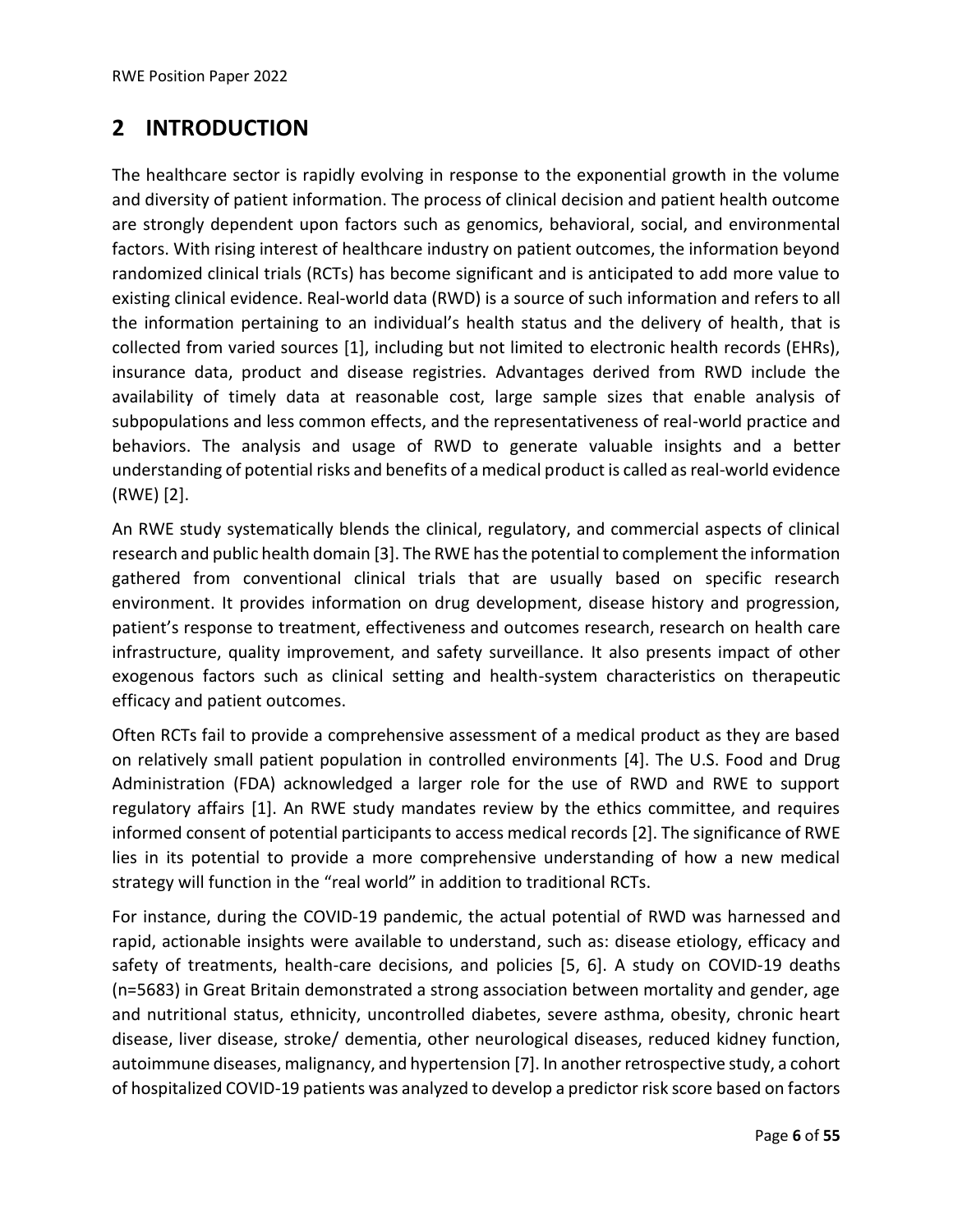## 2 INTRODUCTION

The healthcare sector is rapidly evolving in response to the exponential growth in the volume and diversity of patient information. The process of clinical decision and patient health outcome are strongly dependent upon factors such as genomics, behavioral, social, and environmental factors. With rising interest of healthcare industry on patient outcomes, the information beyond randomized clinical trials (RCTs) has become significant and is anticipated to add more value to existing clinical evidence. Real-world data (RWD) is a source of such information and refers to all the information pertaining to an individual's health status and the delivery of health, that is collected from varied sources [1], including but not limited to electronic health records (EHRs), insurance data, product and disease registries. Advantages derived from RWD include the availability of timely data at reasonable cost, large sample sizes that enable analysis of subpopulations and less common effects, and the representativeness of real-world practice and behaviors. The analysis and usage of RWD to generate valuable insights and a better understanding of potential risks and benefits of a medical product is called as real-world evidence (RWE) [2].

An RWE study systematically blends the clinical, regulatory, and commercial aspects of clinical research and public health domain [3]. The RWE has the potential to complement the information gathered from conventional clinical trials that are usually based on specific research environment. It provides information on drug development, disease history and progression, patient's response to treatment, effectiveness and outcomes research, research on health care infrastructure, quality improvement, and safety surveillance. It also presents impact of other exogenous factors such as clinical setting and health-system characteristics on therapeutic efficacy and patient outcomes.

Often RCTs fail to provide a comprehensive assessment of a medical product as they are based on relatively small patient population in controlled environments [4]. The U.S. Food and Drug Administration (FDA) acknowledged a larger role for the use of RWD and RWE to support regulatory affairs [1]. An RWE study mandates review by the ethics committee, and requires informed consent of potential participants to access medical records [2]. The significance of RWE lies in its potential to provide a more comprehensive understanding of how a new medical strategy will function in the "real world" in addition to traditional RCTs.

For instance, during the COVID-19 pandemic, the actual potential of RWD was harnessed and rapid, actionable insights were available to understand, such as: disease etiology, efficacy and safety of treatments, health-care decisions, and policies [5, 6]. A study on COVID-19 deaths (n=5683) in Great Britain demonstrated a strong association between mortality and gender, age and nutritional status, ethnicity, uncontrolled diabetes, severe asthma, obesity, chronic heart disease, liver disease, stroke/ dementia, other neurological diseases, reduced kidney function, autoimmune diseases, malignancy, and hypertension [7]. In another retrospective study, a cohort of hospitalized COVID-19 patients was analyzed to develop a predictor risk score based on factors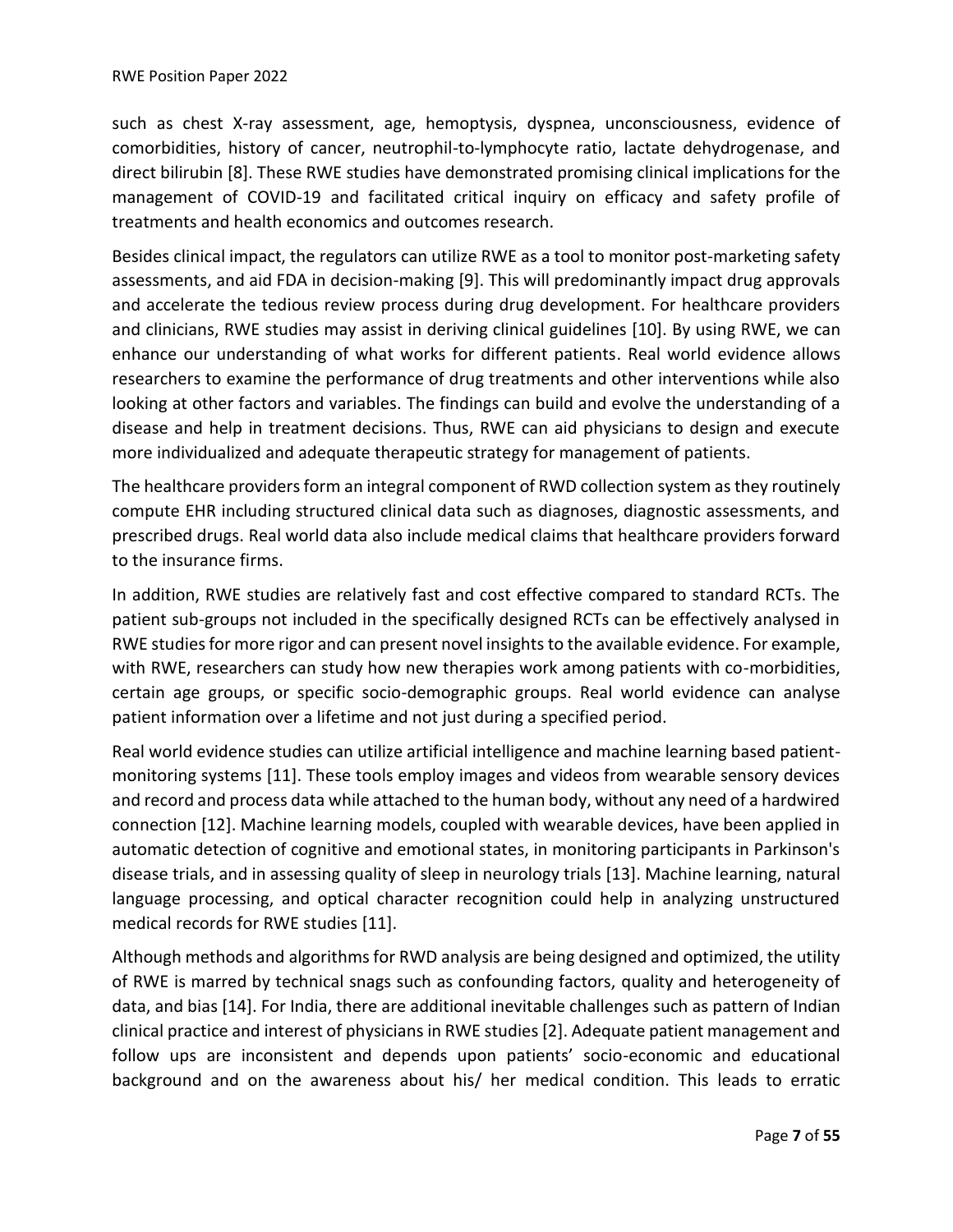such as chest X-ray assessment, age, hemoptysis, dyspnea, unconsciousness, evidence of comorbidities, history of cancer, neutrophil-to-lymphocyte ratio, lactate dehydrogenase, and direct bilirubin [8]. These RWE studies have demonstrated promising clinical implications for the management of COVID-19 and facilitated critical inquiry on efficacy and safety profile of treatments and health economics and outcomes research.

Besides clinical impact, the regulators can utilize RWE as a tool to monitor post-marketing safety assessments, and aid FDA in decision-making [9]. This will predominantly impact drug approvals and accelerate the tedious review process during drug development. For healthcare providers and clinicians, RWE studies may assist in deriving clinical guidelines [10]. By using RWE, we can enhance our understanding of what works for different patients. Real world evidence allows researchers to examine the performance of drug treatments and other interventions while also looking at other factors and variables. The findings can build and evolve the understanding of a disease and help in treatment decisions. Thus, RWE can aid physicians to design and execute more individualized and adequate therapeutic strategy for management of patients.

The healthcare providers form an integral component of RWD collection system as they routinely compute EHR including structured clinical data such as diagnoses, diagnostic assessments, and prescribed drugs. Real world data also include medical claims that healthcare providers forward to the insurance firms.

In addition, RWE studies are relatively fast and cost effective compared to standard RCTs. The patient sub-groups not included in the specifically designed RCTs can be effectively analysed in RWE studies for more rigor and can present novel insights to the available evidence. For example, with RWE, researchers can study how new therapies work among patients with co-morbidities, certain age groups, or specific socio-demographic groups. Real world evidence can analyse patient information over a lifetime and not just during a specified period.

Real world evidence studies can utilize artificial intelligence and machine learning based patient-monitoring systems [11]. These tools employ images and videos from wearable sensory devices and record and process data while attached to the human body, without any need of a hardwired connection [12]. Machine learning models, coupled with wearable devices, have been applied in automatic detection of cognitive and emotional states, in monitoring participants in Parkinson's disease trials, and in assessing quality of sleep in neurology trials [13]. Machine learning, natural language processing, and optical character recognition could help in analyzing unstructured medical records for RWE studies [11].

Although methods and algorithms for RWD analysis are being designed and optimized, the utility of RWE is marred by technical snags such as confounding factors, quality and heterogeneity of data, and bias [14]. For India, there are additional inevitable challenges such as pattern of Indian clinical practice and interest of physicians in RWE studies [2]. Adequate patient management and follow ups are inconsistent and depends upon patients' socio-economic and educational background and on the awareness about his/ her medical condition. This leads to erratic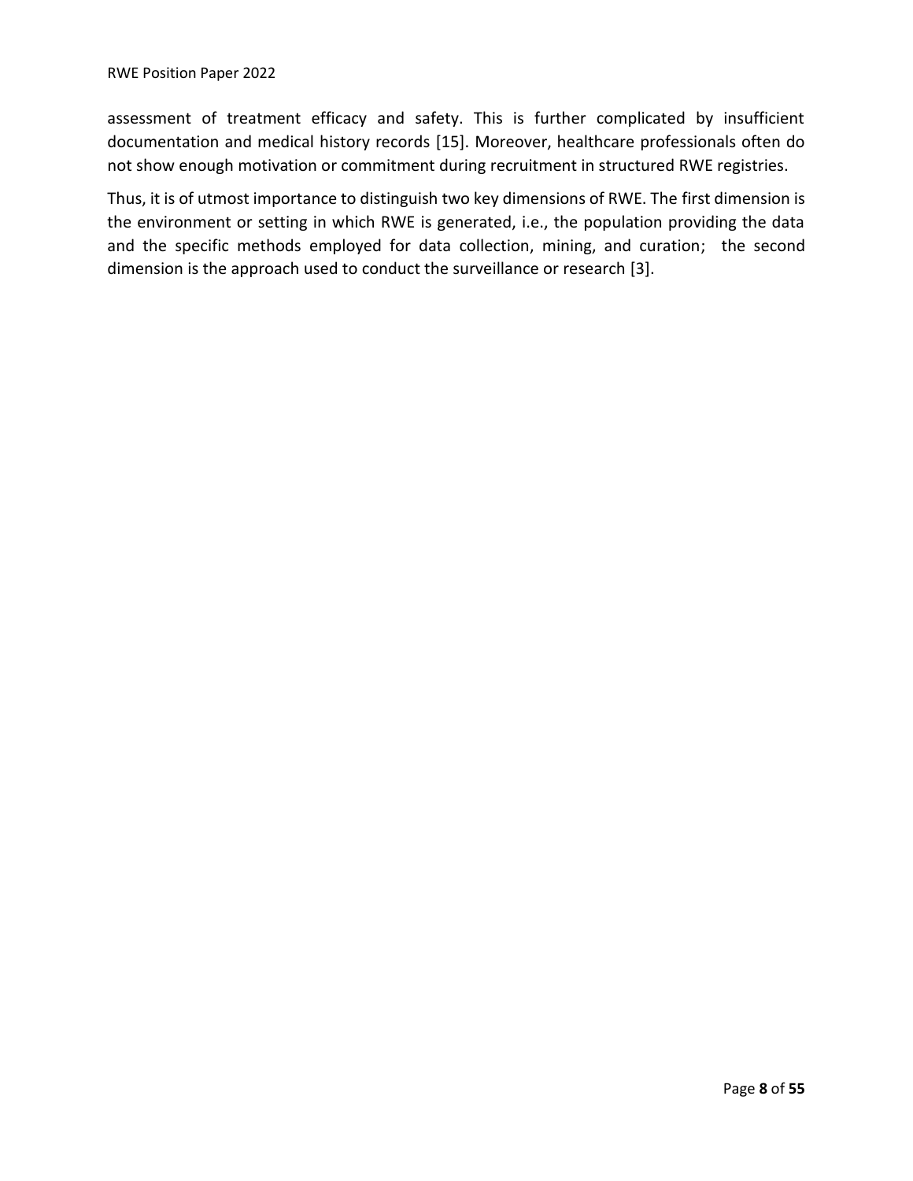assessment of treatment efficacy and safety. This is further complicated by insufficient documentation and medical history records [15]. Moreover, healthcare professionals often do not show enough motivation or commitment during recruitment in structured RWE registries.

Thus, it is of utmost importance to distinguish two key dimensions of RWE. The first dimension is the environment or setting in which RWE is generated, i.e., the population providing the data and the specific methods employed for data collection, mining, and curation; the second dimension is the approach used to conduct the surveillance or research [3].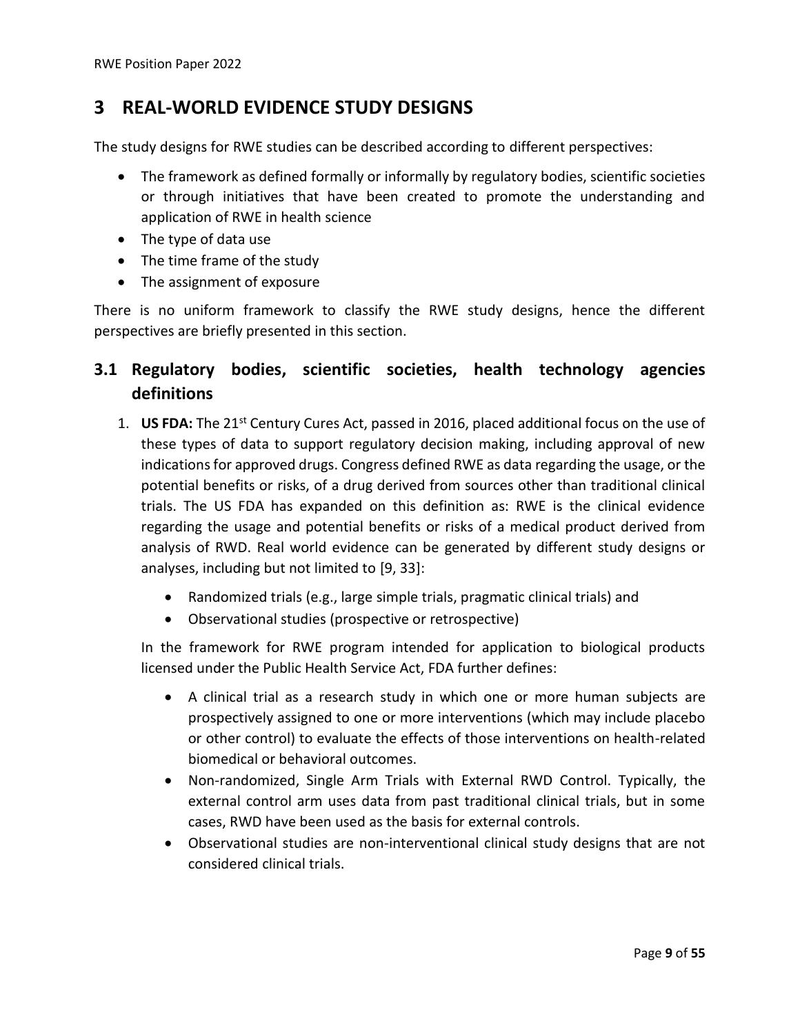# 3 REAL-WORLD EVIDENCE STUDY DESIGNS

The study designs for RWE studies can be described according to different perspectives:

- The framework as defined formally or informally by regulatory bodies, scientific societies or through initiatives that have been created to promote the understanding and application of RWE in health science
- The type of data use
- The time frame of the study
- The assignment of exposure

There is no uniform framework to classify the RWE study designs, hence the different perspectives are briefly presented in this section.

## 3.1 Regulatory bodies, scientific societies, health technology agencies definitions

1. **US FDA:** The 21st Century Cures Act, passed in 2016, placed additional focus on the use of these types of data to support regulatory decision making, including approval of new indications for approved drugs. Congress defined RWE as data regarding the usage, or the potential benefits or risks, of a drug derived from sources other than traditional clinical trials. The US FDA has expanded on this definition as: RWE is the clinical evidence regarding the usage and potential benefits or risks of a medical product derived from analysis of RWD. Real world evidence can be generated by different study designs or analyses, including but not limited to [9, 33]:

   - Randomized trials (e.g., large simple trials, pragmatic clinical trials) and
   - Observational studies (prospective or retrospective)

   In the framework for RWE program intended for application to biological products licensed under the Public Health Service Act, FDA further defines:

   - A clinical trial as a research study in which one or more human subjects are prospectively assigned to one or more interventions (which may include placebo or other control) to evaluate the effects of those interventions on health-related biomedical or behavioral outcomes.
   - Non-randomized, Single Arm Trials with External RWD Control. Typically, the external control arm uses data from past traditional clinical trials, but in some cases, RWD have been used as the basis for external controls.
   - Observational studies are non-interventional clinical study designs that are not considered clinical trials.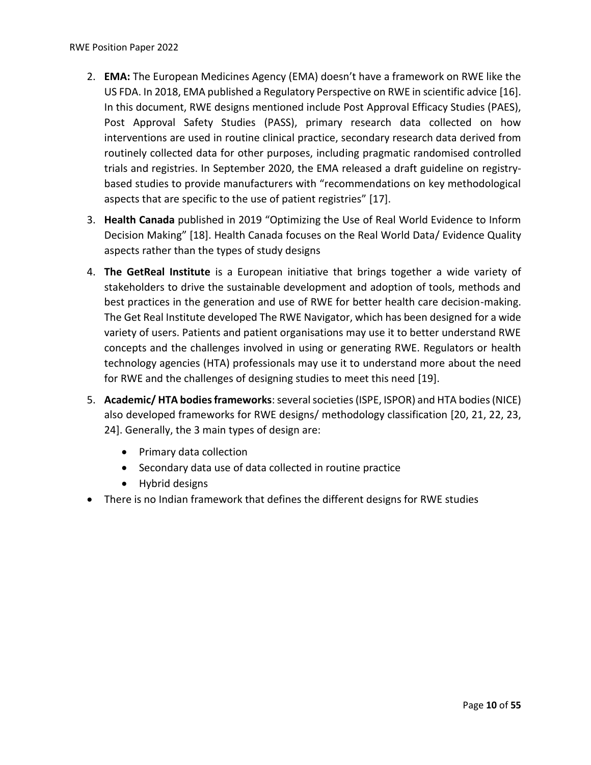2. **EMA:** The European Medicines Agency (EMA) doesn't have a framework on RWE like the US FDA. In 2018, EMA published a Regulatory Perspective on RWE in scientific advice [16]. In this document, RWE designs mentioned include Post Approval Efficacy Studies (PAES), Post Approval Safety Studies (PASS), primary research data collected on how interventions are used in routine clinical practice, secondary research data derived from routinely collected data for other purposes, including pragmatic randomised controlled trials and registries. In September 2020, the EMA released a draft guideline on registry-based studies to provide manufacturers with "recommendations on key methodological aspects that are specific to the use of patient registries" [17].

3. **Health Canada** published in 2019 "Optimizing the Use of Real World Evidence to Inform Decision Making" [18]. Health Canada focuses on the Real World Data/ Evidence Quality aspects rather than the types of study designs

4. **The GetReal Institute** is a European initiative that brings together a wide variety of stakeholders to drive the sustainable development and adoption of tools, methods and best practices in the generation and use of RWE for better health care decision-making. The Get Real Institute developed The RWE Navigator, which has been designed for a wide variety of users. Patients and patient organisations may use it to better understand RWE concepts and the challenges involved in using or generating RWE. Regulators or health technology agencies (HTA) professionals may use it to understand more about the need for RWE and the challenges of designing studies to meet this need [19].

5. **Academic/ HTA bodies frameworks**: several societies (ISPE, ISPOR) and HTA bodies (NICE) also developed frameworks for RWE designs/ methodology classification [20, 21, 22, 23, 24]. Generally, the 3 main types of design are:
   - Primary data collection
   - Secondary data use of data collected in routine practice
   - Hybrid designs

- There is no Indian framework that defines the different designs for RWE studies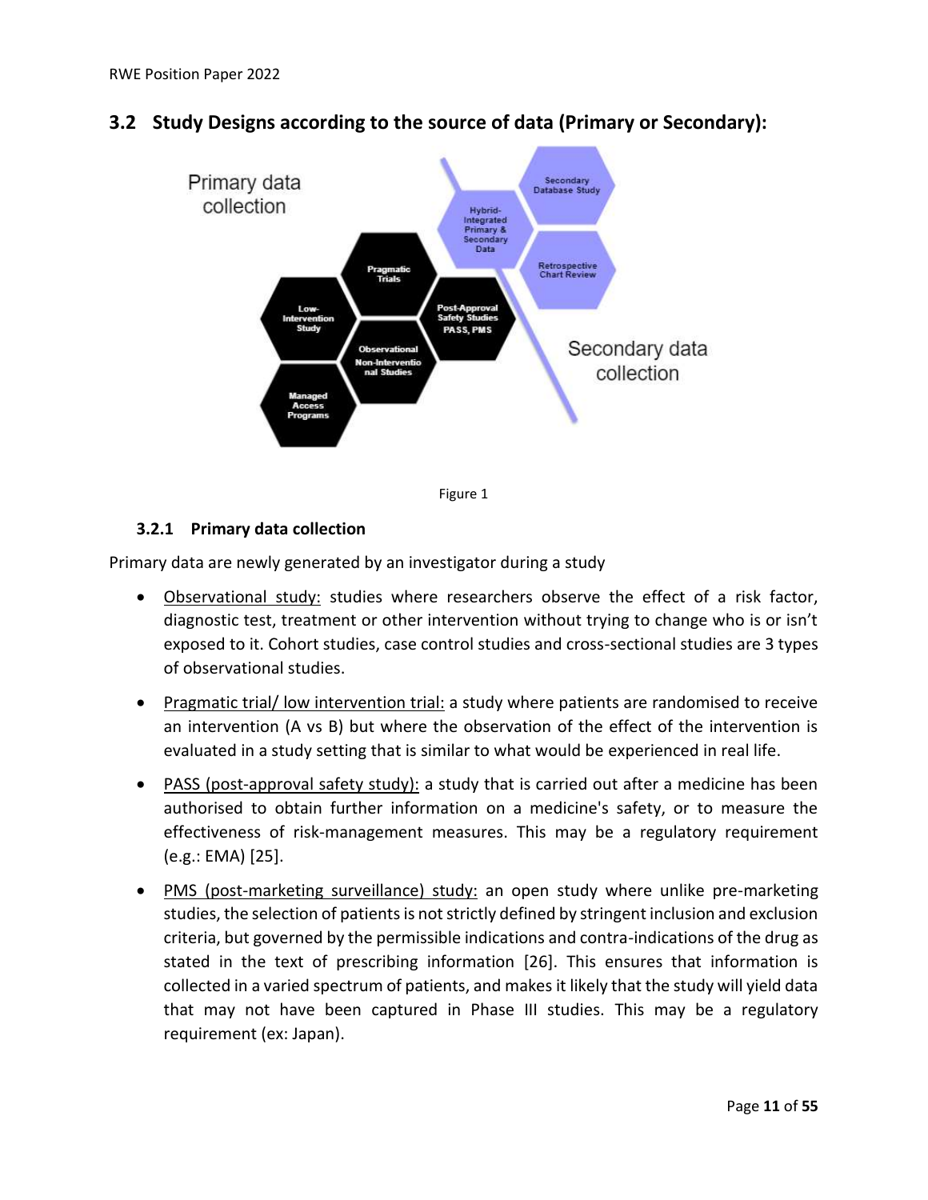## 3.2 Study Designs according to the source of data (Primary or Secondary):

Primary data collection

Secondary data collection

Secondary Database Study

Hybrid-Integrated Primary & Secondary Data

Retrospective Chart Review

Pragmatic Trials

Low-Intervention Study

Post-Approval Safety Studies PASS, PMS

Observational Non-Interventional Studies

Managed Access Programs

Figure 1

### 3.2.1 Primary data collection

Primary data are newly generated by an investigator during a study

- Observational study: studies where researchers observe the effect of a risk factor, diagnostic test, treatment or other intervention without trying to change who is or isn't exposed to it. Cohort studies, case control studies and cross-sectional studies are 3 types of observational studies.
- Pragmatic trial/ low intervention trial: a study where patients are randomised to receive an intervention (A vs B) but where the observation of the effect of the intervention is evaluated in a study setting that is similar to what would be experienced in real life.
- PASS (post-approval safety study): a study that is carried out after a medicine has been authorised to obtain further information on a medicine's safety, or to measure the effectiveness of risk-management measures. This may be a regulatory requirement (e.g.: EMA) [25].
- PMS (post-marketing surveillance) study: an open study where unlike pre-marketing studies, the selection of patients is not strictly defined by stringent inclusion and exclusion criteria, but governed by the permissible indications and contra-indications of the drug as stated in the text of prescribing information [26]. This ensures that information is collected in a varied spectrum of patients, and makes it likely that the study will yield data that may not have been captured in Phase III studies. This may be a regulatory requirement (ex: Japan).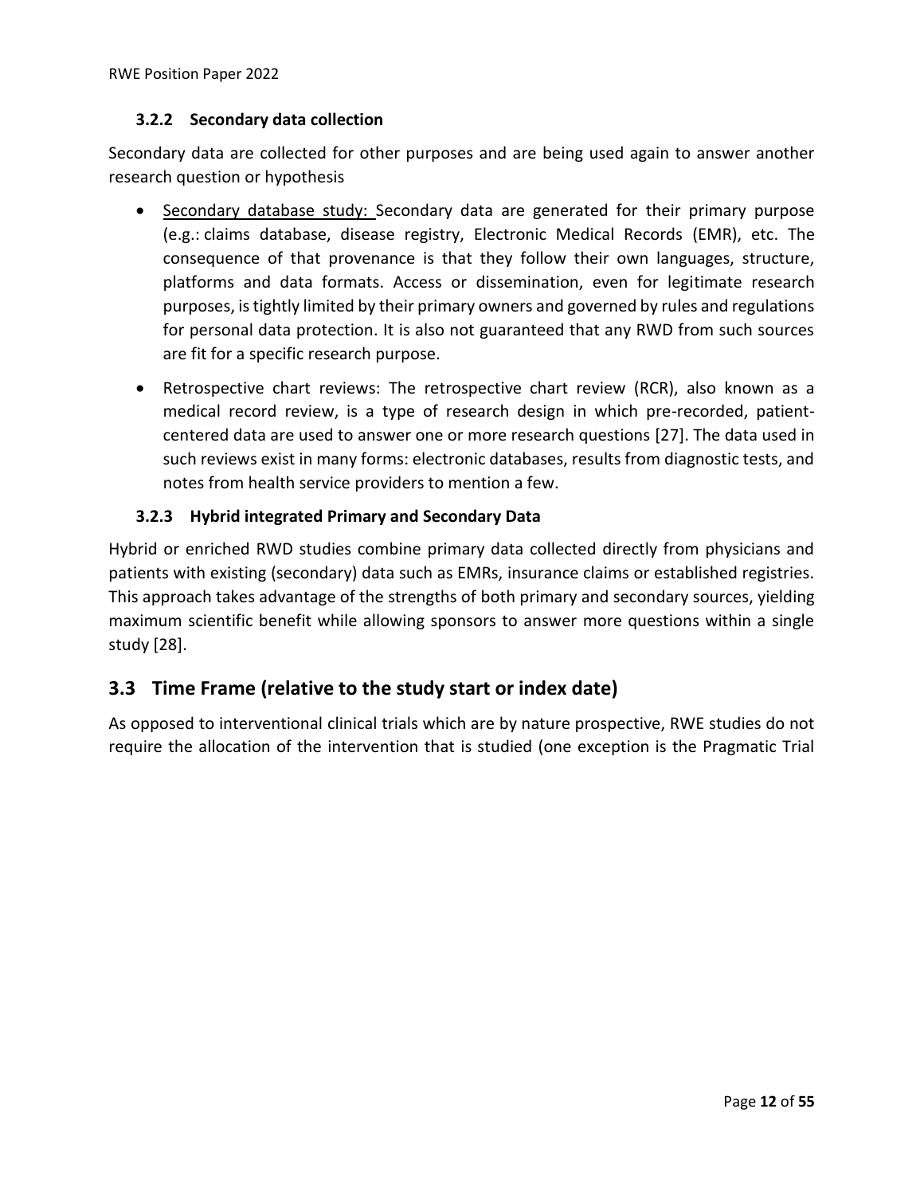### 3.2.2 Secondary data collection

Secondary data are collected for other purposes and are being used again to answer another research question or hypothesis

- Secondary database study: Secondary data are generated for their primary purpose (e.g.: claims database, disease registry, Electronic Medical Records (EMR), etc. The consequence of that provenance is that they follow their own languages, structure, platforms and data formats. Access or dissemination, even for legitimate research purposes, is tightly limited by their primary owners and governed by rules and regulations for personal data protection. It is also not guaranteed that any RWD from such sources are fit for a specific research purpose.
- Retrospective chart reviews: The retrospective chart review (RCR), also known as a medical record review, is a type of research design in which pre-recorded, patient-centered data are used to answer one or more research questions [27]. The data used in such reviews exist in many forms: electronic databases, results from diagnostic tests, and notes from health service providers to mention a few.

### 3.2.3 Hybrid integrated Primary and Secondary Data

Hybrid or enriched RWD studies combine primary data collected directly from physicians and patients with existing (secondary) data such as EMRs, insurance claims or established registries. This approach takes advantage of the strengths of both primary and secondary sources, yielding maximum scientific benefit while allowing sponsors to answer more questions within a single study [28].

## 3.3 Time Frame (relative to the study start or index date)

As opposed to interventional clinical trials which are by nature prospective, RWE studies do not require the allocation of the intervention that is studied (one exception is the Pragmatic Trial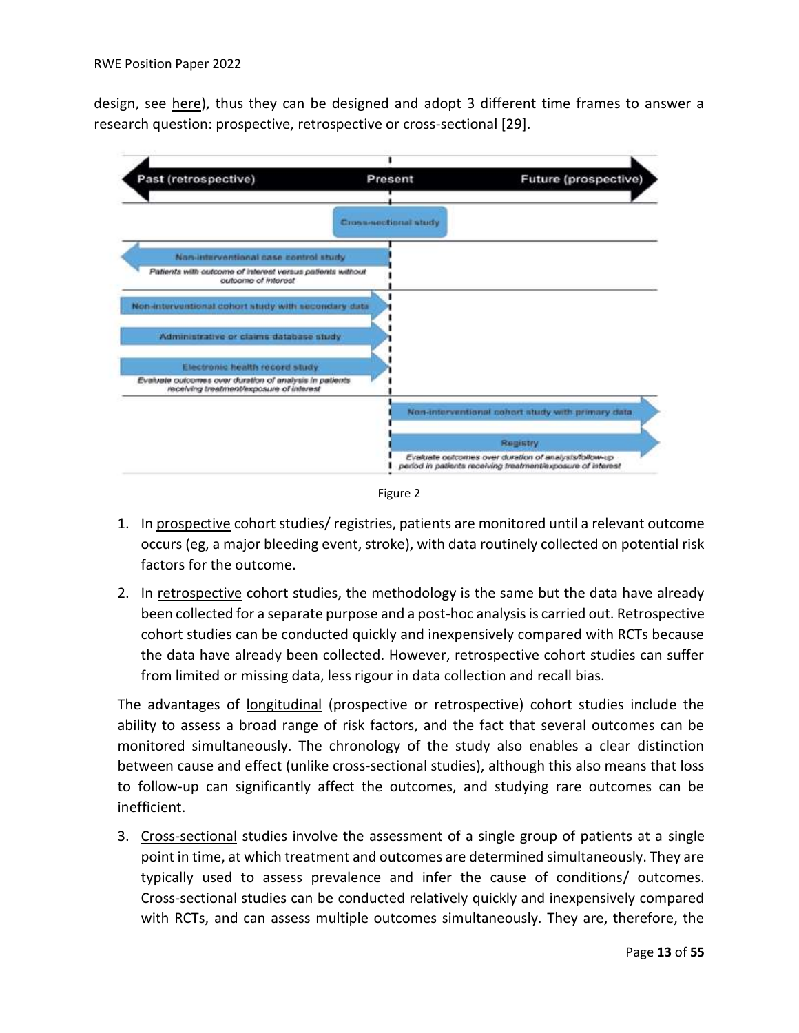design, see here), thus they can be designed and adopt 3 different time frames to answer a research question: prospective, retrospective or cross-sectional [29].

Past (retrospective)
Present
Future (prospective)
Cross-sectional study
Non-interventional case control study
Patients with outcome of interest versus patients without outcome of interest
Non-interventional cohort study with secondary data
Administrative or claims database study
Electronic health record study
Evaluate outcomes over duration of analysis in patients receiving treatment/exposure of interest
Non-interventional cohort study with primary data
Registry
Evaluate outcomes over duration of analysis/follow-up period in patients receiving treatment/exposure of interest

Figure 2

1. In prospective cohort studies/ registries, patients are monitored until a relevant outcome occurs (eg, a major bleeding event, stroke), with data routinely collected on potential risk factors for the outcome.
2. In retrospective cohort studies, the methodology is the same but the data have already been collected for a separate purpose and a post-hoc analysis is carried out. Retrospective cohort studies can be conducted quickly and inexpensively compared with RCTs because the data have already been collected. However, retrospective cohort studies can suffer from limited or missing data, less rigour in data collection and recall bias.

The advantages of longitudinal (prospective or retrospective) cohort studies include the ability to assess a broad range of risk factors, and the fact that several outcomes can be monitored simultaneously. The chronology of the study also enables a clear distinction between cause and effect (unlike cross-sectional studies), although this also means that loss to follow-up can significantly affect the outcomes, and studying rare outcomes can be inefficient.

3. Cross-sectional studies involve the assessment of a single group of patients at a single point in time, at which treatment and outcomes are determined simultaneously. They are typically used to assess prevalence and infer the cause of conditions/ outcomes. Cross-sectional studies can be conducted relatively quickly and inexpensively compared with RCTs, and can assess multiple outcomes simultaneously. They are, therefore, the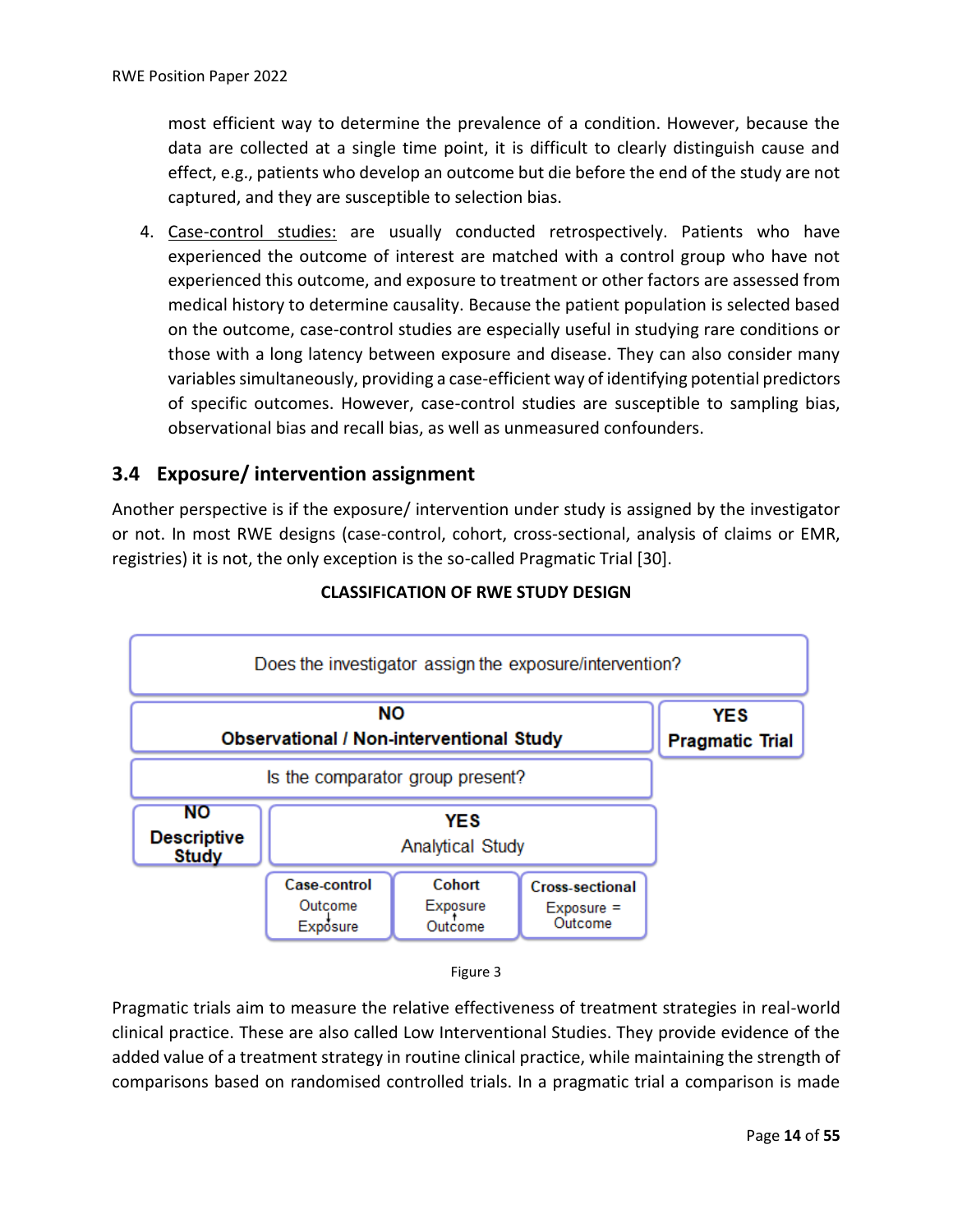most efficient way to determine the prevalence of a condition. However, because the data are collected at a single time point, it is difficult to clearly distinguish cause and effect, e.g., patients who develop an outcome but die before the end of the study are not captured, and they are susceptible to selection bias.

4. Case-control studies: are usually conducted retrospectively. Patients who have experienced the outcome of interest are matched with a control group who have not experienced this outcome, and exposure to treatment or other factors are assessed from medical history to determine causality. Because the patient population is selected based on the outcome, case-control studies are especially useful in studying rare conditions or those with a long latency between exposure and disease. They can also consider many variables simultaneously, providing a case-efficient way of identifying potential predictors of specific outcomes. However, case-control studies are susceptible to sampling bias, observational bias and recall bias, as well as unmeasured confounders.

## 3.4 Exposure/ intervention assignment

Another perspective is if the exposure/ intervention under study is assigned by the investigator or not. In most RWE designs (case-control, cohort, cross-sectional, analysis of claims or EMR, registries) it is not, the only exception is the so-called Pragmatic Trial [30].

**CLASSIFICATION OF RWE STUDY DESIGN**

Does the investigator assign the exposure/intervention?

- **NO** – **Observational / Non-interventional Study**
  - Is the comparator group present?
    - **NO** – **Descriptive Study**
    - **YES** – Analytical Study
      - **Case-control**: Outcome → Exposure
      - **Cohort**: Exposure → Outcome
      - **Cross-sectional**: Exposure = Outcome
- **YES** – **Pragmatic Trial**

Figure 3

Pragmatic trials aim to measure the relative effectiveness of treatment strategies in real-world clinical practice. These are also called Low Interventional Studies. They provide evidence of the added value of a treatment strategy in routine clinical practice, while maintaining the strength of comparisons based on randomised controlled trials. In a pragmatic trial a comparison is made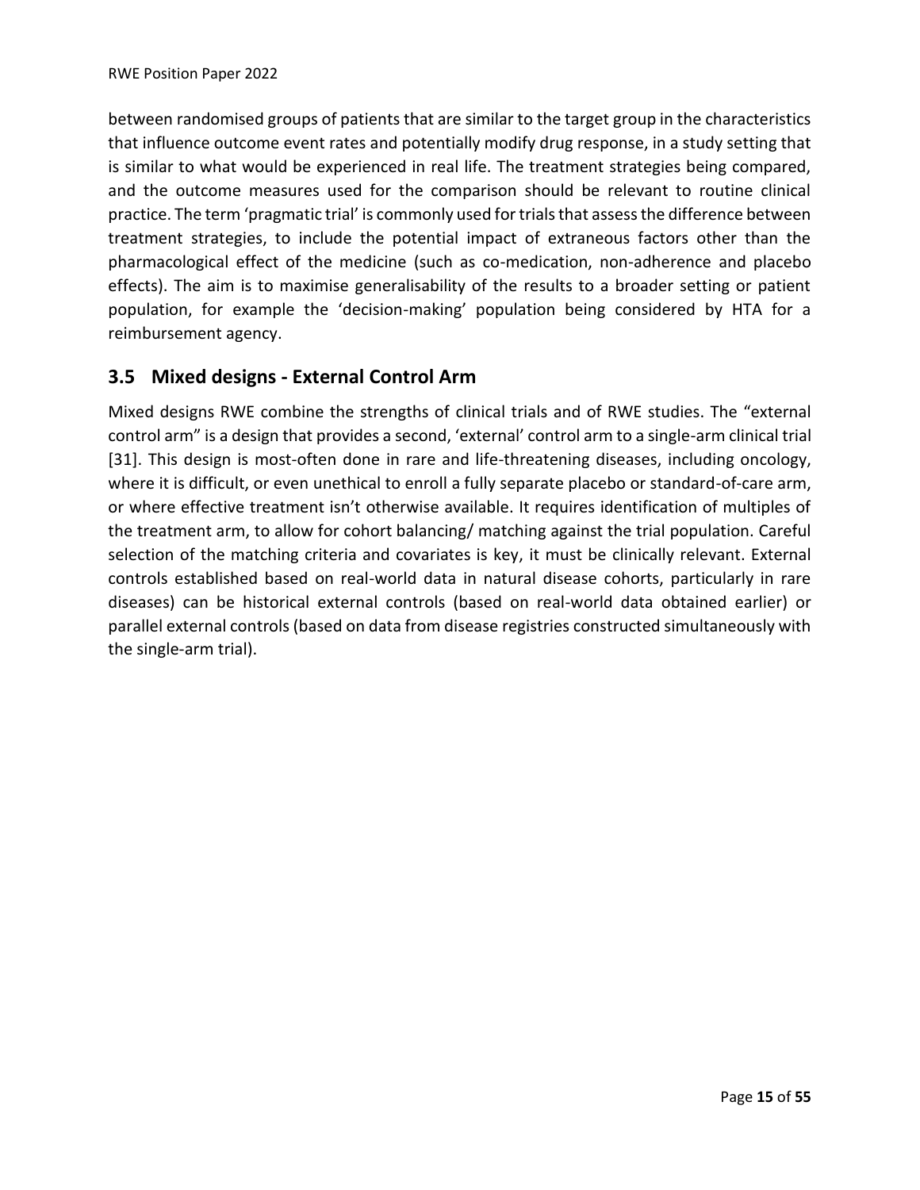between randomised groups of patients that are similar to the target group in the characteristics that influence outcome event rates and potentially modify drug response, in a study setting that is similar to what would be experienced in real life. The treatment strategies being compared, and the outcome measures used for the comparison should be relevant to routine clinical practice. The term 'pragmatic trial' is commonly used for trials that assess the difference between treatment strategies, to include the potential impact of extraneous factors other than the pharmacological effect of the medicine (such as co-medication, non-adherence and placebo effects). The aim is to maximise generalisability of the results to a broader setting or patient population, for example the 'decision-making' population being considered by HTA for a reimbursement agency.

## 3.5 Mixed designs - External Control Arm

Mixed designs RWE combine the strengths of clinical trials and of RWE studies. The "external control arm" is a design that provides a second, 'external' control arm to a single-arm clinical trial [31]. This design is most-often done in rare and life-threatening diseases, including oncology, where it is difficult, or even unethical to enroll a fully separate placebo or standard-of-care arm, or where effective treatment isn't otherwise available. It requires identification of multiples of the treatment arm, to allow for cohort balancing/ matching against the trial population. Careful selection of the matching criteria and covariates is key, it must be clinically relevant. External controls established based on real-world data in natural disease cohorts, particularly in rare diseases) can be historical external controls (based on real-world data obtained earlier) or parallel external controls (based on data from disease registries constructed simultaneously with the single-arm trial).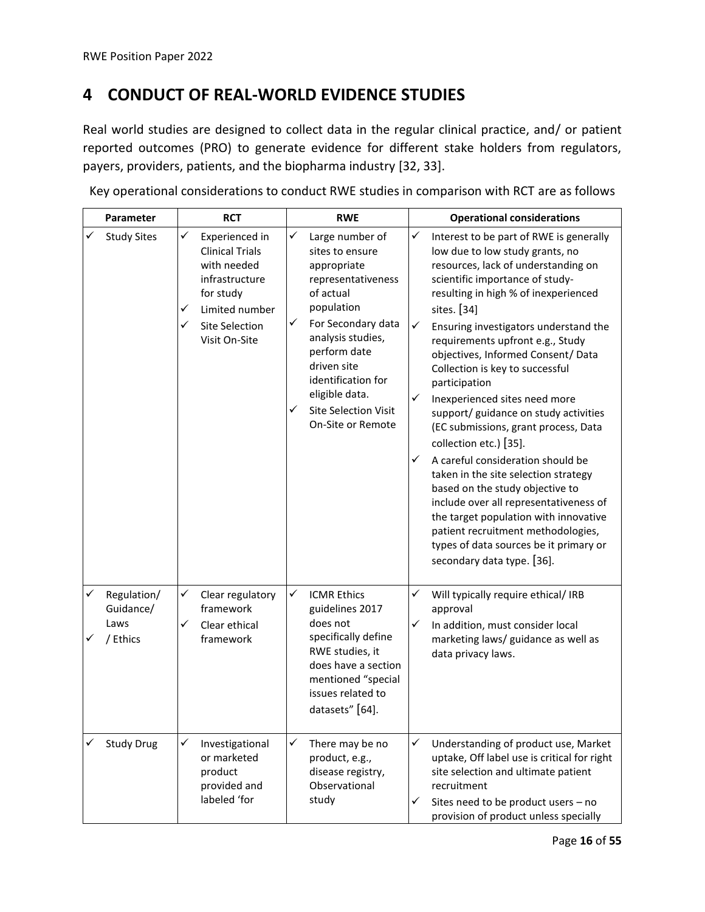# 4 CONDUCT OF REAL-WORLD EVIDENCE STUDIES

Real world studies are designed to collect data in the regular clinical practice, and/ or patient reported outcomes (PRO) to generate evidence for different stake holders from regulators, payers, providers, patients, and the biopharma industry [32, 33].

Key operational considerations to conduct RWE studies in comparison with RCT are as follows

| Parameter | RCT | RWE | Operational considerations |
|---|---|---|---|
| ✓ Study Sites | ✓ Experienced in Clinical Trials with needed infrastructure for study<br>✓ Limited number<br>✓ Site Selection Visit On-Site | ✓ Large number of sites to ensure appropriate representativeness of actual population<br>✓ For Secondary data analysis studies, perform date driven site identification for eligible data.<br>✓ Site Selection Visit On-Site or Remote | ✓ Interest to be part of RWE is generally low due to low study grants, no resources, lack of understanding on scientific importance of study- resulting in high % of inexperienced sites. [34]<br>✓ Ensuring investigators understand the requirements upfront e.g., Study objectives, Informed Consent/ Data Collection is key to successful participation<br>✓ Inexperienced sites need more support/ guidance on study activities (EC submissions, grant process, Data collection etc.) [35].<br>✓ A careful consideration should be taken in the site selection strategy based on the study objective to include over all representativeness of the target population with innovative patient recruitment methodologies, types of data sources be it primary or secondary data type. [36]. |
| ✓ Regulation/ Guidance/ Laws<br>✓ / Ethics | ✓ Clear regulatory framework<br>✓ Clear ethical framework | ✓ ICMR Ethics guidelines 2017 does not specifically define RWE studies, it does have a section mentioned "special issues related to datasets" [64]. | ✓ Will typically require ethical/ IRB approval<br>✓ In addition, must consider local marketing laws/ guidance as well as data privacy laws. |
| ✓ Study Drug | ✓ Investigational or marketed product provided and labeled 'for | ✓ There may be no product, e.g., disease registry, Observational study | ✓ Understanding of product use, Market uptake, Off label use is critical for right site selection and ultimate patient recruitment<br>✓ Sites need to be product users – no provision of product unless specially |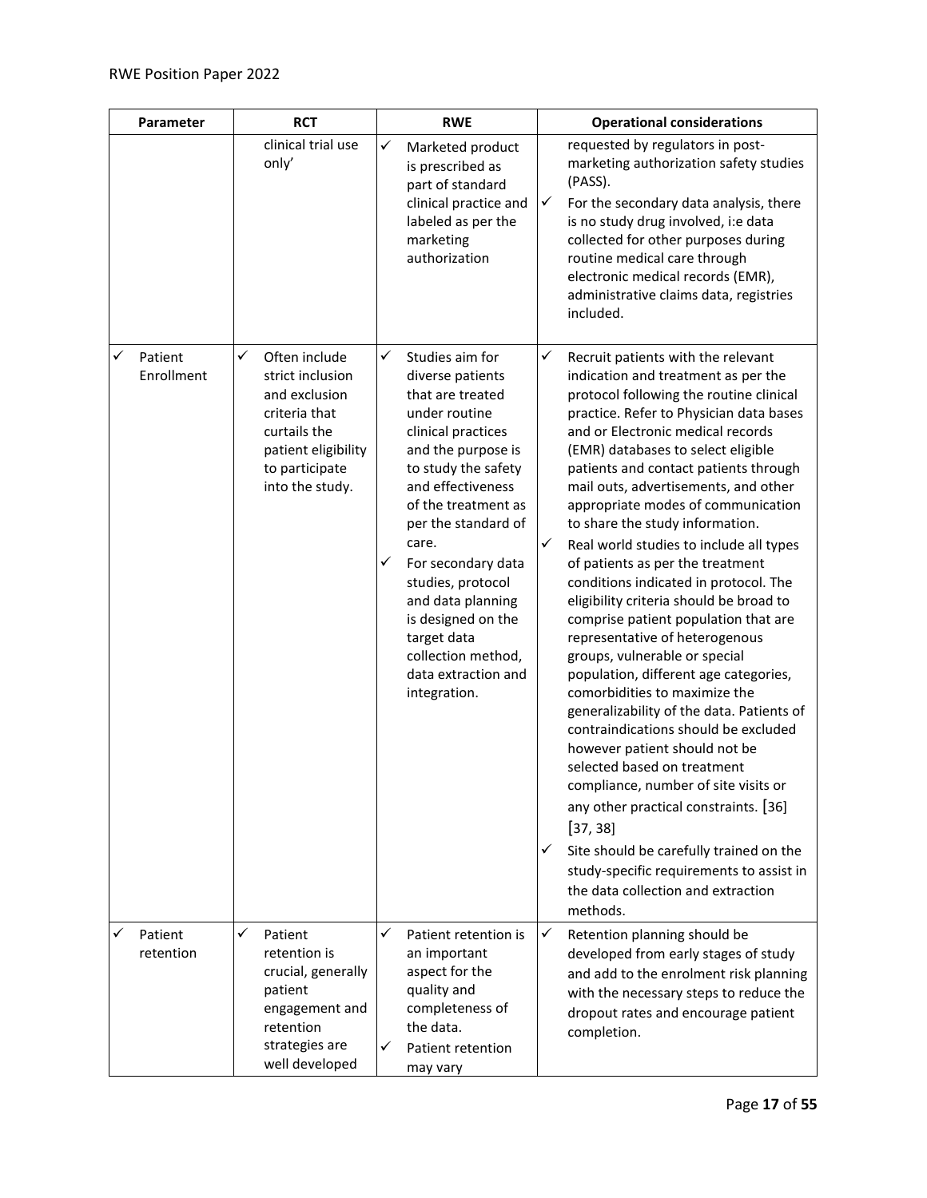| Parameter | RCT | RWE | Operational considerations |
|---|---|---|---|
| | clinical trial use only' | ✓ Marketed product is prescribed as part of standard clinical practice and labeled as per the marketing authorization | requested by regulators in post-marketing authorization safety studies (PASS).<br>✓ For the secondary data analysis, there is no study drug involved, i:e data collected for other purposes during routine medical care through electronic medical records (EMR), administrative claims data, registries included. |
| ✓ Patient Enrollment | ✓ Often include strict inclusion and exclusion criteria that curtails the patient eligibility to participate into the study. | ✓ Studies aim for diverse patients that are treated under routine clinical practices and the purpose is to study the safety and effectiveness of the treatment as per the standard of care.<br>✓ For secondary data studies, protocol and data planning is designed on the target data collection method, data extraction and integration. | ✓ Recruit patients with the relevant indication and treatment as per the protocol following the routine clinical practice. Refer to Physician data bases and or Electronic medical records (EMR) databases to select eligible patients and contact patients through mail outs, advertisements, and other appropriate modes of communication to share the study information.<br>✓ Real world studies to include all types of patients as per the treatment conditions indicated in protocol. The eligibility criteria should be broad to comprise patient population that are representative of heterogenous groups, vulnerable or special population, different age categories, comorbidities to maximize the generalizability of the data. Patients of contraindications should be excluded however patient should not be selected based on treatment compliance, number of site visits or any other practical constraints. [36] [37, 38]<br>✓ Site should be carefully trained on the study-specific requirements to assist in the data collection and extraction methods. |
| ✓ Patient retention | ✓ Patient retention is crucial, generally patient engagement and retention strategies are well developed | ✓ Patient retention is an important aspect for the quality and completeness of the data.<br>✓ Patient retention may vary | ✓ Retention planning should be developed from early stages of study and add to the enrolment risk planning with the necessary steps to reduce the dropout rates and encourage patient completion. |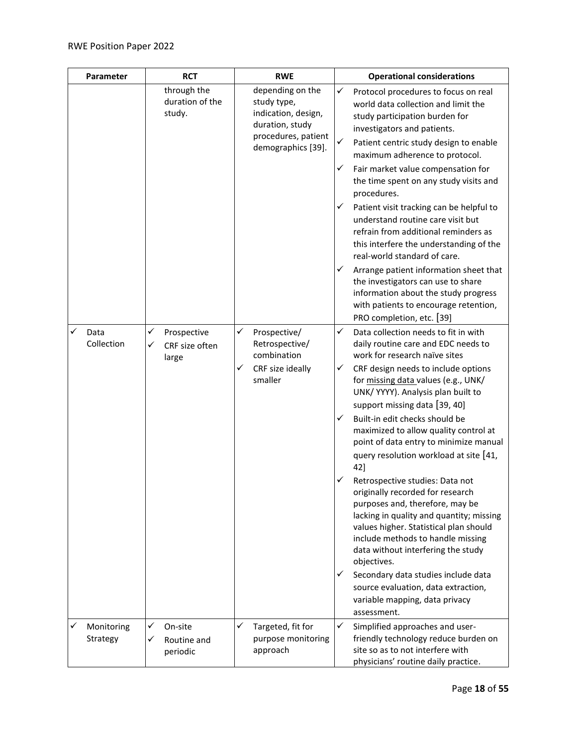| Parameter | RCT | RWE | Operational considerations |
|---|---|---|---|
| | through the duration of the study. | depending on the study type, indication, design, duration, study procedures, patient demographics [39]. | ✓ Protocol procedures to focus on real world data collection and limit the study participation burden for investigators and patients.<br>✓ Patient centric study design to enable maximum adherence to protocol.<br>✓ Fair market value compensation for the time spent on any study visits and procedures.<br>✓ Patient visit tracking can be helpful to understand routine care visit but refrain from additional reminders as this interfere the understanding of the real-world standard of care.<br>✓ Arrange patient information sheet that the investigators can use to share information about the study progress with patients to encourage retention, PRO completion, etc. [39] |
| ✓ Data Collection | ✓ Prospective<br>✓ CRF size often large | ✓ Prospective/ Retrospective/ combination<br>✓ CRF size ideally smaller | ✓ Data collection needs to fit in with daily routine care and EDC needs to work for research naïve sites<br>✓ CRF design needs to include options for missing data values (e.g., UNK/ UNK/ YYYY). Analysis plan built to support missing data [39, 40]<br>✓ Built-in edit checks should be maximized to allow quality control at point of data entry to minimize manual query resolution workload at site [41, 42]<br>✓ Retrospective studies: Data not originally recorded for research purposes and, therefore, may be lacking in quality and quantity; missing values higher. Statistical plan should include methods to handle missing data without interfering the study objectives.<br>✓ Secondary data studies include data source evaluation, data extraction, variable mapping, data privacy assessment. |
| ✓ Monitoring Strategy | ✓ On-site<br>✓ Routine and periodic | ✓ Targeted, fit for purpose monitoring approach | ✓ Simplified approaches and user-friendly technology reduce burden on site so as to not interfere with physicians' routine daily practice. |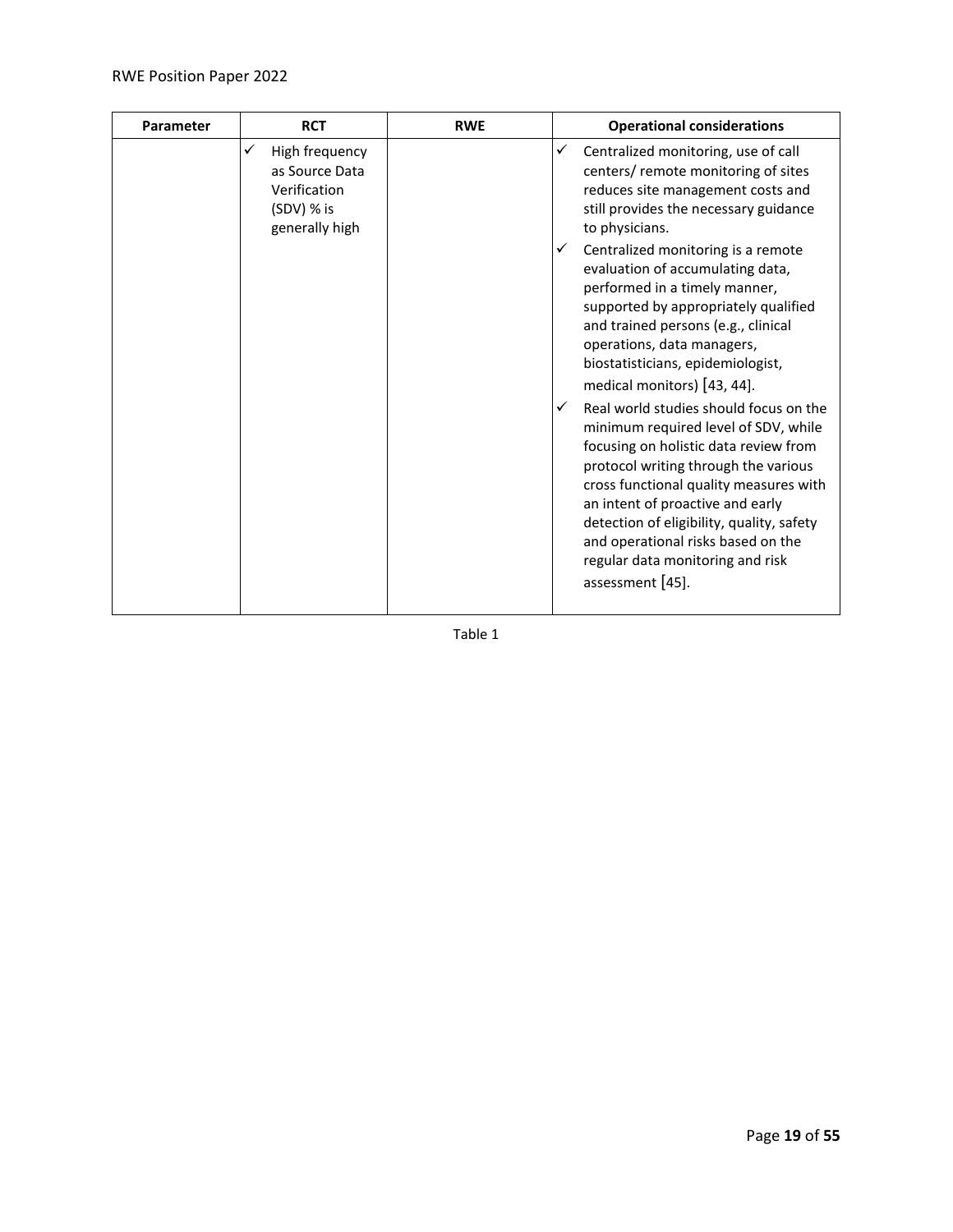| Parameter | RCT | RWE | Operational considerations |
| --- | --- | --- | --- |
| | ✓ High frequency as Source Data Verification (SDV) % is generally high | | ✓ Centralized monitoring, use of call centers/ remote monitoring of sites reduces site management costs and still provides the necessary guidance to physicians.<br>✓ Centralized monitoring is a remote evaluation of accumulating data, performed in a timely manner, supported by appropriately qualified and trained persons (e.g., clinical operations, data managers, biostatisticians, epidemiologist, medical monitors) [43, 44].<br>✓ Real world studies should focus on the minimum required level of SDV, while focusing on holistic data review from protocol writing through the various cross functional quality measures with an intent of proactive and early detection of eligibility, quality, safety and operational risks based on the regular data monitoring and risk assessment [45]. |

Table 1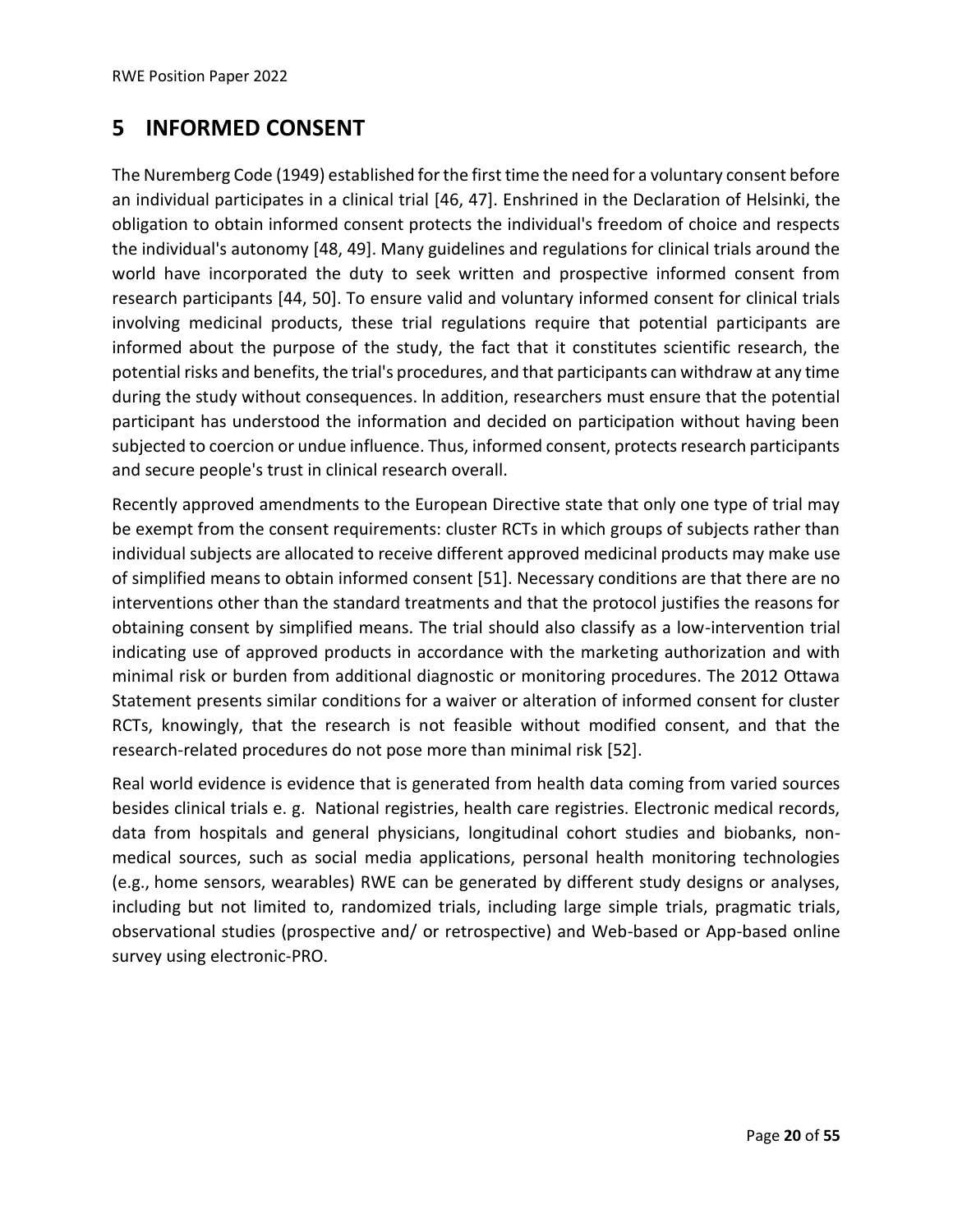# 5 INFORMED CONSENT

The Nuremberg Code (1949) established for the first time the need for a voluntary consent before an individual participates in a clinical trial [46, 47]. Enshrined in the Declaration of Helsinki, the obligation to obtain informed consent protects the individual's freedom of choice and respects the individual's autonomy [48, 49]. Many guidelines and regulations for clinical trials around the world have incorporated the duty to seek written and prospective informed consent from research participants [44, 50]. To ensure valid and voluntary informed consent for clinical trials involving medicinal products, these trial regulations require that potential participants are informed about the purpose of the study, the fact that it constitutes scientific research, the potential risks and benefits, the trial's procedures, and that participants can withdraw at any time during the study without consequences. ln addition, researchers must ensure that the potential participant has understood the information and decided on participation without having been subjected to coercion or undue influence. Thus, informed consent, protects research participants and secure people's trust in clinical research overall.

Recently approved amendments to the European Directive state that only one type of trial may be exempt from the consent requirements: cluster RCTs in which groups of subjects rather than individual subjects are allocated to receive different approved medicinal products may make use of simplified means to obtain informed consent [51]. Necessary conditions are that there are no interventions other than the standard treatments and that the protocol justifies the reasons for obtaining consent by simplified means. The trial should also classify as a low-intervention trial indicating use of approved products in accordance with the marketing authorization and with minimal risk or burden from additional diagnostic or monitoring procedures. The 2012 Ottawa Statement presents similar conditions for a waiver or alteration of informed consent for cluster RCTs, knowingly, that the research is not feasible without modified consent, and that the research-related procedures do not pose more than minimal risk [52].

Real world evidence is evidence that is generated from health data coming from varied sources besides clinical trials e. g. National registries, health care registries. Electronic medical records, data from hospitals and general physicians, longitudinal cohort studies and biobanks, non-medical sources, such as social media applications, personal health monitoring technologies (e.g., home sensors, wearables) RWE can be generated by different study designs or analyses, including but not limited to, randomized trials, including large simple trials, pragmatic trials, observational studies (prospective and/ or retrospective) and Web-based or App-based online survey using electronic-PRO.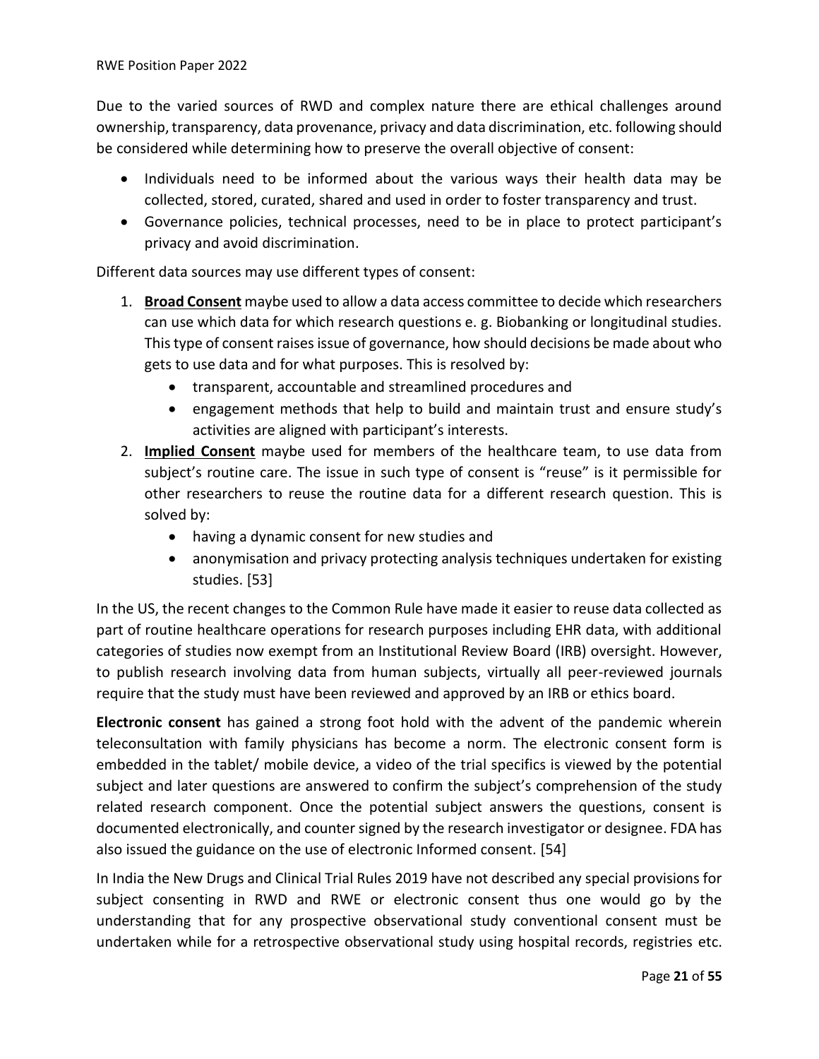Due to the varied sources of RWD and complex nature there are ethical challenges around ownership, transparency, data provenance, privacy and data discrimination, etc. following should be considered while determining how to preserve the overall objective of consent:

- Individuals need to be informed about the various ways their health data may be collected, stored, curated, shared and used in order to foster transparency and trust.
- Governance policies, technical processes, need to be in place to protect participant's privacy and avoid discrimination.

Different data sources may use different types of consent:

1. **Broad Consent** maybe used to allow a data access committee to decide which researchers can use which data for which research questions e. g. Biobanking or longitudinal studies. This type of consent raises issue of governance, how should decisions be made about who gets to use data and for what purposes. This is resolved by:
   - transparent, accountable and streamlined procedures and
   - engagement methods that help to build and maintain trust and ensure study's activities are aligned with participant's interests.
2. **Implied Consent** maybe used for members of the healthcare team, to use data from subject's routine care. The issue in such type of consent is "reuse" is it permissible for other researchers to reuse the routine data for a different research question. This is solved by:
   - having a dynamic consent for new studies and
   - anonymisation and privacy protecting analysis techniques undertaken for existing studies. [53]

In the US, the recent changes to the Common Rule have made it easier to reuse data collected as part of routine healthcare operations for research purposes including EHR data, with additional categories of studies now exempt from an Institutional Review Board (IRB) oversight. However, to publish research involving data from human subjects, virtually all peer-reviewed journals require that the study must have been reviewed and approved by an IRB or ethics board.

**Electronic consent** has gained a strong foot hold with the advent of the pandemic wherein teleconsultation with family physicians has become a norm. The electronic consent form is embedded in the tablet/ mobile device, a video of the trial specifics is viewed by the potential subject and later questions are answered to confirm the subject's comprehension of the study related research component. Once the potential subject answers the questions, consent is documented electronically, and counter signed by the research investigator or designee. FDA has also issued the guidance on the use of electronic Informed consent. [54]

In India the New Drugs and Clinical Trial Rules 2019 have not described any special provisions for subject consenting in RWD and RWE or electronic consent thus one would go by the understanding that for any prospective observational study conventional consent must be undertaken while for a retrospective observational study using hospital records, registries etc.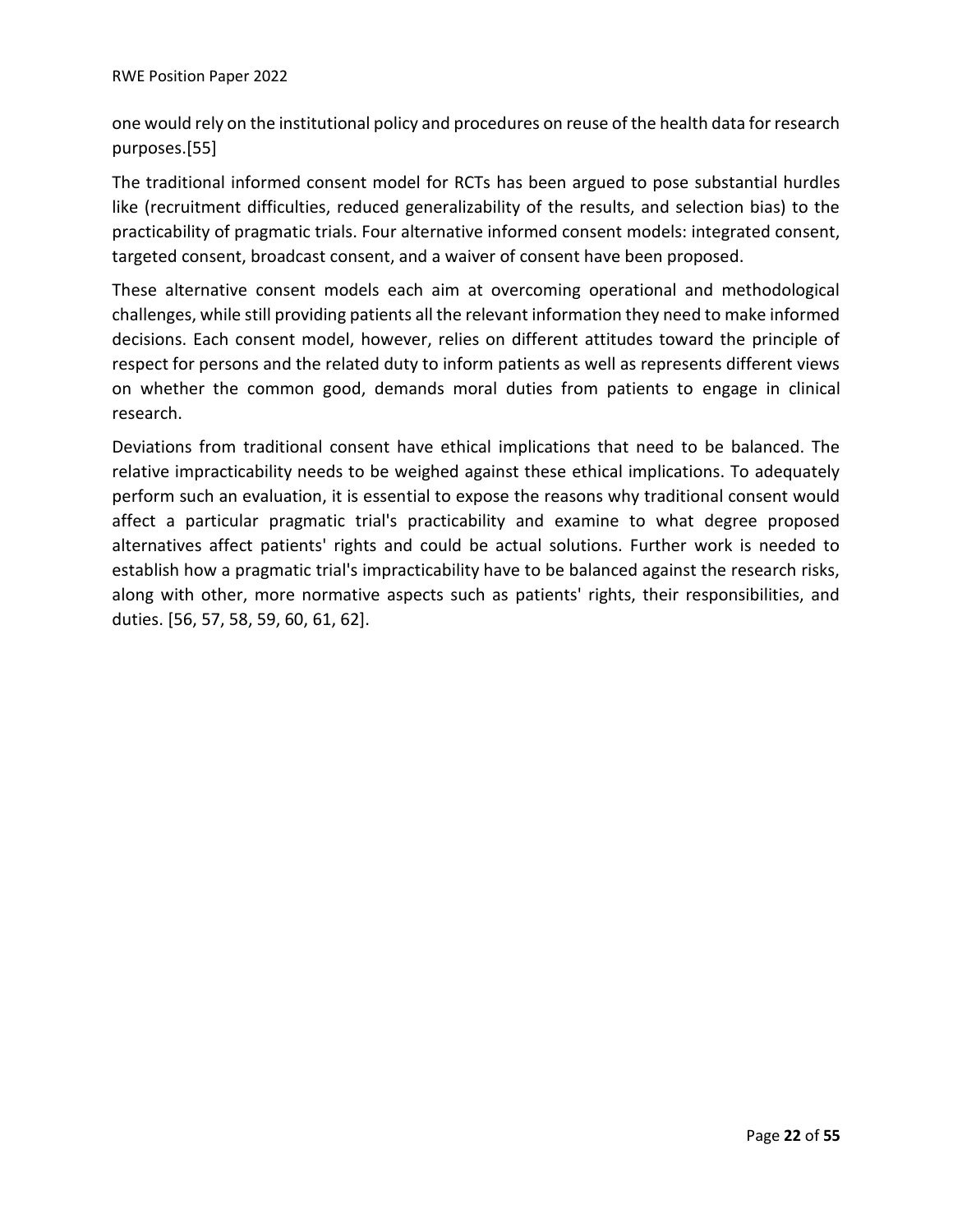one would rely on the institutional policy and procedures on reuse of the health data for research purposes.[55]

The traditional informed consent model for RCTs has been argued to pose substantial hurdles like (recruitment difficulties, reduced generalizability of the results, and selection bias) to the practicability of pragmatic trials. Four alternative informed consent models: integrated consent, targeted consent, broadcast consent, and a waiver of consent have been proposed.

These alternative consent models each aim at overcoming operational and methodological challenges, while still providing patients all the relevant information they need to make informed decisions. Each consent model, however, relies on different attitudes toward the principle of respect for persons and the related duty to inform patients as well as represents different views on whether the common good, demands moral duties from patients to engage in clinical research.

Deviations from traditional consent have ethical implications that need to be balanced. The relative impracticability needs to be weighed against these ethical implications. To adequately perform such an evaluation, it is essential to expose the reasons why traditional consent would affect a particular pragmatic trial's practicability and examine to what degree proposed alternatives affect patients' rights and could be actual solutions. Further work is needed to establish how a pragmatic trial's impracticability have to be balanced against the research risks, along with other, more normative aspects such as patients' rights, their responsibilities, and duties. [56, 57, 58, 59, 60, 61, 62].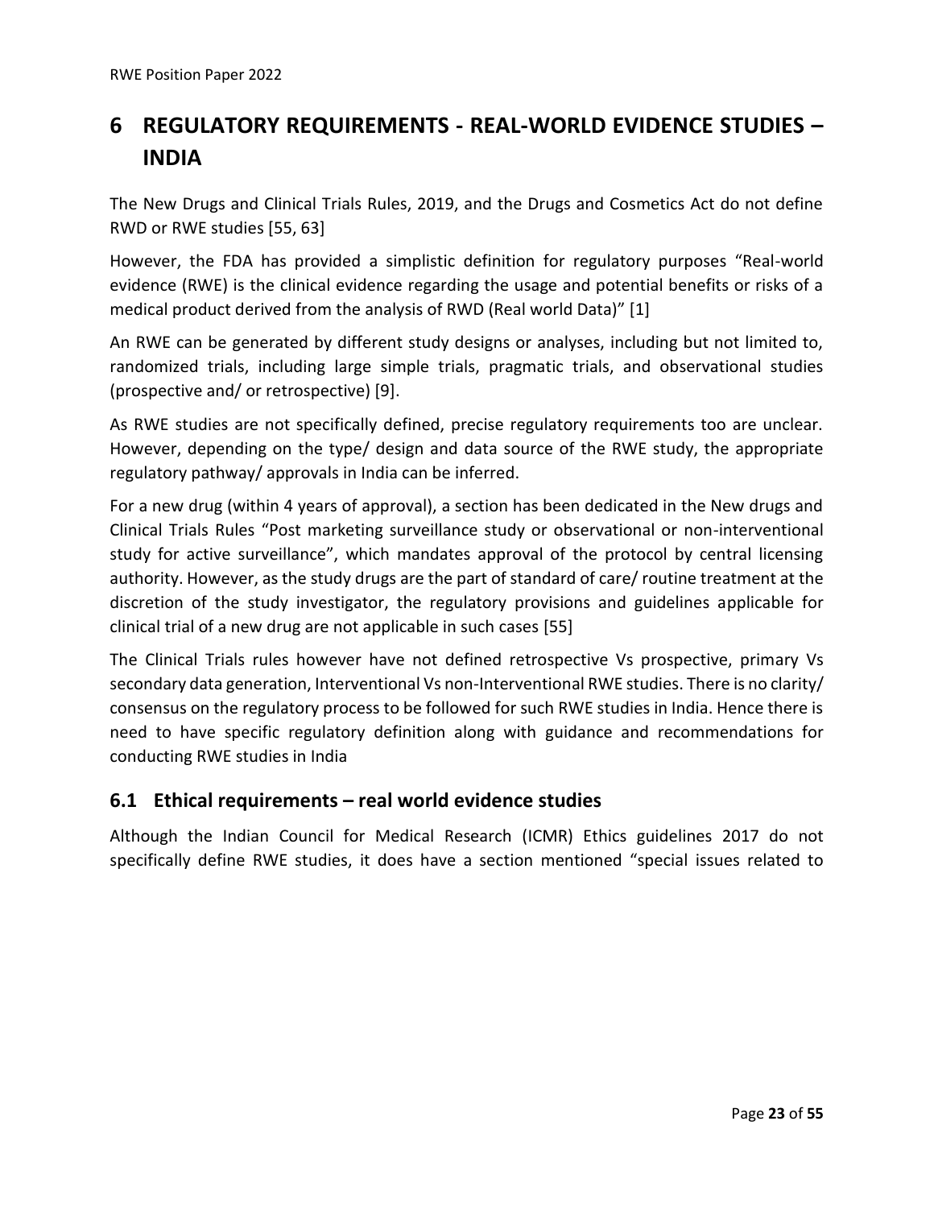# 6 REGULATORY REQUIREMENTS - REAL-WORLD EVIDENCE STUDIES – INDIA

The New Drugs and Clinical Trials Rules, 2019, and the Drugs and Cosmetics Act do not define RWD or RWE studies [55, 63]

However, the FDA has provided a simplistic definition for regulatory purposes "Real-world evidence (RWE) is the clinical evidence regarding the usage and potential benefits or risks of a medical product derived from the analysis of RWD (Real world Data)" [1]

An RWE can be generated by different study designs or analyses, including but not limited to, randomized trials, including large simple trials, pragmatic trials, and observational studies (prospective and/ or retrospective) [9].

As RWE studies are not specifically defined, precise regulatory requirements too are unclear. However, depending on the type/ design and data source of the RWE study, the appropriate regulatory pathway/ approvals in India can be inferred.

For a new drug (within 4 years of approval), a section has been dedicated in the New drugs and Clinical Trials Rules "Post marketing surveillance study or observational or non-interventional study for active surveillance", which mandates approval of the protocol by central licensing authority. However, as the study drugs are the part of standard of care/ routine treatment at the discretion of the study investigator, the regulatory provisions and guidelines applicable for clinical trial of a new drug are not applicable in such cases [55]

The Clinical Trials rules however have not defined retrospective Vs prospective, primary Vs secondary data generation, Interventional Vs non-Interventional RWE studies. There is no clarity/ consensus on the regulatory process to be followed for such RWE studies in India. Hence there is need to have specific regulatory definition along with guidance and recommendations for conducting RWE studies in India

## 6.1 Ethical requirements – real world evidence studies

Although the Indian Council for Medical Research (ICMR) Ethics guidelines 2017 do not specifically define RWE studies, it does have a section mentioned "special issues related to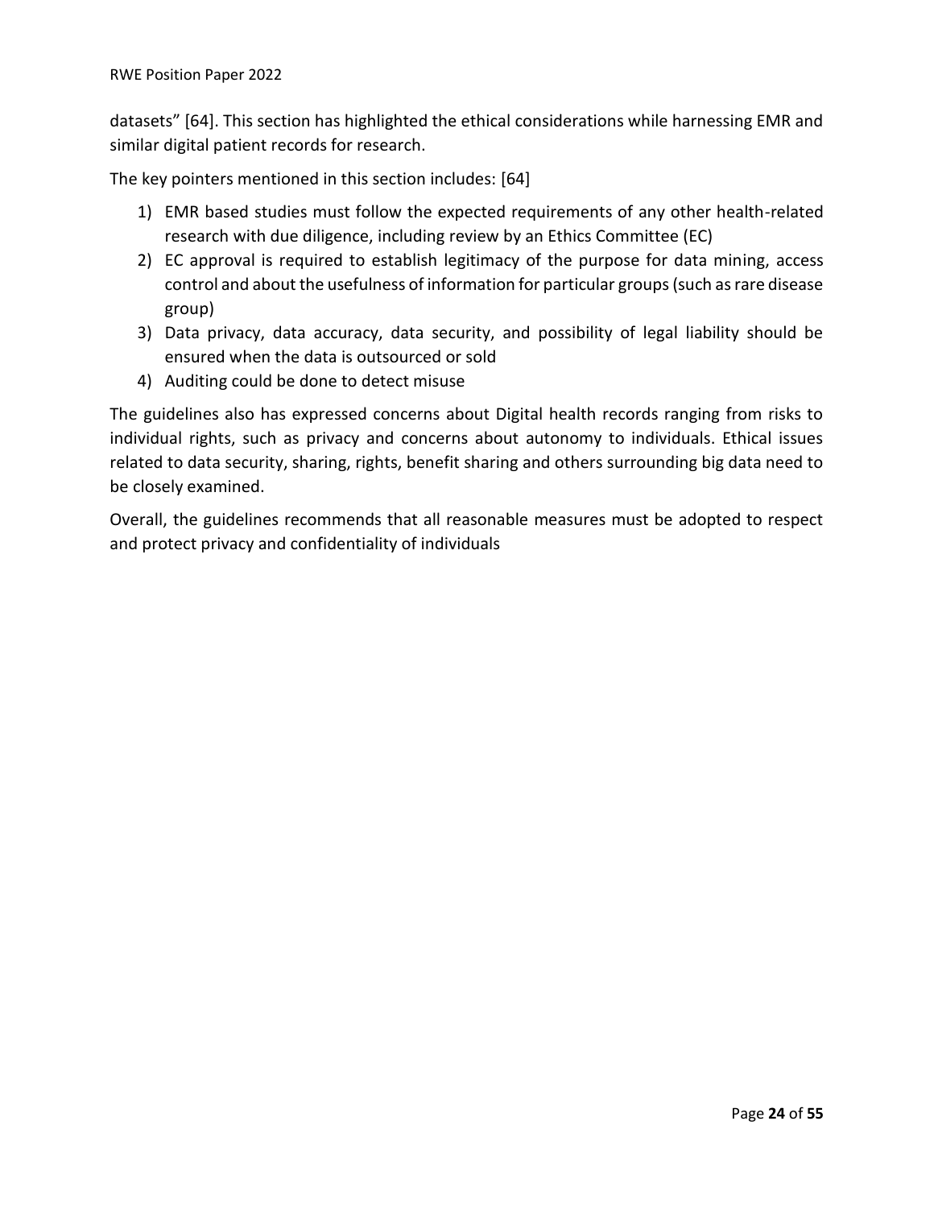datasets" [64]. This section has highlighted the ethical considerations while harnessing EMR and similar digital patient records for research.

The key pointers mentioned in this section includes: [64]

1) EMR based studies must follow the expected requirements of any other health-related research with due diligence, including review by an Ethics Committee (EC)
2) EC approval is required to establish legitimacy of the purpose for data mining, access control and about the usefulness of information for particular groups (such as rare disease group)
3) Data privacy, data accuracy, data security, and possibility of legal liability should be ensured when the data is outsourced or sold
4) Auditing could be done to detect misuse

The guidelines also has expressed concerns about Digital health records ranging from risks to individual rights, such as privacy and concerns about autonomy to individuals. Ethical issues related to data security, sharing, rights, benefit sharing and others surrounding big data need to be closely examined.

Overall, the guidelines recommends that all reasonable measures must be adopted to respect and protect privacy and confidentiality of individuals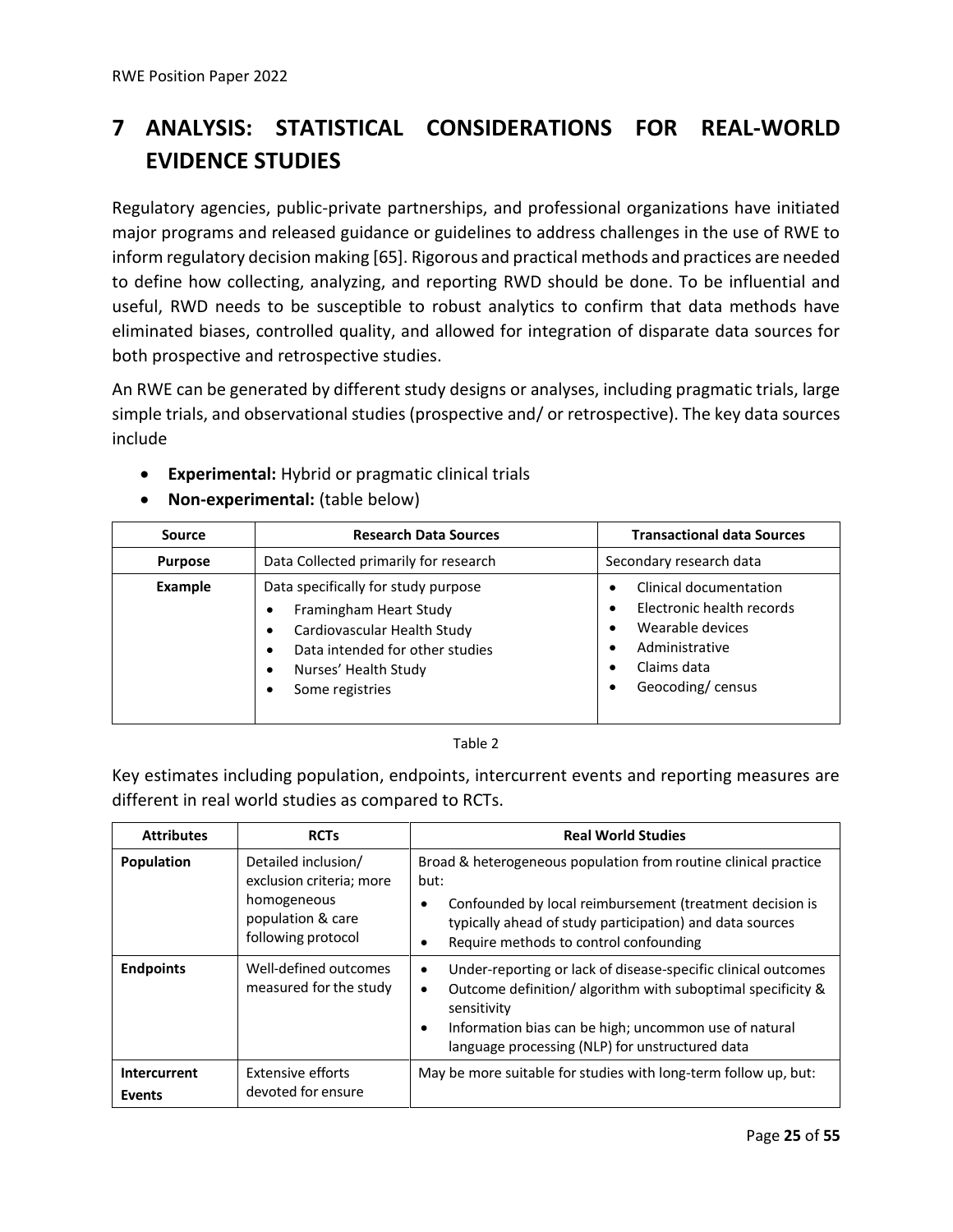# 7 ANALYSIS: STATISTICAL CONSIDERATIONS FOR REAL-WORLD EVIDENCE STUDIES

Regulatory agencies, public-private partnerships, and professional organizations have initiated major programs and released guidance or guidelines to address challenges in the use of RWE to inform regulatory decision making [65]. Rigorous and practical methods and practices are needed to define how collecting, analyzing, and reporting RWD should be done. To be influential and useful, RWD needs to be susceptible to robust analytics to confirm that data methods have eliminated biases, controlled quality, and allowed for integration of disparate data sources for both prospective and retrospective studies.

An RWE can be generated by different study designs or analyses, including pragmatic trials, large simple trials, and observational studies (prospective and/ or retrospective). The key data sources include

- **Experimental:** Hybrid or pragmatic clinical trials
- **Non-experimental:** (table below)

| Source | Research Data Sources | Transactional data Sources |
|---|---|---|
| **Purpose** | Data Collected primarily for research | Secondary research data |
| **Example** | Data specifically for study purpose<br>• Framingham Heart Study<br>• Cardiovascular Health Study<br>• Data intended for other studies<br>• Nurses' Health Study<br>• Some registries | • Clinical documentation<br>• Electronic health records<br>• Wearable devices<br>• Administrative<br>• Claims data<br>• Geocoding/ census |

Table 2

Key estimates including population, endpoints, intercurrent events and reporting measures are different in real world studies as compared to RCTs.

| Attributes | RCTs | Real World Studies |
|---|---|---|
| **Population** | Detailed inclusion/ exclusion criteria; more homogeneous population & care following protocol | Broad & heterogeneous population from routine clinical practice but:<br>• Confounded by local reimbursement (treatment decision is typically ahead of study participation) and data sources<br>• Require methods to control confounding |
| **Endpoints** | Well-defined outcomes measured for the study | • Under-reporting or lack of disease-specific clinical outcomes<br>• Outcome definition/ algorithm with suboptimal specificity & sensitivity<br>• Information bias can be high; uncommon use of natural language processing (NLP) for unstructured data |
| **Intercurrent Events** | Extensive efforts devoted for ensure | May be more suitable for studies with long-term follow up, but: |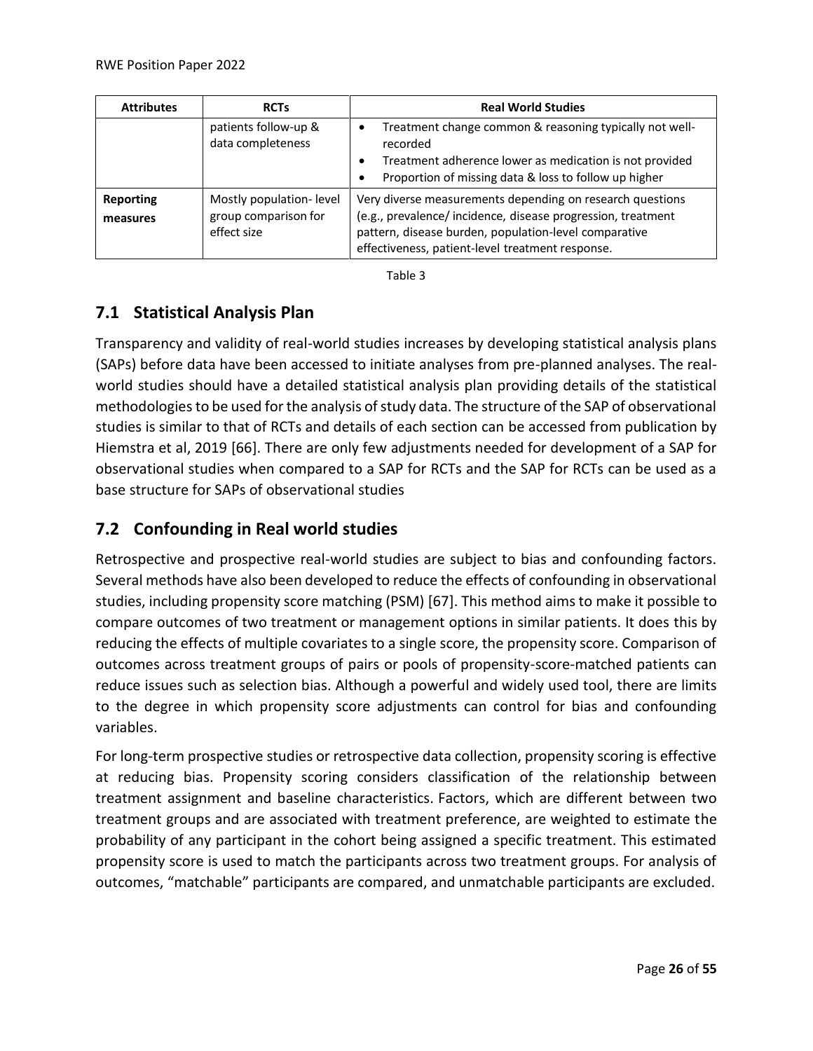| Attributes | RCTs | Real World Studies |
| --- | --- | --- |
| | patients follow-up & data completeness | • Treatment change common & reasoning typically not well-recorded<br>• Treatment adherence lower as medication is not provided<br>• Proportion of missing data & loss to follow up higher |
| **Reporting measures** | Mostly population- level group comparison for effect size | Very diverse measurements depending on research questions (e.g., prevalence/ incidence, disease progression, treatment pattern, disease burden, population-level comparative effectiveness, patient-level treatment response. |

Table 3

## 7.1 Statistical Analysis Plan

Transparency and validity of real-world studies increases by developing statistical analysis plans (SAPs) before data have been accessed to initiate analyses from pre-planned analyses. The real-world studies should have a detailed statistical analysis plan providing details of the statistical methodologies to be used for the analysis of study data. The structure of the SAP of observational studies is similar to that of RCTs and details of each section can be accessed from publication by Hiemstra et al, 2019 [66]. There are only few adjustments needed for development of a SAP for observational studies when compared to a SAP for RCTs and the SAP for RCTs can be used as a base structure for SAPs of observational studies

## 7.2 Confounding in Real world studies

Retrospective and prospective real-world studies are subject to bias and confounding factors. Several methods have also been developed to reduce the effects of confounding in observational studies, including propensity score matching (PSM) [67]. This method aims to make it possible to compare outcomes of two treatment or management options in similar patients. It does this by reducing the effects of multiple covariates to a single score, the propensity score. Comparison of outcomes across treatment groups of pairs or pools of propensity-score-matched patients can reduce issues such as selection bias. Although a powerful and widely used tool, there are limits to the degree in which propensity score adjustments can control for bias and confounding variables.

For long-term prospective studies or retrospective data collection, propensity scoring is effective at reducing bias. Propensity scoring considers classification of the relationship between treatment assignment and baseline characteristics. Factors, which are different between two treatment groups and are associated with treatment preference, are weighted to estimate the probability of any participant in the cohort being assigned a specific treatment. This estimated propensity score is used to match the participants across two treatment groups. For analysis of outcomes, "matchable" participants are compared, and unmatchable participants are excluded.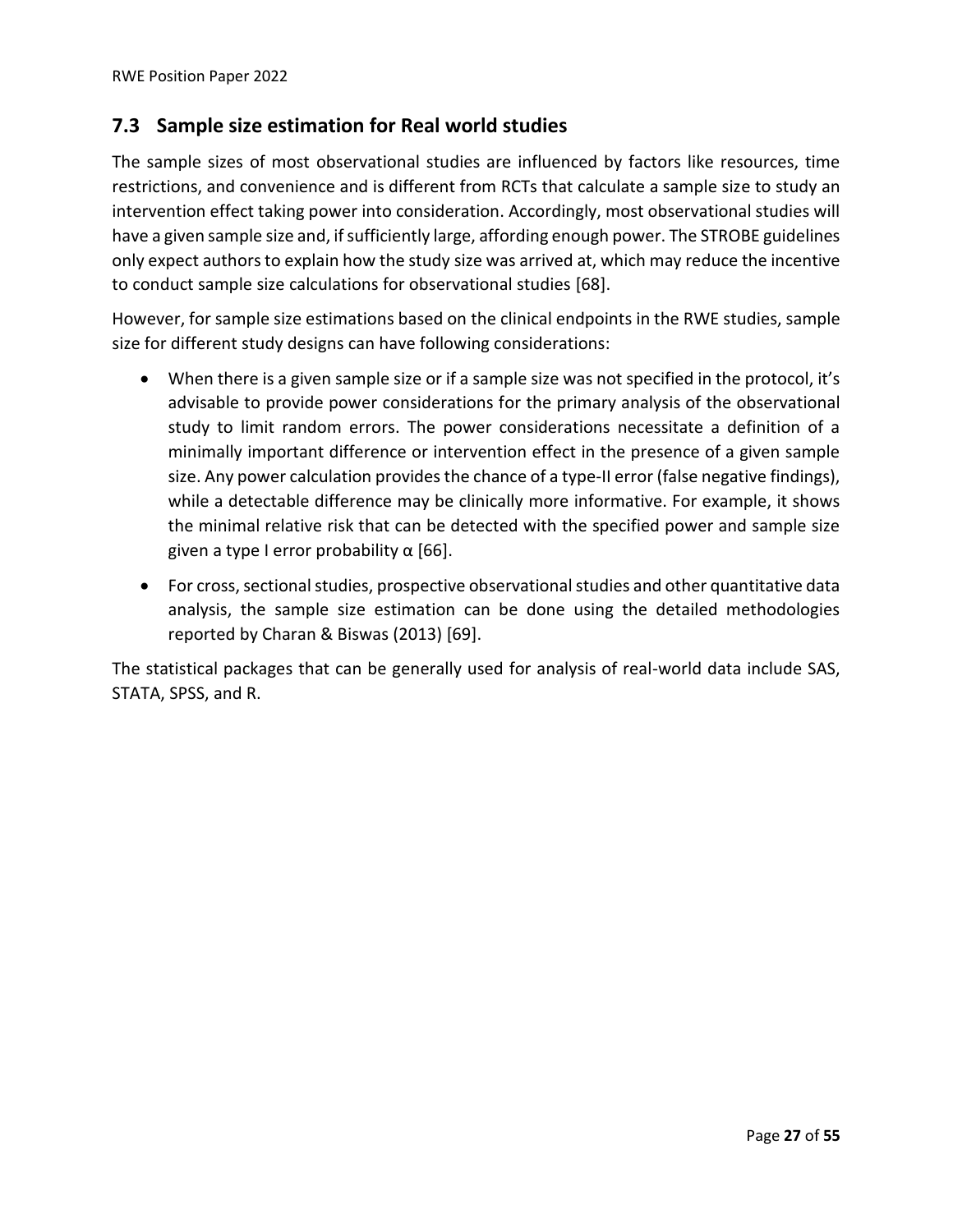## 7.3 Sample size estimation for Real world studies

The sample sizes of most observational studies are influenced by factors like resources, time restrictions, and convenience and is different from RCTs that calculate a sample size to study an intervention effect taking power into consideration. Accordingly, most observational studies will have a given sample size and, if sufficiently large, affording enough power. The STROBE guidelines only expect authors to explain how the study size was arrived at, which may reduce the incentive to conduct sample size calculations for observational studies [68].

However, for sample size estimations based on the clinical endpoints in the RWE studies, sample size for different study designs can have following considerations:

- When there is a given sample size or if a sample size was not specified in the protocol, it's advisable to provide power considerations for the primary analysis of the observational study to limit random errors. The power considerations necessitate a definition of a minimally important difference or intervention effect in the presence of a given sample size. Any power calculation provides the chance of a type-II error (false negative findings), while a detectable difference may be clinically more informative. For example, it shows the minimal relative risk that can be detected with the specified power and sample size given a type I error probability $\alpha$ [66].
- For cross, sectional studies, prospective observational studies and other quantitative data analysis, the sample size estimation can be done using the detailed methodologies reported by Charan & Biswas (2013) [69].

The statistical packages that can be generally used for analysis of real-world data include SAS, STATA, SPSS, and R.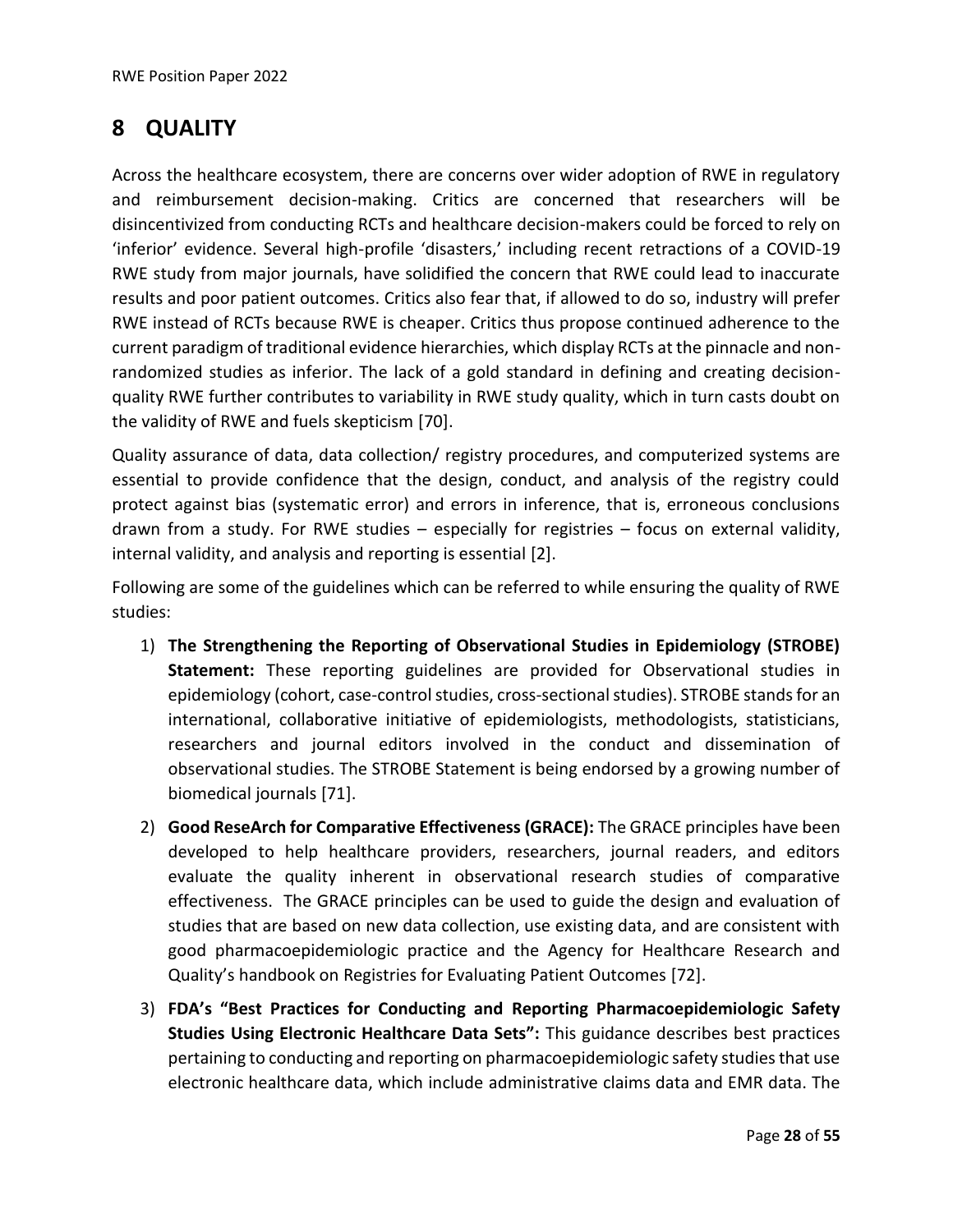# 8 QUALITY

Across the healthcare ecosystem, there are concerns over wider adoption of RWE in regulatory and reimbursement decision-making. Critics are concerned that researchers will be disincentivized from conducting RCTs and healthcare decision-makers could be forced to rely on 'inferior' evidence. Several high-profile 'disasters,' including recent retractions of a COVID-19 RWE study from major journals, have solidified the concern that RWE could lead to inaccurate results and poor patient outcomes. Critics also fear that, if allowed to do so, industry will prefer RWE instead of RCTs because RWE is cheaper. Critics thus propose continued adherence to the current paradigm of traditional evidence hierarchies, which display RCTs at the pinnacle and non-randomized studies as inferior. The lack of a gold standard in defining and creating decision-quality RWE further contributes to variability in RWE study quality, which in turn casts doubt on the validity of RWE and fuels skepticism [70].

Quality assurance of data, data collection/ registry procedures, and computerized systems are essential to provide confidence that the design, conduct, and analysis of the registry could protect against bias (systematic error) and errors in inference, that is, erroneous conclusions drawn from a study. For RWE studies – especially for registries – focus on external validity, internal validity, and analysis and reporting is essential [2].

Following are some of the guidelines which can be referred to while ensuring the quality of RWE studies:

1) **The Strengthening the Reporting of Observational Studies in Epidemiology (STROBE) Statement:** These reporting guidelines are provided for Observational studies in epidemiology (cohort, case-control studies, cross-sectional studies). STROBE stands for an international, collaborative initiative of epidemiologists, methodologists, statisticians, researchers and journal editors involved in the conduct and dissemination of observational studies. The STROBE Statement is being endorsed by a growing number of biomedical journals [71].
2) **Good ReseArch for Comparative Effectiveness (GRACE):** The GRACE principles have been developed to help healthcare providers, researchers, journal readers, and editors evaluate the quality inherent in observational research studies of comparative effectiveness. The GRACE principles can be used to guide the design and evaluation of studies that are based on new data collection, use existing data, and are consistent with good pharmacoepidemiologic practice and the Agency for Healthcare Research and Quality's handbook on Registries for Evaluating Patient Outcomes [72].
3) **FDA's "Best Practices for Conducting and Reporting Pharmacoepidemiologic Safety Studies Using Electronic Healthcare Data Sets":** This guidance describes best practices pertaining to conducting and reporting on pharmacoepidemiologic safety studies that use electronic healthcare data, which include administrative claims data and EMR data. The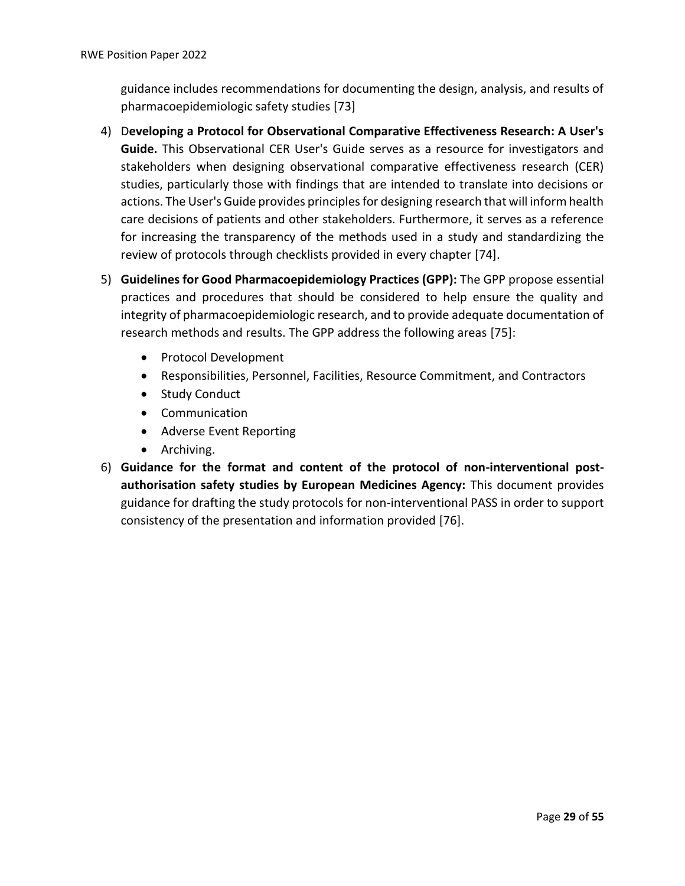guidance includes recommendations for documenting the design, analysis, and results of pharmacoepidemiologic safety studies [73]

4) D**eveloping a Protocol for Observational Comparative Effectiveness Research: A User's Guide.** This Observational CER User's Guide serves as a resource for investigators and stakeholders when designing observational comparative effectiveness research (CER) studies, particularly those with findings that are intended to translate into decisions or actions. The User's Guide provides principles for designing research that will inform health care decisions of patients and other stakeholders. Furthermore, it serves as a reference for increasing the transparency of the methods used in a study and standardizing the review of protocols through checklists provided in every chapter [74].

5) **Guidelines for Good Pharmacoepidemiology Practices (GPP):** The GPP propose essential practices and procedures that should be considered to help ensure the quality and integrity of pharmacoepidemiologic research, and to provide adequate documentation of research methods and results. The GPP address the following areas [75]:
   - Protocol Development
   - Responsibilities, Personnel, Facilities, Resource Commitment, and Contractors
   - Study Conduct
   - Communication
   - Adverse Event Reporting
   - Archiving.

6) **Guidance for the format and content of the protocol of non-interventional post-authorisation safety studies by European Medicines Agency:** This document provides guidance for drafting the study protocols for non-interventional PASS in order to support consistency of the presentation and information provided [76].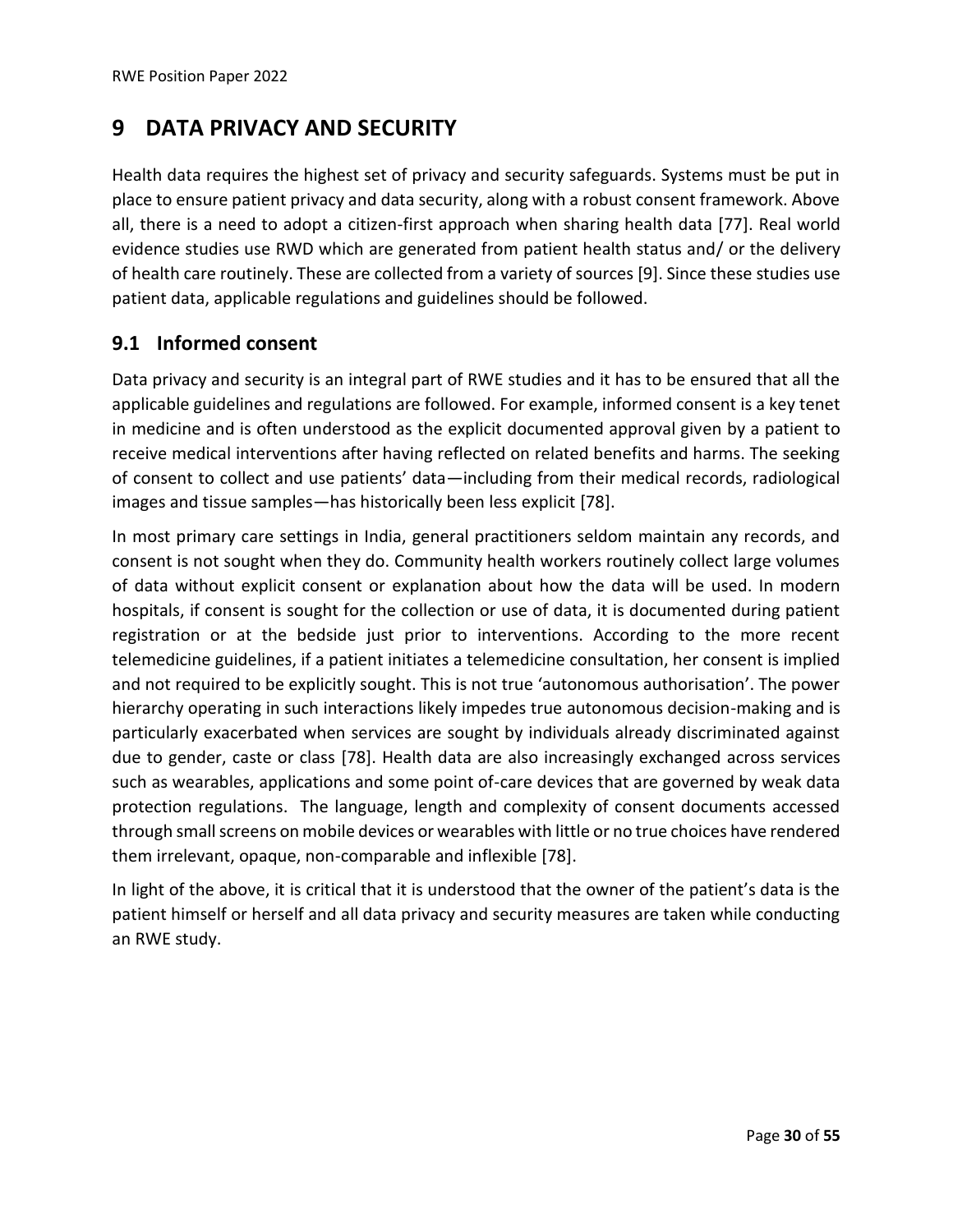# 9 DATA PRIVACY AND SECURITY

Health data requires the highest set of privacy and security safeguards. Systems must be put in place to ensure patient privacy and data security, along with a robust consent framework. Above all, there is a need to adopt a citizen-first approach when sharing health data [77]. Real world evidence studies use RWD which are generated from patient health status and/ or the delivery of health care routinely. These are collected from a variety of sources [9]. Since these studies use patient data, applicable regulations and guidelines should be followed.

## 9.1 Informed consent

Data privacy and security is an integral part of RWE studies and it has to be ensured that all the applicable guidelines and regulations are followed. For example, informed consent is a key tenet in medicine and is often understood as the explicit documented approval given by a patient to receive medical interventions after having reflected on related benefits and harms. The seeking of consent to collect and use patients' data—including from their medical records, radiological images and tissue samples—has historically been less explicit [78].

In most primary care settings in India, general practitioners seldom maintain any records, and consent is not sought when they do. Community health workers routinely collect large volumes of data without explicit consent or explanation about how the data will be used. In modern hospitals, if consent is sought for the collection or use of data, it is documented during patient registration or at the bedside just prior to interventions. According to the more recent telemedicine guidelines, if a patient initiates a telemedicine consultation, her consent is implied and not required to be explicitly sought. This is not true 'autonomous authorisation'. The power hierarchy operating in such interactions likely impedes true autonomous decision-making and is particularly exacerbated when services are sought by individuals already discriminated against due to gender, caste or class [78]. Health data are also increasingly exchanged across services such as wearables, applications and some point of-care devices that are governed by weak data protection regulations. The language, length and complexity of consent documents accessed through small screens on mobile devices or wearables with little or no true choices have rendered them irrelevant, opaque, non-comparable and inflexible [78].

In light of the above, it is critical that it is understood that the owner of the patient's data is the patient himself or herself and all data privacy and security measures are taken while conducting an RWE study.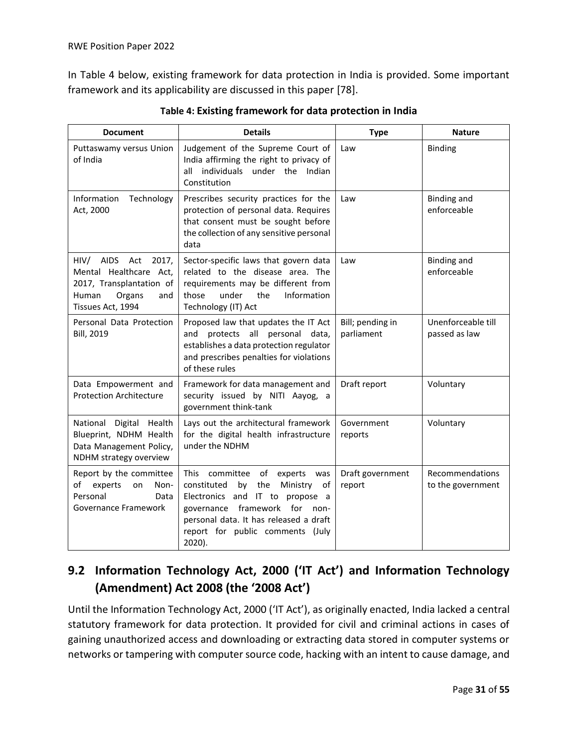In Table 4 below, existing framework for data protection in India is provided. Some important framework and its applicability are discussed in this paper [78].

**Table 4: Existing framework for data protection in India**

| Document | Details | Type | Nature |
|---|---|---|---|
| Puttaswamy versus Union of India | Judgement of the Supreme Court of India affirming the right to privacy of all individuals under the Indian Constitution | Law | Binding |
| Information Technology Act, 2000 | Prescribes security practices for the protection of personal data. Requires that consent must be sought before the collection of any sensitive personal data | Law | Binding and enforceable |
| HIV/ AIDS Act 2017, Mental Healthcare Act, 2017, Transplantation of Human Organs and Tissues Act, 1994 | Sector-specific laws that govern data related to the disease area. The requirements may be different from those under the Information Technology (IT) Act | Law | Binding and enforceable |
| Personal Data Protection Bill, 2019 | Proposed law that updates the IT Act and protects all personal data, establishes a data protection regulator and prescribes penalties for violations of these rules | Bill; pending in parliament | Unenforceable till passed as law |
| Data Empowerment and Protection Architecture | Framework for data management and security issued by NITI Aayog, a government think-tank | Draft report | Voluntary |
| National Digital Health Blueprint, NDHM Health Data Management Policy, NDHM strategy overview | Lays out the architectural framework for the digital health infrastructure under the NDHM | Government reports | Voluntary |
| Report by the committee of experts on Non-Personal Data Governance Framework | This committee of experts was constituted by the Ministry of Electronics and IT to propose a governance framework for non-personal data. It has released a draft report for public comments (July 2020). | Draft government report | Recommendations to the government |

## 9.2 Information Technology Act, 2000 ('IT Act') and Information Technology (Amendment) Act 2008 (the '2008 Act')

Until the Information Technology Act, 2000 ('IT Act'), as originally enacted, India lacked a central statutory framework for data protection. It provided for civil and criminal actions in cases of gaining unauthorized access and downloading or extracting data stored in computer systems or networks or tampering with computer source code, hacking with an intent to cause damage, and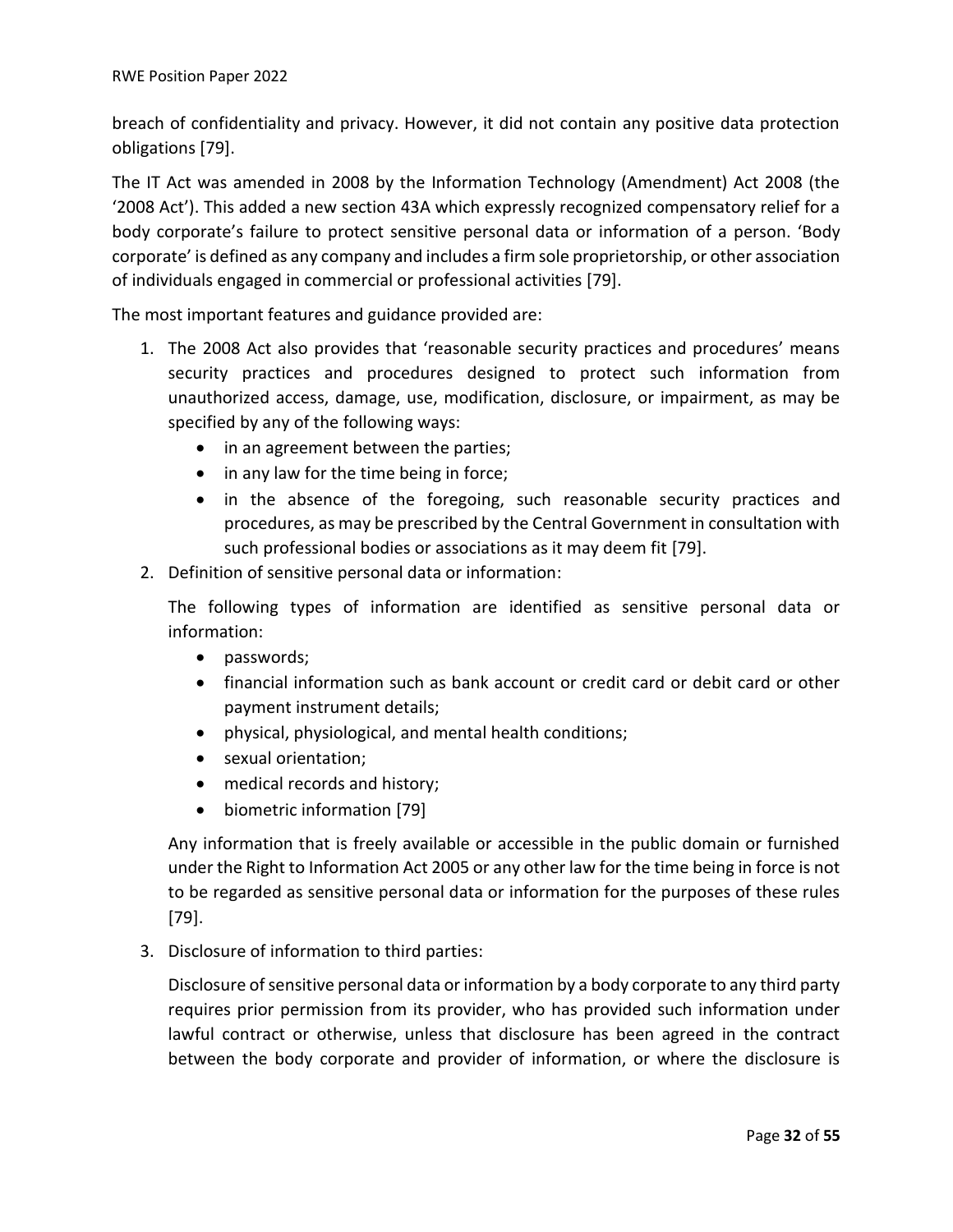breach of confidentiality and privacy. However, it did not contain any positive data protection obligations [79].

The IT Act was amended in 2008 by the Information Technology (Amendment) Act 2008 (the '2008 Act'). This added a new section 43A which expressly recognized compensatory relief for a body corporate's failure to protect sensitive personal data or information of a person. 'Body corporate' is defined as any company and includes a firm sole proprietorship, or other association of individuals engaged in commercial or professional activities [79].

The most important features and guidance provided are:

1. The 2008 Act also provides that 'reasonable security practices and procedures' means security practices and procedures designed to protect such information from unauthorized access, damage, use, modification, disclosure, or impairment, as may be specified by any of the following ways:
    - in an agreement between the parties;
    - in any law for the time being in force;
    - in the absence of the foregoing, such reasonable security practices and procedures, as may be prescribed by the Central Government in consultation with such professional bodies or associations as it may deem fit [79].
2. Definition of sensitive personal data or information:

    The following types of information are identified as sensitive personal data or information:

    - passwords;
    - financial information such as bank account or credit card or debit card or other payment instrument details;
    - physical, physiological, and mental health conditions;
    - sexual orientation;
    - medical records and history;
    - biometric information [79]

    Any information that is freely available or accessible in the public domain or furnished under the Right to Information Act 2005 or any other law for the time being in force is not to be regarded as sensitive personal data or information for the purposes of these rules [79].

3. Disclosure of information to third parties:

    Disclosure of sensitive personal data or information by a body corporate to any third party requires prior permission from its provider, who has provided such information under lawful contract or otherwise, unless that disclosure has been agreed in the contract between the body corporate and provider of information, or where the disclosure is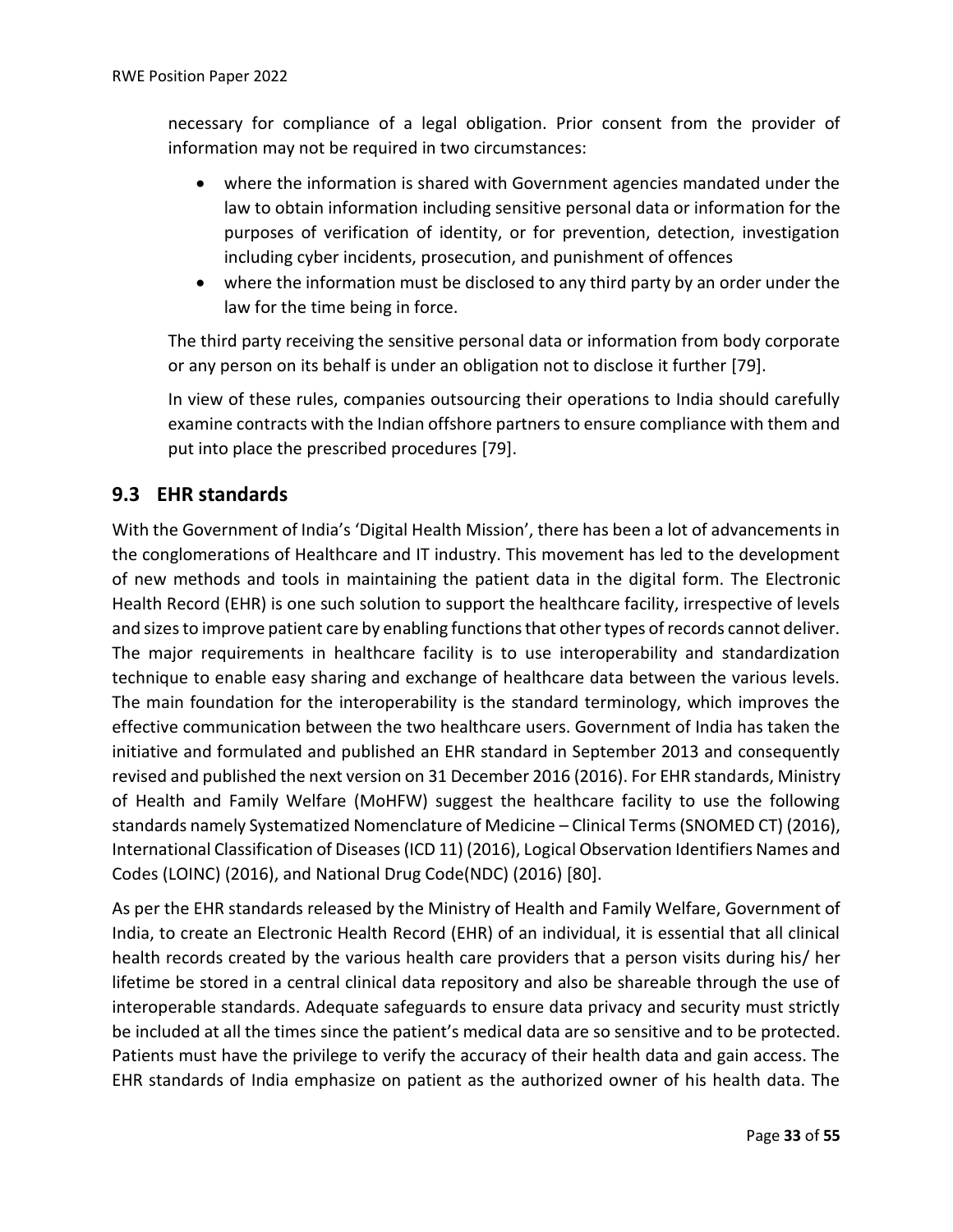necessary for compliance of a legal obligation. Prior consent from the provider of information may not be required in two circumstances:

- where the information is shared with Government agencies mandated under the law to obtain information including sensitive personal data or information for the purposes of verification of identity, or for prevention, detection, investigation including cyber incidents, prosecution, and punishment of offences
- where the information must be disclosed to any third party by an order under the law for the time being in force.

The third party receiving the sensitive personal data or information from body corporate or any person on its behalf is under an obligation not to disclose it further [79].

In view of these rules, companies outsourcing their operations to India should carefully examine contracts with the Indian offshore partners to ensure compliance with them and put into place the prescribed procedures [79].

## 9.3 EHR standards

With the Government of India's 'Digital Health Mission', there has been a lot of advancements in the conglomerations of Healthcare and IT industry. This movement has led to the development of new methods and tools in maintaining the patient data in the digital form. The Electronic Health Record (EHR) is one such solution to support the healthcare facility, irrespective of levels and sizes to improve patient care by enabling functions that other types of records cannot deliver. The major requirements in healthcare facility is to use interoperability and standardization technique to enable easy sharing and exchange of healthcare data between the various levels. The main foundation for the interoperability is the standard terminology, which improves the effective communication between the two healthcare users. Government of India has taken the initiative and formulated and published an EHR standard in September 2013 and consequently revised and published the next version on 31 December 2016 (2016). For EHR standards, Ministry of Health and Family Welfare (MoHFW) suggest the healthcare facility to use the following standards namely Systematized Nomenclature of Medicine – Clinical Terms (SNOMED CT) (2016), International Classification of Diseases (ICD 11) (2016), Logical Observation Identifiers Names and Codes (LOINC) (2016), and National Drug Code(NDC) (2016) [80].

As per the EHR standards released by the Ministry of Health and Family Welfare, Government of India, to create an Electronic Health Record (EHR) of an individual, it is essential that all clinical health records created by the various health care providers that a person visits during his/ her lifetime be stored in a central clinical data repository and also be shareable through the use of interoperable standards. Adequate safeguards to ensure data privacy and security must strictly be included at all the times since the patient's medical data are so sensitive and to be protected. Patients must have the privilege to verify the accuracy of their health data and gain access. The EHR standards of India emphasize on patient as the authorized owner of his health data. The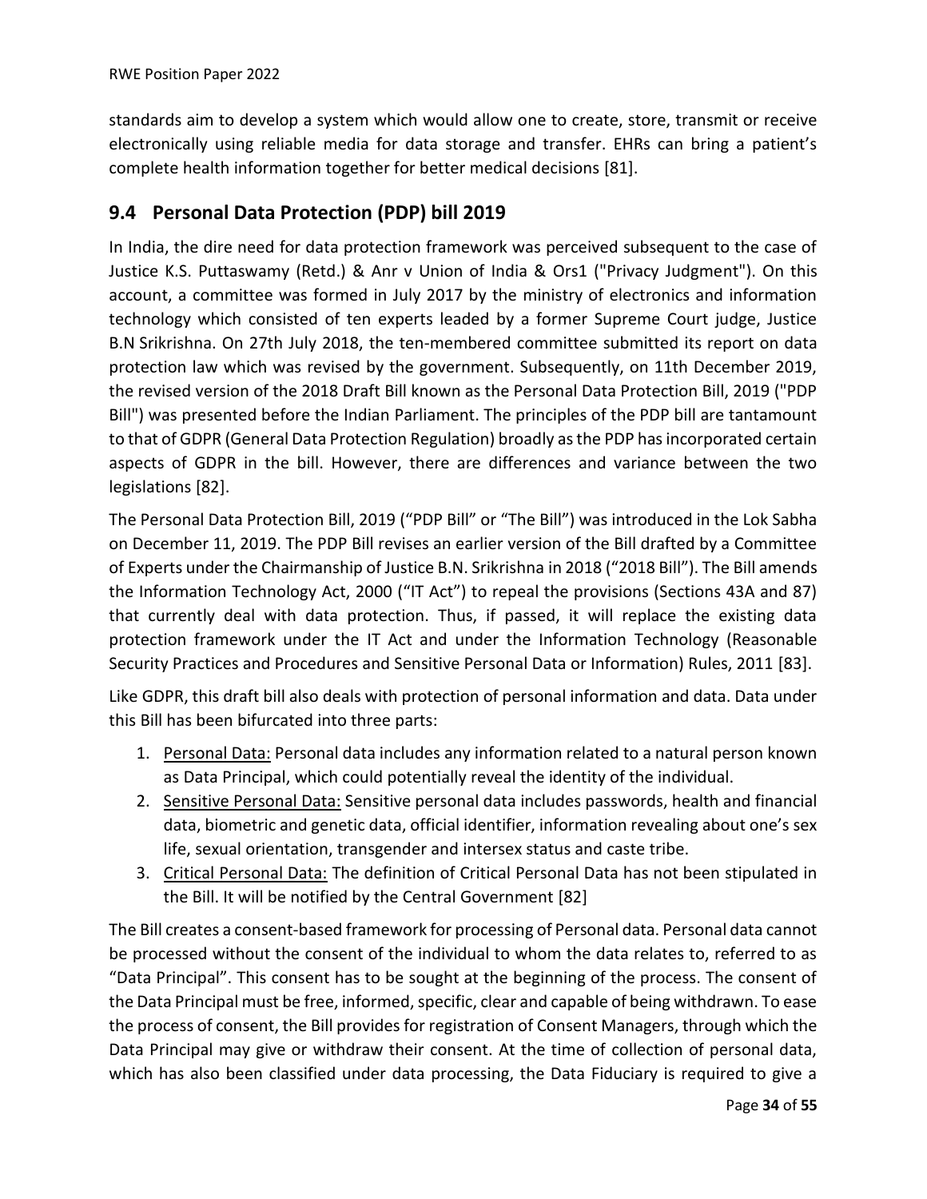standards aim to develop a system which would allow one to create, store, transmit or receive electronically using reliable media for data storage and transfer. EHRs can bring a patient's complete health information together for better medical decisions [81].

## 9.4 Personal Data Protection (PDP) bill 2019

In India, the dire need for data protection framework was perceived subsequent to the case of Justice K.S. Puttaswamy (Retd.) & Anr v Union of India & Ors1 ("Privacy Judgment"). On this account, a committee was formed in July 2017 by the ministry of electronics and information technology which consisted of ten experts leaded by a former Supreme Court judge, Justice B.N Srikrishna. On 27th July 2018, the ten-membered committee submitted its report on data protection law which was revised by the government. Subsequently, on 11th December 2019, the revised version of the 2018 Draft Bill known as the Personal Data Protection Bill, 2019 ("PDP Bill") was presented before the Indian Parliament. The principles of the PDP bill are tantamount to that of GDPR (General Data Protection Regulation) broadly as the PDP has incorporated certain aspects of GDPR in the bill. However, there are differences and variance between the two legislations [82].

The Personal Data Protection Bill, 2019 ("PDP Bill" or "The Bill") was introduced in the Lok Sabha on December 11, 2019. The PDP Bill revises an earlier version of the Bill drafted by a Committee of Experts under the Chairmanship of Justice B.N. Srikrishna in 2018 ("2018 Bill"). The Bill amends the Information Technology Act, 2000 ("IT Act") to repeal the provisions (Sections 43A and 87) that currently deal with data protection. Thus, if passed, it will replace the existing data protection framework under the IT Act and under the Information Technology (Reasonable Security Practices and Procedures and Sensitive Personal Data or Information) Rules, 2011 [83].

Like GDPR, this draft bill also deals with protection of personal information and data. Data under this Bill has been bifurcated into three parts:

1. Personal Data: Personal data includes any information related to a natural person known as Data Principal, which could potentially reveal the identity of the individual.
2. Sensitive Personal Data: Sensitive personal data includes passwords, health and financial data, biometric and genetic data, official identifier, information revealing about one's sex life, sexual orientation, transgender and intersex status and caste tribe.
3. Critical Personal Data: The definition of Critical Personal Data has not been stipulated in the Bill. It will be notified by the Central Government [82]

The Bill creates a consent-based framework for processing of Personal data. Personal data cannot be processed without the consent of the individual to whom the data relates to, referred to as "Data Principal". This consent has to be sought at the beginning of the process. The consent of the Data Principal must be free, informed, specific, clear and capable of being withdrawn. To ease the process of consent, the Bill provides for registration of Consent Managers, through which the Data Principal may give or withdraw their consent. At the time of collection of personal data, which has also been classified under data processing, the Data Fiduciary is required to give a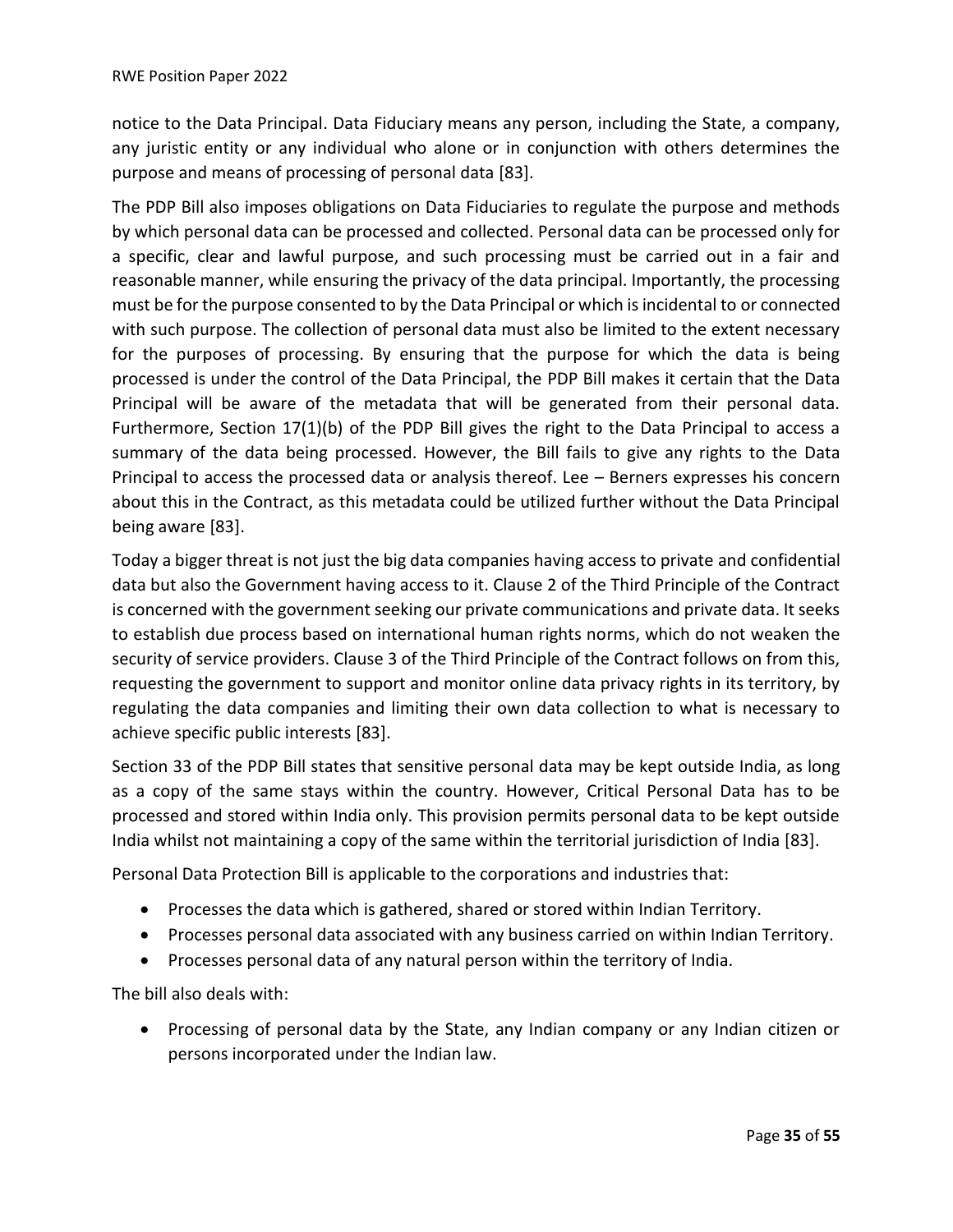notice to the Data Principal. Data Fiduciary means any person, including the State, a company, any juristic entity or any individual who alone or in conjunction with others determines the purpose and means of processing of personal data [83].

The PDP Bill also imposes obligations on Data Fiduciaries to regulate the purpose and methods by which personal data can be processed and collected. Personal data can be processed only for a specific, clear and lawful purpose, and such processing must be carried out in a fair and reasonable manner, while ensuring the privacy of the data principal. Importantly, the processing must be for the purpose consented to by the Data Principal or which is incidental to or connected with such purpose. The collection of personal data must also be limited to the extent necessary for the purposes of processing. By ensuring that the purpose for which the data is being processed is under the control of the Data Principal, the PDP Bill makes it certain that the Data Principal will be aware of the metadata that will be generated from their personal data. Furthermore, Section 17(1)(b) of the PDP Bill gives the right to the Data Principal to access a summary of the data being processed. However, the Bill fails to give any rights to the Data Principal to access the processed data or analysis thereof. Lee – Berners expresses his concern about this in the Contract, as this metadata could be utilized further without the Data Principal being aware [83].

Today a bigger threat is not just the big data companies having access to private and confidential data but also the Government having access to it. Clause 2 of the Third Principle of the Contract is concerned with the government seeking our private communications and private data. It seeks to establish due process based on international human rights norms, which do not weaken the security of service providers. Clause 3 of the Third Principle of the Contract follows on from this, requesting the government to support and monitor online data privacy rights in its territory, by regulating the data companies and limiting their own data collection to what is necessary to achieve specific public interests [83].

Section 33 of the PDP Bill states that sensitive personal data may be kept outside India, as long as a copy of the same stays within the country. However, Critical Personal Data has to be processed and stored within India only. This provision permits personal data to be kept outside India whilst not maintaining a copy of the same within the territorial jurisdiction of India [83].

Personal Data Protection Bill is applicable to the corporations and industries that:

- Processes the data which is gathered, shared or stored within Indian Territory.
- Processes personal data associated with any business carried on within Indian Territory.
- Processes personal data of any natural person within the territory of India.

The bill also deals with:

- Processing of personal data by the State, any Indian company or any Indian citizen or persons incorporated under the Indian law.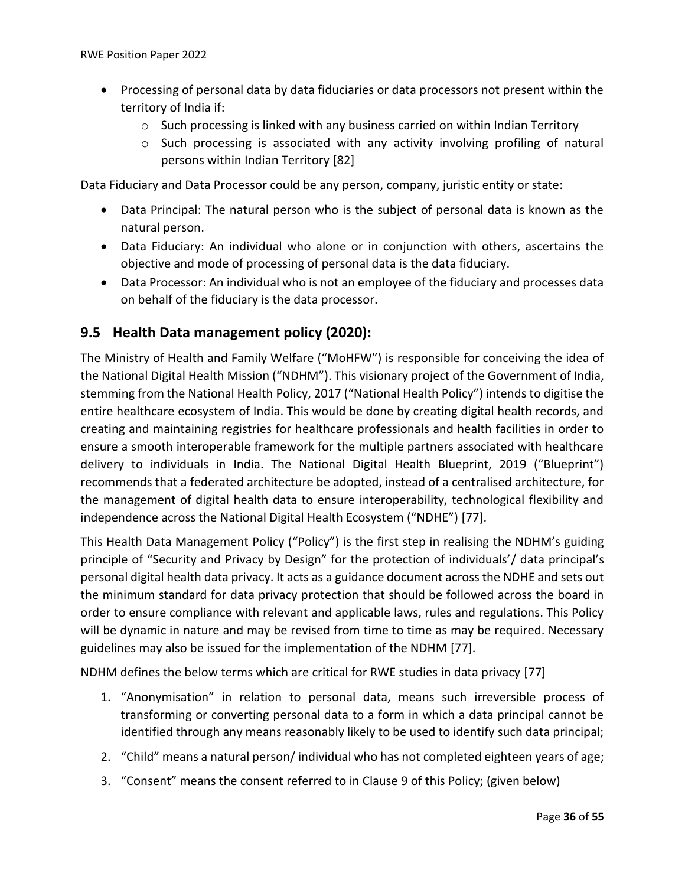- Processing of personal data by data fiduciaries or data processors not present within the territory of India if:
    - Such processing is linked with any business carried on within Indian Territory
    - Such processing is associated with any activity involving profiling of natural persons within Indian Territory [82]

Data Fiduciary and Data Processor could be any person, company, juristic entity or state:

- Data Principal: The natural person who is the subject of personal data is known as the natural person.
- Data Fiduciary: An individual who alone or in conjunction with others, ascertains the objective and mode of processing of personal data is the data fiduciary.
- Data Processor: An individual who is not an employee of the fiduciary and processes data on behalf of the fiduciary is the data processor.

## 9.5 Health Data management policy (2020):

The Ministry of Health and Family Welfare ("MoHFW") is responsible for conceiving the idea of the National Digital Health Mission ("NDHM"). This visionary project of the Government of India, stemming from the National Health Policy, 2017 ("National Health Policy") intends to digitise the entire healthcare ecosystem of India. This would be done by creating digital health records, and creating and maintaining registries for healthcare professionals and health facilities in order to ensure a smooth interoperable framework for the multiple partners associated with healthcare delivery to individuals in India. The National Digital Health Blueprint, 2019 ("Blueprint") recommends that a federated architecture be adopted, instead of a centralised architecture, for the management of digital health data to ensure interoperability, technological flexibility and independence across the National Digital Health Ecosystem ("NDHE") [77].

This Health Data Management Policy ("Policy") is the first step in realising the NDHM's guiding principle of "Security and Privacy by Design" for the protection of individuals'/ data principal's personal digital health data privacy. It acts as a guidance document across the NDHE and sets out the minimum standard for data privacy protection that should be followed across the board in order to ensure compliance with relevant and applicable laws, rules and regulations. This Policy will be dynamic in nature and may be revised from time to time as may be required. Necessary guidelines may also be issued for the implementation of the NDHM [77].

NDHM defines the below terms which are critical for RWE studies in data privacy [77]

1. "Anonymisation" in relation to personal data, means such irreversible process of transforming or converting personal data to a form in which a data principal cannot be identified through any means reasonably likely to be used to identify such data principal;
2. "Child" means a natural person/ individual who has not completed eighteen years of age;
3. "Consent" means the consent referred to in Clause 9 of this Policy; (given below)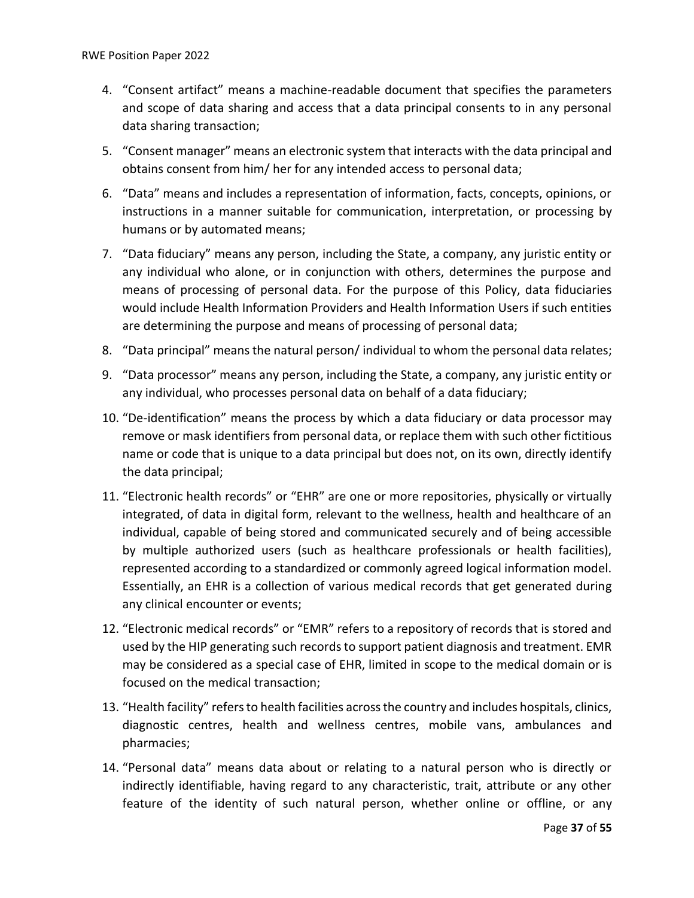4. “Consent artifact” means a machine-readable document that specifies the parameters and scope of data sharing and access that a data principal consents to in any personal data sharing transaction;
5. “Consent manager” means an electronic system that interacts with the data principal and obtains consent from him/ her for any intended access to personal data;
6. “Data” means and includes a representation of information, facts, concepts, opinions, or instructions in a manner suitable for communication, interpretation, or processing by humans or by automated means;
7. “Data fiduciary” means any person, including the State, a company, any juristic entity or any individual who alone, or in conjunction with others, determines the purpose and means of processing of personal data. For the purpose of this Policy, data fiduciaries would include Health Information Providers and Health Information Users if such entities are determining the purpose and means of processing of personal data;
8. “Data principal” means the natural person/ individual to whom the personal data relates;
9. “Data processor” means any person, including the State, a company, any juristic entity or any individual, who processes personal data on behalf of a data fiduciary;
10. “De-identification” means the process by which a data fiduciary or data processor may remove or mask identifiers from personal data, or replace them with such other fictitious name or code that is unique to a data principal but does not, on its own, directly identify the data principal;
11. “Electronic health records” or “EHR” are one or more repositories, physically or virtually integrated, of data in digital form, relevant to the wellness, health and healthcare of an individual, capable of being stored and communicated securely and of being accessible by multiple authorized users (such as healthcare professionals or health facilities), represented according to a standardized or commonly agreed logical information model. Essentially, an EHR is a collection of various medical records that get generated during any clinical encounter or events;
12. “Electronic medical records” or “EMR” refers to a repository of records that is stored and used by the HIP generating such records to support patient diagnosis and treatment. EMR may be considered as a special case of EHR, limited in scope to the medical domain or is focused on the medical transaction;
13. “Health facility” refers to health facilities across the country and includes hospitals, clinics, diagnostic centres, health and wellness centres, mobile vans, ambulances and pharmacies;
14. “Personal data” means data about or relating to a natural person who is directly or indirectly identifiable, having regard to any characteristic, trait, attribute or any other feature of the identity of such natural person, whether online or offline, or any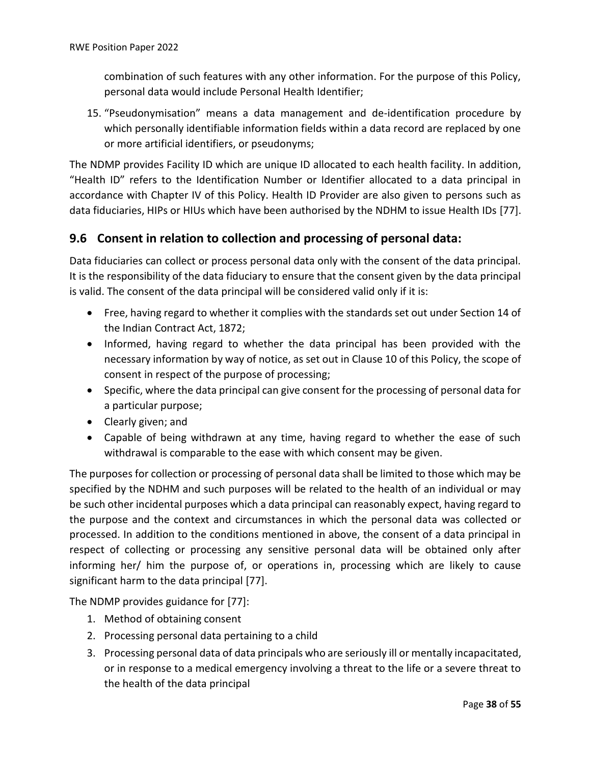combination of such features with any other information. For the purpose of this Policy, personal data would include Personal Health Identifier;

15. "Pseudonymisation" means a data management and de-identification procedure by which personally identifiable information fields within a data record are replaced by one or more artificial identifiers, or pseudonyms;

The NDMP provides Facility ID which are unique ID allocated to each health facility. In addition, "Health ID" refers to the Identification Number or Identifier allocated to a data principal in accordance with Chapter IV of this Policy. Health ID Provider are also given to persons such as data fiduciaries, HIPs or HIUs which have been authorised by the NDHM to issue Health IDs [77].

## 9.6 Consent in relation to collection and processing of personal data:

Data fiduciaries can collect or process personal data only with the consent of the data principal. It is the responsibility of the data fiduciary to ensure that the consent given by the data principal is valid. The consent of the data principal will be considered valid only if it is:

- Free, having regard to whether it complies with the standards set out under Section 14 of the Indian Contract Act, 1872;
- Informed, having regard to whether the data principal has been provided with the necessary information by way of notice, as set out in Clause 10 of this Policy, the scope of consent in respect of the purpose of processing;
- Specific, where the data principal can give consent for the processing of personal data for a particular purpose;
- Clearly given; and
- Capable of being withdrawn at any time, having regard to whether the ease of such withdrawal is comparable to the ease with which consent may be given.

The purposes for collection or processing of personal data shall be limited to those which may be specified by the NDHM and such purposes will be related to the health of an individual or may be such other incidental purposes which a data principal can reasonably expect, having regard to the purpose and the context and circumstances in which the personal data was collected or processed. In addition to the conditions mentioned in above, the consent of a data principal in respect of collecting or processing any sensitive personal data will be obtained only after informing her/ him the purpose of, or operations in, processing which are likely to cause significant harm to the data principal [77].

The NDMP provides guidance for [77]:

1. Method of obtaining consent
2. Processing personal data pertaining to a child
3. Processing personal data of data principals who are seriously ill or mentally incapacitated, or in response to a medical emergency involving a threat to the life or a severe threat to the health of the data principal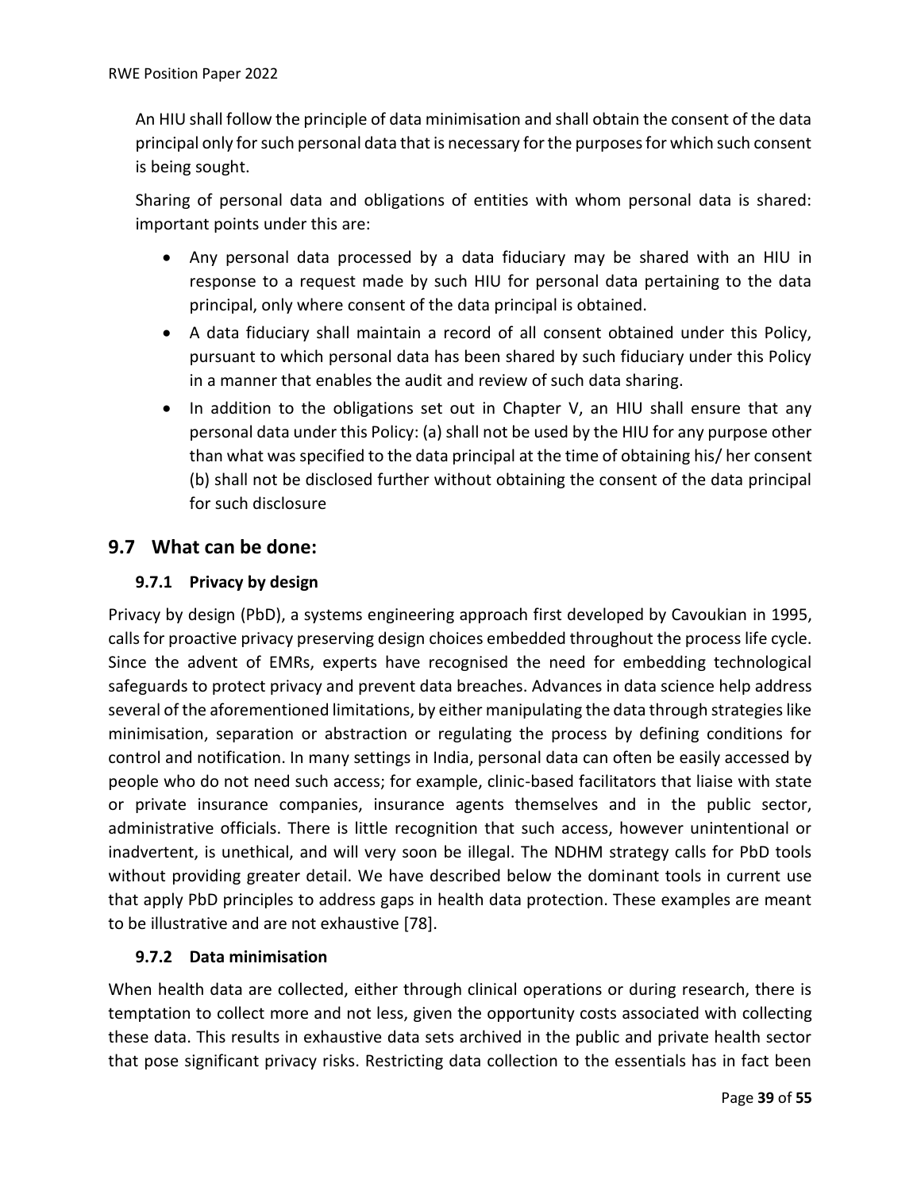An HIU shall follow the principle of data minimisation and shall obtain the consent of the data principal only for such personal data that is necessary for the purposes for which such consent is being sought.

Sharing of personal data and obligations of entities with whom personal data is shared: important points under this are:

- Any personal data processed by a data fiduciary may be shared with an HIU in response to a request made by such HIU for personal data pertaining to the data principal, only where consent of the data principal is obtained.
- A data fiduciary shall maintain a record of all consent obtained under this Policy, pursuant to which personal data has been shared by such fiduciary under this Policy in a manner that enables the audit and review of such data sharing.
- In addition to the obligations set out in Chapter V, an HIU shall ensure that any personal data under this Policy: (a) shall not be used by the HIU for any purpose other than what was specified to the data principal at the time of obtaining his/ her consent (b) shall not be disclosed further without obtaining the consent of the data principal for such disclosure

## 9.7 What can be done:

### 9.7.1 Privacy by design

Privacy by design (PbD), a systems engineering approach first developed by Cavoukian in 1995, calls for proactive privacy preserving design choices embedded throughout the process life cycle. Since the advent of EMRs, experts have recognised the need for embedding technological safeguards to protect privacy and prevent data breaches. Advances in data science help address several of the aforementioned limitations, by either manipulating the data through strategies like minimisation, separation or abstraction or regulating the process by defining conditions for control and notification. In many settings in India, personal data can often be easily accessed by people who do not need such access; for example, clinic-based facilitators that liaise with state or private insurance companies, insurance agents themselves and in the public sector, administrative officials. There is little recognition that such access, however unintentional or inadvertent, is unethical, and will very soon be illegal. The NDHM strategy calls for PbD tools without providing greater detail. We have described below the dominant tools in current use that apply PbD principles to address gaps in health data protection. These examples are meant to be illustrative and are not exhaustive [78].

### 9.7.2 Data minimisation

When health data are collected, either through clinical operations or during research, there is temptation to collect more and not less, given the opportunity costs associated with collecting these data. This results in exhaustive data sets archived in the public and private health sector that pose significant privacy risks. Restricting data collection to the essentials has in fact been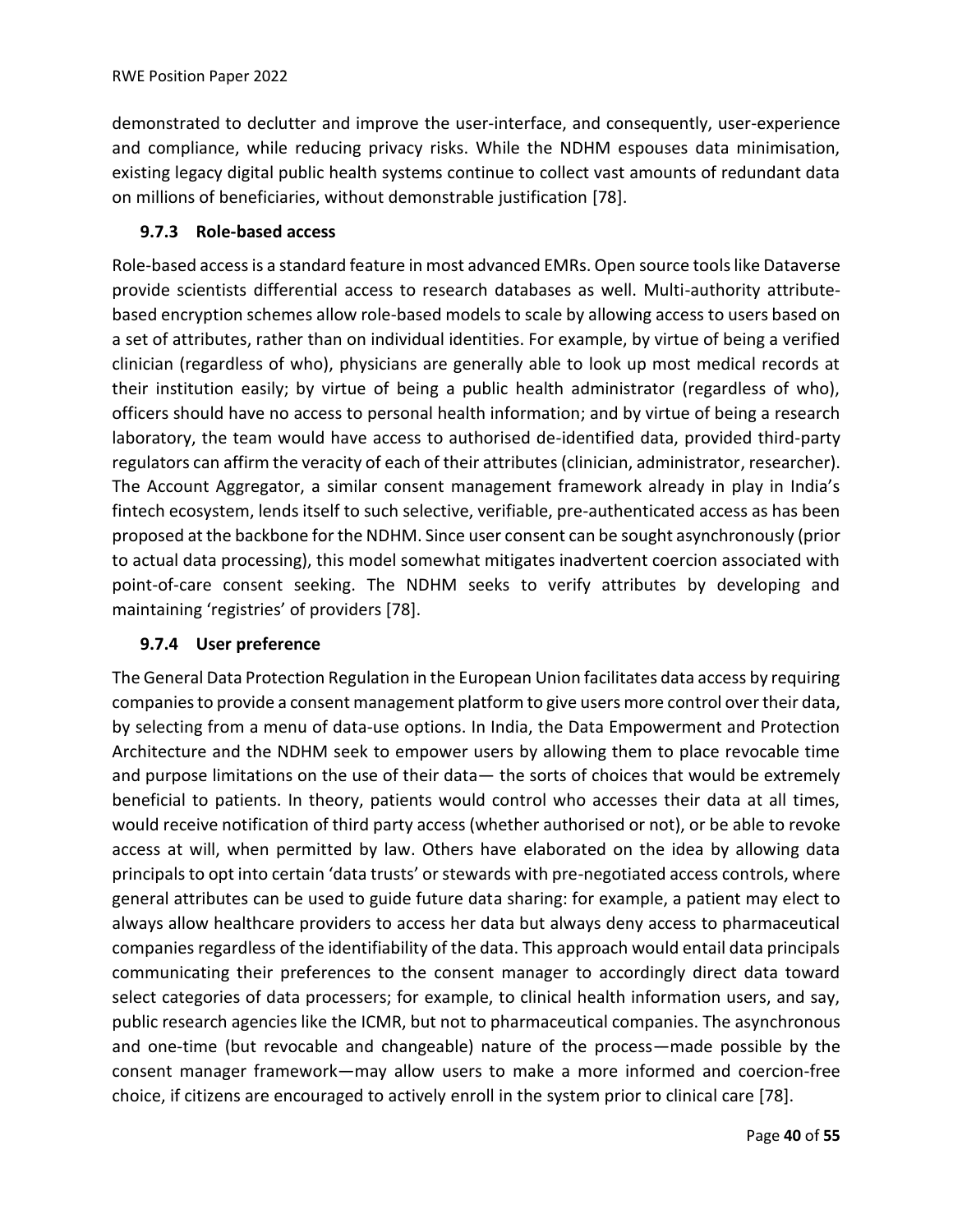demonstrated to declutter and improve the user-interface, and consequently, user-experience and compliance, while reducing privacy risks. While the NDHM espouses data minimisation, existing legacy digital public health systems continue to collect vast amounts of redundant data on millions of beneficiaries, without demonstrable justification [78].

### 9.7.3 Role-based access

Role-based access is a standard feature in most advanced EMRs. Open source tools like Dataverse provide scientists differential access to research databases as well. Multi-authority attribute-based encryption schemes allow role-based models to scale by allowing access to users based on a set of attributes, rather than on individual identities. For example, by virtue of being a verified clinician (regardless of who), physicians are generally able to look up most medical records at their institution easily; by virtue of being a public health administrator (regardless of who), officers should have no access to personal health information; and by virtue of being a research laboratory, the team would have access to authorised de-identified data, provided third-party regulators can affirm the veracity of each of their attributes (clinician, administrator, researcher). The Account Aggregator, a similar consent management framework already in play in India's fintech ecosystem, lends itself to such selective, verifiable, pre-authenticated access as has been proposed at the backbone for the NDHM. Since user consent can be sought asynchronously (prior to actual data processing), this model somewhat mitigates inadvertent coercion associated with point-of-care consent seeking. The NDHM seeks to verify attributes by developing and maintaining 'registries' of providers [78].

### 9.7.4 User preference

The General Data Protection Regulation in the European Union facilitates data access by requiring companies to provide a consent management platform to give users more control over their data, by selecting from a menu of data-use options. In India, the Data Empowerment and Protection Architecture and the NDHM seek to empower users by allowing them to place revocable time and purpose limitations on the use of their data— the sorts of choices that would be extremely beneficial to patients. In theory, patients would control who accesses their data at all times, would receive notification of third party access (whether authorised or not), or be able to revoke access at will, when permitted by law. Others have elaborated on the idea by allowing data principals to opt into certain 'data trusts' or stewards with pre-negotiated access controls, where general attributes can be used to guide future data sharing: for example, a patient may elect to always allow healthcare providers to access her data but always deny access to pharmaceutical companies regardless of the identifiability of the data. This approach would entail data principals communicating their preferences to the consent manager to accordingly direct data toward select categories of data processers; for example, to clinical health information users, and say, public research agencies like the ICMR, but not to pharmaceutical companies. The asynchronous and one-time (but revocable and changeable) nature of the process—made possible by the consent manager framework—may allow users to make a more informed and coercion-free choice, if citizens are encouraged to actively enroll in the system prior to clinical care [78].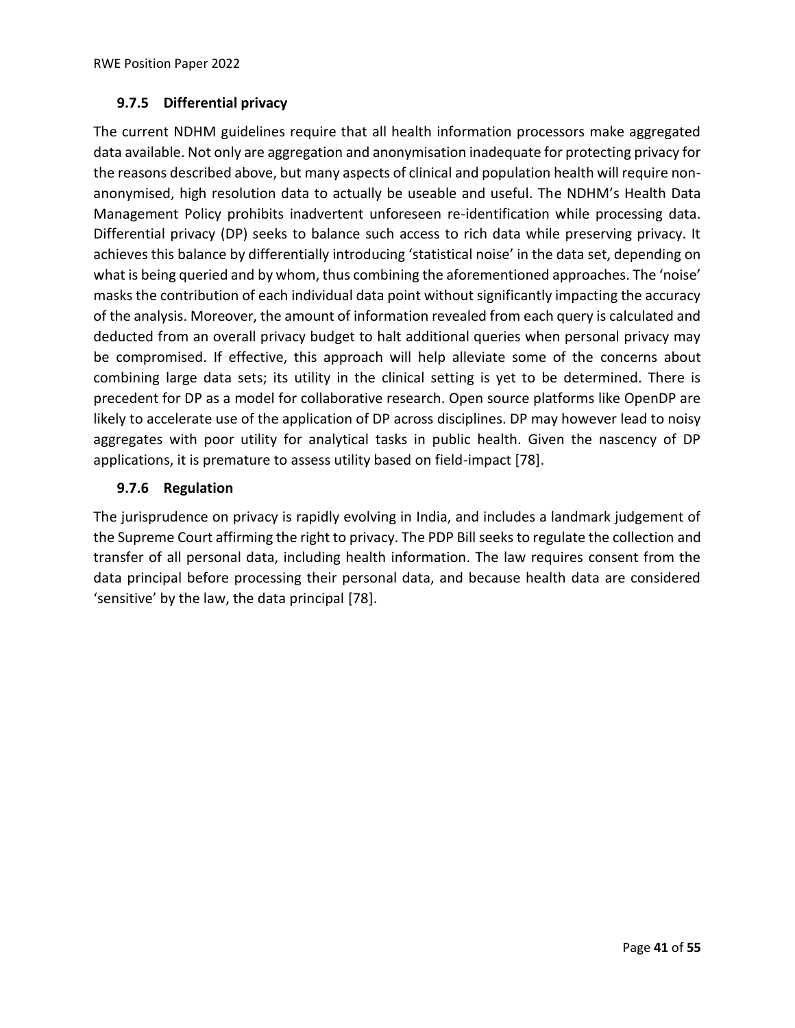### 9.7.5 Differential privacy

The current NDHM guidelines require that all health information processors make aggregated data available. Not only are aggregation and anonymisation inadequate for protecting privacy for the reasons described above, but many aspects of clinical and population health will require non-anonymised, high resolution data to actually be useable and useful. The NDHM's Health Data Management Policy prohibits inadvertent unforeseen re-identification while processing data. Differential privacy (DP) seeks to balance such access to rich data while preserving privacy. It achieves this balance by differentially introducing 'statistical noise' in the data set, depending on what is being queried and by whom, thus combining the aforementioned approaches. The 'noise' masks the contribution of each individual data point without significantly impacting the accuracy of the analysis. Moreover, the amount of information revealed from each query is calculated and deducted from an overall privacy budget to halt additional queries when personal privacy may be compromised. If effective, this approach will help alleviate some of the concerns about combining large data sets; its utility in the clinical setting is yet to be determined. There is precedent for DP as a model for collaborative research. Open source platforms like OpenDP are likely to accelerate use of the application of DP across disciplines. DP may however lead to noisy aggregates with poor utility for analytical tasks in public health. Given the nascency of DP applications, it is premature to assess utility based on field-impact [78].

### 9.7.6 Regulation

The jurisprudence on privacy is rapidly evolving in India, and includes a landmark judgement of the Supreme Court affirming the right to privacy. The PDP Bill seeks to regulate the collection and transfer of all personal data, including health information. The law requires consent from the data principal before processing their personal data, and because health data are considered 'sensitive' by the law, the data principal [78].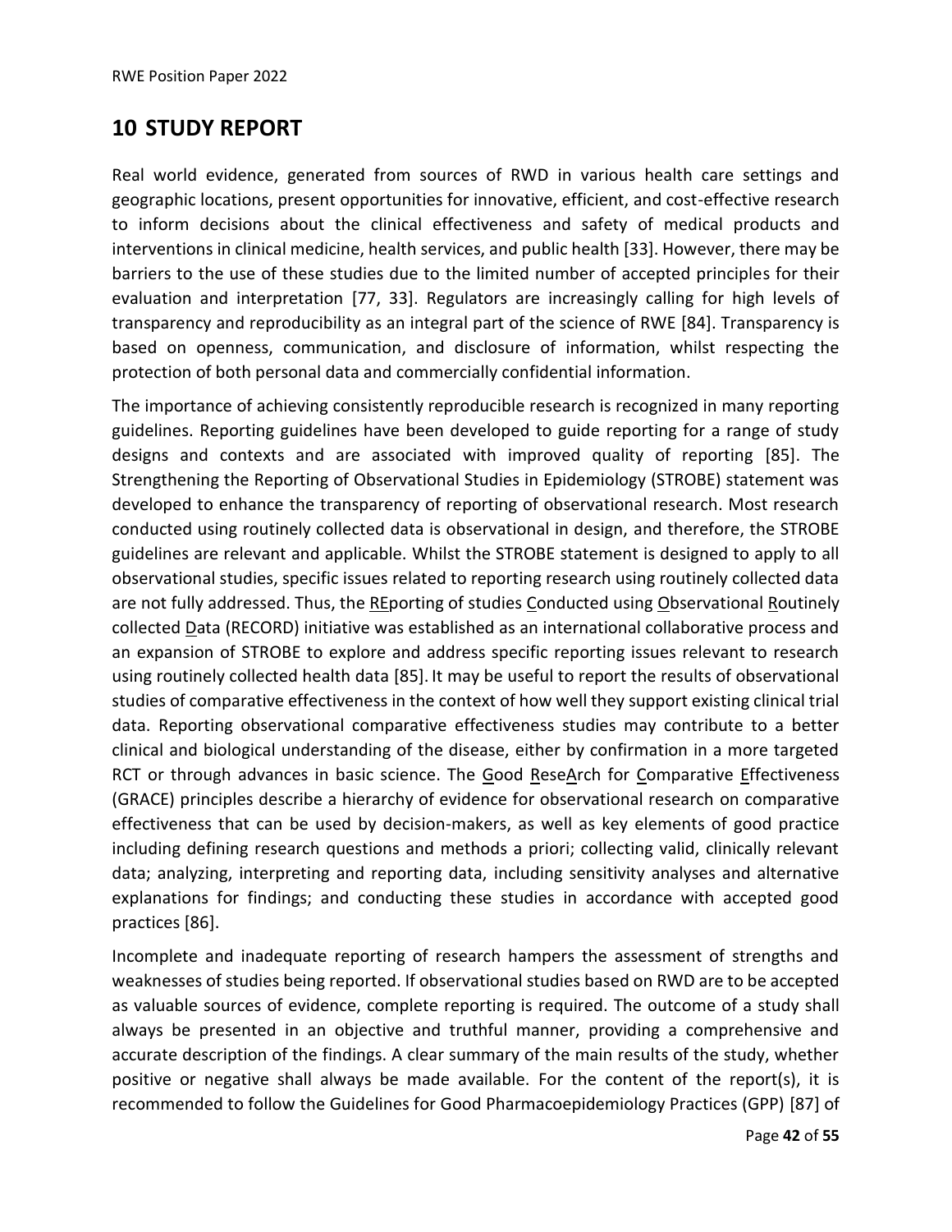# 10 STUDY REPORT

Real world evidence, generated from sources of RWD in various health care settings and geographic locations, present opportunities for innovative, efficient, and cost-effective research to inform decisions about the clinical effectiveness and safety of medical products and interventions in clinical medicine, health services, and public health [33]. However, there may be barriers to the use of these studies due to the limited number of accepted principles for their evaluation and interpretation [77, 33]. Regulators are increasingly calling for high levels of transparency and reproducibility as an integral part of the science of RWE [84]. Transparency is based on openness, communication, and disclosure of information, whilst respecting the protection of both personal data and commercially confidential information.

The importance of achieving consistently reproducible research is recognized in many reporting guidelines. Reporting guidelines have been developed to guide reporting for a range of study designs and contexts and are associated with improved quality of reporting [85]. The Strengthening the Reporting of Observational Studies in Epidemiology (STROBE) statement was developed to enhance the transparency of reporting of observational research. Most research conducted using routinely collected data is observational in design, and therefore, the STROBE guidelines are relevant and applicable. Whilst the STROBE statement is designed to apply to all observational studies, specific issues related to reporting research using routinely collected data are not fully addressed. Thus, the REporting of studies Conducted using Observational Routinely collected Data (RECORD) initiative was established as an international collaborative process and an expansion of STROBE to explore and address specific reporting issues relevant to research using routinely collected health data [85]. It may be useful to report the results of observational studies of comparative effectiveness in the context of how well they support existing clinical trial data. Reporting observational comparative effectiveness studies may contribute to a better clinical and biological understanding of the disease, either by confirmation in a more targeted RCT or through advances in basic science. The Good ReseArch for Comparative Effectiveness (GRACE) principles describe a hierarchy of evidence for observational research on comparative effectiveness that can be used by decision-makers, as well as key elements of good practice including defining research questions and methods a priori; collecting valid, clinically relevant data; analyzing, interpreting and reporting data, including sensitivity analyses and alternative explanations for findings; and conducting these studies in accordance with accepted good practices [86].

Incomplete and inadequate reporting of research hampers the assessment of strengths and weaknesses of studies being reported. If observational studies based on RWD are to be accepted as valuable sources of evidence, complete reporting is required. The outcome of a study shall always be presented in an objective and truthful manner, providing a comprehensive and accurate description of the findings. A clear summary of the main results of the study, whether positive or negative shall always be made available. For the content of the report(s), it is recommended to follow the Guidelines for Good Pharmacoepidemiology Practices (GPP) [87] of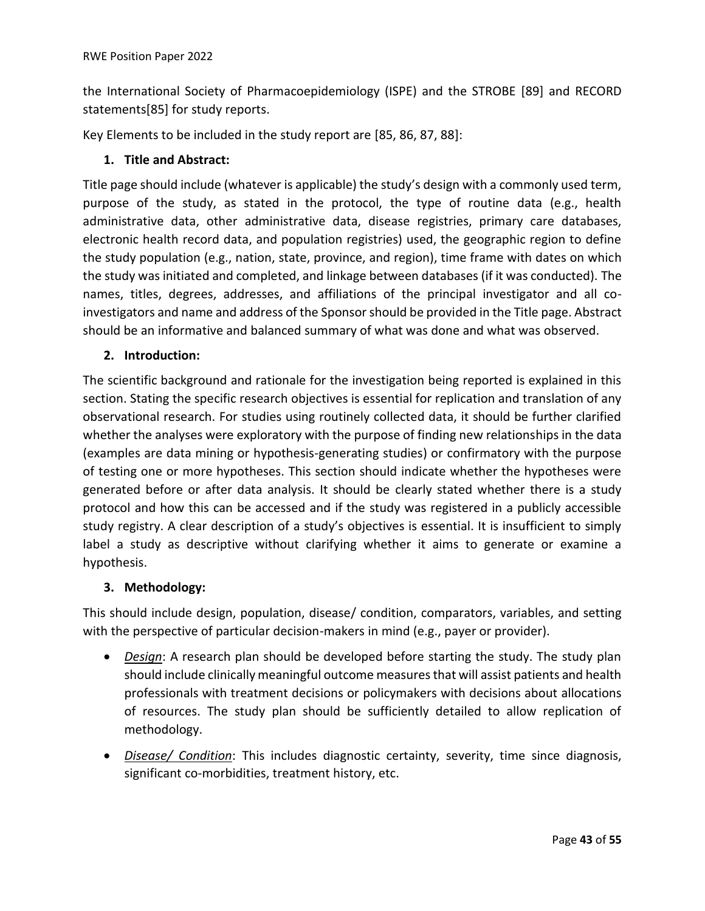the International Society of Pharmacoepidemiology (ISPE) and the STROBE [89] and RECORD statements[85] for study reports.

Key Elements to be included in the study report are [85, 86, 87, 88]:

**1. Title and Abstract:**

Title page should include (whatever is applicable) the study's design with a commonly used term, purpose of the study, as stated in the protocol, the type of routine data (e.g., health administrative data, other administrative data, disease registries, primary care databases, electronic health record data, and population registries) used, the geographic region to define the study population (e.g., nation, state, province, and region), time frame with dates on which the study was initiated and completed, and linkage between databases (if it was conducted). The names, titles, degrees, addresses, and affiliations of the principal investigator and all co-investigators and name and address of the Sponsor should be provided in the Title page. Abstract should be an informative and balanced summary of what was done and what was observed.

**2. Introduction:**

The scientific background and rationale for the investigation being reported is explained in this section. Stating the specific research objectives is essential for replication and translation of any observational research. For studies using routinely collected data, it should be further clarified whether the analyses were exploratory with the purpose of finding new relationships in the data (examples are data mining or hypothesis-generating studies) or confirmatory with the purpose of testing one or more hypotheses. This section should indicate whether the hypotheses were generated before or after data analysis. It should be clearly stated whether there is a study protocol and how this can be accessed and if the study was registered in a publicly accessible study registry. A clear description of a study's objectives is essential. It is insufficient to simply label a study as descriptive without clarifying whether it aims to generate or examine a hypothesis.

**3. Methodology:**

This should include design, population, disease/ condition, comparators, variables, and setting with the perspective of particular decision-makers in mind (e.g., payer or provider).

- *Design*: A research plan should be developed before starting the study. The study plan should include clinically meaningful outcome measures that will assist patients and health professionals with treatment decisions or policymakers with decisions about allocations of resources. The study plan should be sufficiently detailed to allow replication of methodology.
- *Disease/ Condition*: This includes diagnostic certainty, severity, time since diagnosis, significant co-morbidities, treatment history, etc.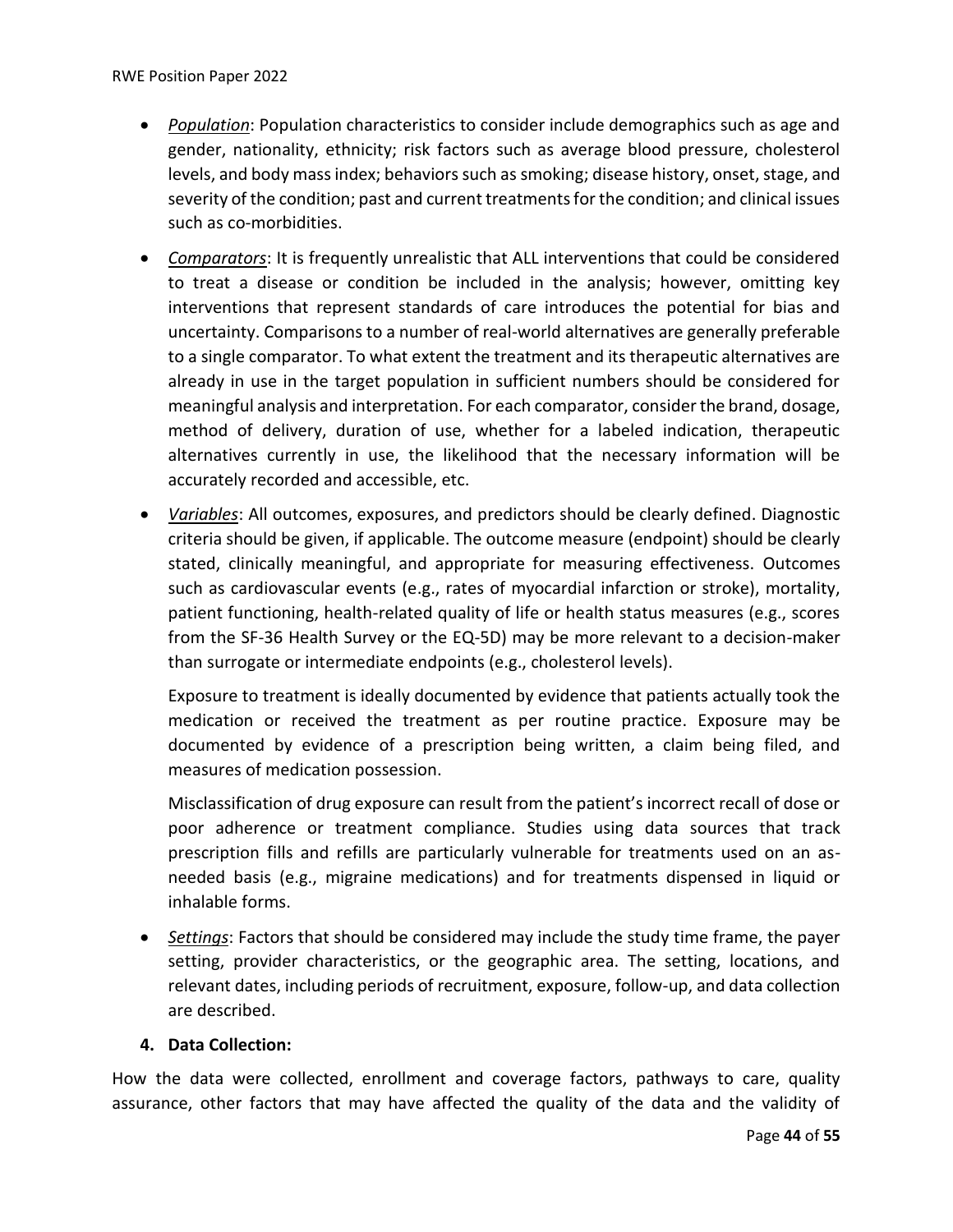- *Population*: Population characteristics to consider include demographics such as age and gender, nationality, ethnicity; risk factors such as average blood pressure, cholesterol levels, and body mass index; behaviors such as smoking; disease history, onset, stage, and severity of the condition; past and current treatments for the condition; and clinical issues such as co-morbidities.

- *Comparators*: It is frequently unrealistic that ALL interventions that could be considered to treat a disease or condition be included in the analysis; however, omitting key interventions that represent standards of care introduces the potential for bias and uncertainty. Comparisons to a number of real-world alternatives are generally preferable to a single comparator. To what extent the treatment and its therapeutic alternatives are already in use in the target population in sufficient numbers should be considered for meaningful analysis and interpretation. For each comparator, consider the brand, dosage, method of delivery, duration of use, whether for a labeled indication, therapeutic alternatives currently in use, the likelihood that the necessary information will be accurately recorded and accessible, etc.

- *Variables*: All outcomes, exposures, and predictors should be clearly defined. Diagnostic criteria should be given, if applicable. The outcome measure (endpoint) should be clearly stated, clinically meaningful, and appropriate for measuring effectiveness. Outcomes such as cardiovascular events (e.g., rates of myocardial infarction or stroke), mortality, patient functioning, health-related quality of life or health status measures (e.g., scores from the SF-36 Health Survey or the EQ-5D) may be more relevant to a decision-maker than surrogate or intermediate endpoints (e.g., cholesterol levels).

  Exposure to treatment is ideally documented by evidence that patients actually took the medication or received the treatment as per routine practice. Exposure may be documented by evidence of a prescription being written, a claim being filed, and measures of medication possession.

  Misclassification of drug exposure can result from the patient's incorrect recall of dose or poor adherence or treatment compliance. Studies using data sources that track prescription fills and refills are particularly vulnerable for treatments used on an as-needed basis (e.g., migraine medications) and for treatments dispensed in liquid or inhalable forms.

- *Settings*: Factors that should be considered may include the study time frame, the payer setting, provider characteristics, or the geographic area. The setting, locations, and relevant dates, including periods of recruitment, exposure, follow-up, and data collection are described.

**4. Data Collection:**

How the data were collected, enrollment and coverage factors, pathways to care, quality assurance, other factors that may have affected the quality of the data and the validity of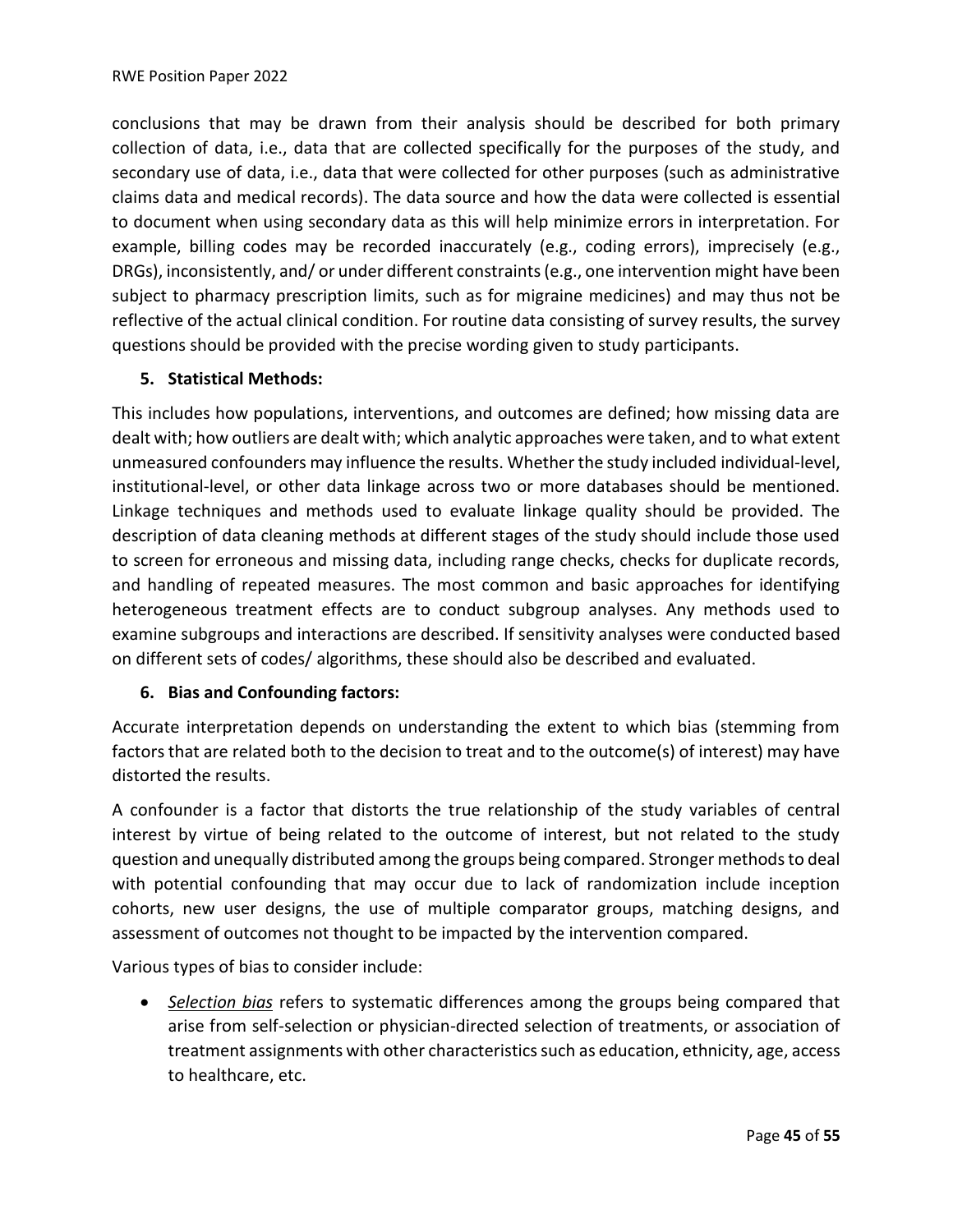conclusions that may be drawn from their analysis should be described for both primary collection of data, i.e., data that are collected specifically for the purposes of the study, and secondary use of data, i.e., data that were collected for other purposes (such as administrative claims data and medical records). The data source and how the data were collected is essential to document when using secondary data as this will help minimize errors in interpretation. For example, billing codes may be recorded inaccurately (e.g., coding errors), imprecisely (e.g., DRGs), inconsistently, and/ or under different constraints (e.g., one intervention might have been subject to pharmacy prescription limits, such as for migraine medicines) and may thus not be reflective of the actual clinical condition. For routine data consisting of survey results, the survey questions should be provided with the precise wording given to study participants.

5. **Statistical Methods:**

This includes how populations, interventions, and outcomes are defined; how missing data are dealt with; how outliers are dealt with; which analytic approaches were taken, and to what extent unmeasured confounders may influence the results. Whether the study included individual-level, institutional-level, or other data linkage across two or more databases should be mentioned. Linkage techniques and methods used to evaluate linkage quality should be provided. The description of data cleaning methods at different stages of the study should include those used to screen for erroneous and missing data, including range checks, checks for duplicate records, and handling of repeated measures. The most common and basic approaches for identifying heterogeneous treatment effects are to conduct subgroup analyses. Any methods used to examine subgroups and interactions are described. If sensitivity analyses were conducted based on different sets of codes/ algorithms, these should also be described and evaluated.

6. **Bias and Confounding factors:**

Accurate interpretation depends on understanding the extent to which bias (stemming from factors that are related both to the decision to treat and to the outcome(s) of interest) may have distorted the results.

A confounder is a factor that distorts the true relationship of the study variables of central interest by virtue of being related to the outcome of interest, but not related to the study question and unequally distributed among the groups being compared. Stronger methods to deal with potential confounding that may occur due to lack of randomization include inception cohorts, new user designs, the use of multiple comparator groups, matching designs, and assessment of outcomes not thought to be impacted by the intervention compared.

Various types of bias to consider include:

- *Selection bias* refers to systematic differences among the groups being compared that arise from self-selection or physician-directed selection of treatments, or association of treatment assignments with other characteristics such as education, ethnicity, age, access to healthcare, etc.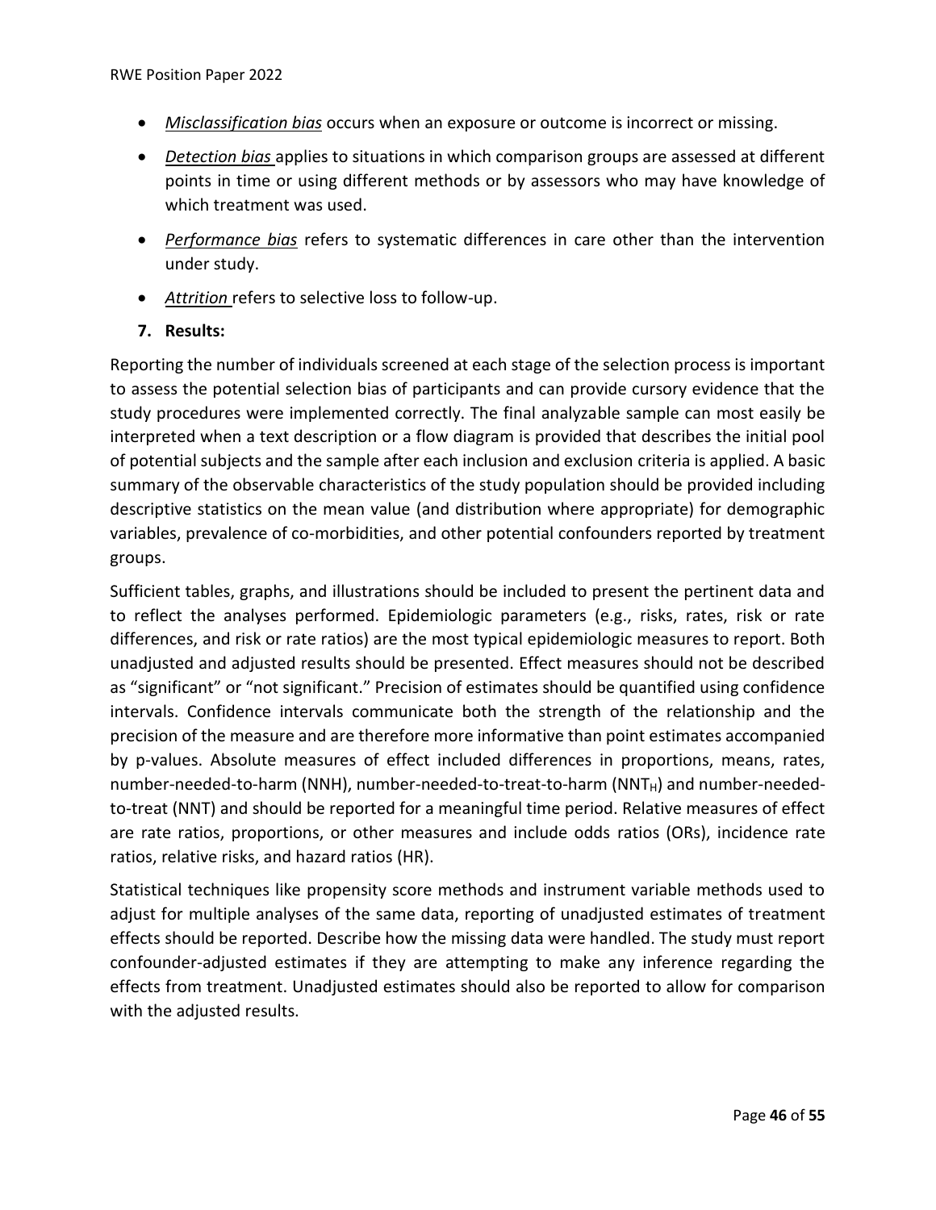- *Misclassification bias* occurs when an exposure or outcome is incorrect or missing.
- *Detection bias* applies to situations in which comparison groups are assessed at different points in time or using different methods or by assessors who may have knowledge of which treatment was used.
- *Performance bias* refers to systematic differences in care other than the intervention under study.
- *Attrition* refers to selective loss to follow-up.

7. **Results:**

Reporting the number of individuals screened at each stage of the selection process is important to assess the potential selection bias of participants and can provide cursory evidence that the study procedures were implemented correctly. The final analyzable sample can most easily be interpreted when a text description or a flow diagram is provided that describes the initial pool of potential subjects and the sample after each inclusion and exclusion criteria is applied. A basic summary of the observable characteristics of the study population should be provided including descriptive statistics on the mean value (and distribution where appropriate) for demographic variables, prevalence of co-morbidities, and other potential confounders reported by treatment groups.

Sufficient tables, graphs, and illustrations should be included to present the pertinent data and to reflect the analyses performed. Epidemiologic parameters (e.g., risks, rates, risk or rate differences, and risk or rate ratios) are the most typical epidemiologic measures to report. Both unadjusted and adjusted results should be presented. Effect measures should not be described as "significant" or "not significant." Precision of estimates should be quantified using confidence intervals. Confidence intervals communicate both the strength of the relationship and the precision of the measure and are therefore more informative than point estimates accompanied by p-values. Absolute measures of effect included differences in proportions, means, rates, number-needed-to-harm (NNH), number-needed-to-treat-to-harm ($NNT_H$) and number-needed-to-treat (NNT) and should be reported for a meaningful time period. Relative measures of effect are rate ratios, proportions, or other measures and include odds ratios (ORs), incidence rate ratios, relative risks, and hazard ratios (HR).

Statistical techniques like propensity score methods and instrument variable methods used to adjust for multiple analyses of the same data, reporting of unadjusted estimates of treatment effects should be reported. Describe how the missing data were handled. The study must report confounder-adjusted estimates if they are attempting to make any inference regarding the effects from treatment. Unadjusted estimates should also be reported to allow for comparison with the adjusted results.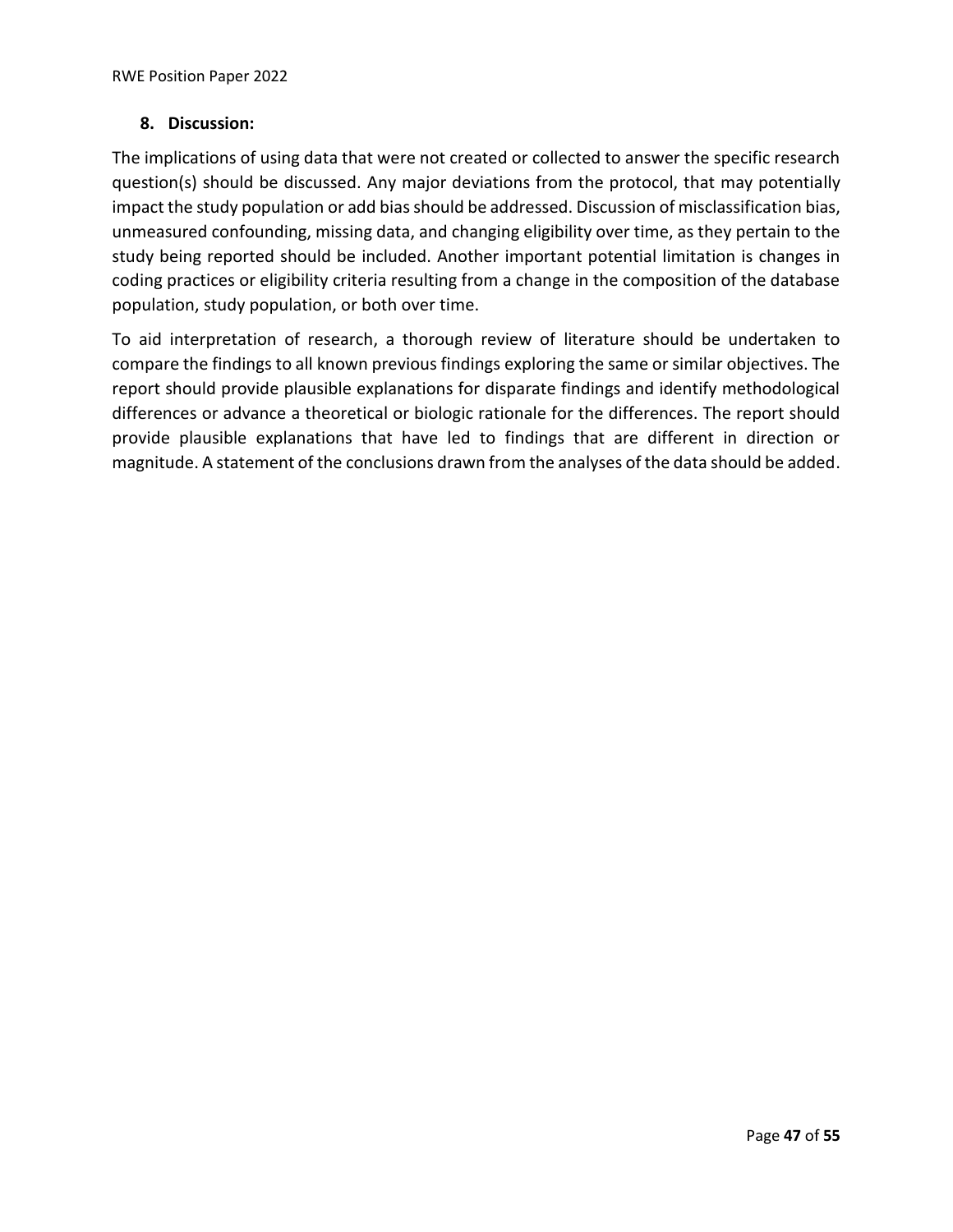## 8. Discussion:

The implications of using data that were not created or collected to answer the specific research question(s) should be discussed. Any major deviations from the protocol, that may potentially impact the study population or add bias should be addressed. Discussion of misclassification bias, unmeasured confounding, missing data, and changing eligibility over time, as they pertain to the study being reported should be included. Another important potential limitation is changes in coding practices or eligibility criteria resulting from a change in the composition of the database population, study population, or both over time.

To aid interpretation of research, a thorough review of literature should be undertaken to compare the findings to all known previous findings exploring the same or similar objectives. The report should provide plausible explanations for disparate findings and identify methodological differences or advance a theoretical or biologic rationale for the differences. The report should provide plausible explanations that have led to findings that are different in direction or magnitude. A statement of the conclusions drawn from the analyses of the data should be added.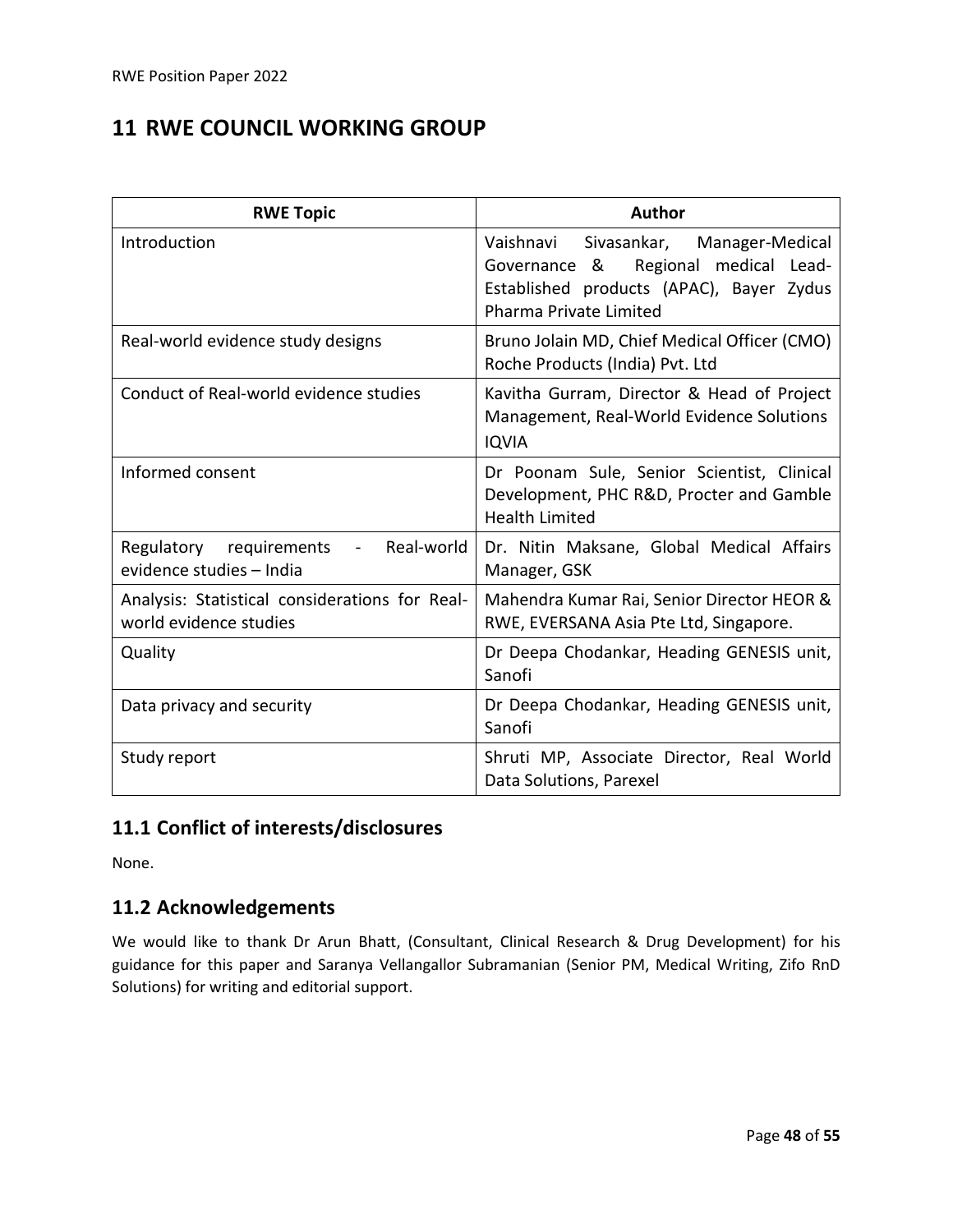# 11 RWE COUNCIL WORKING GROUP

| RWE Topic | Author |
|---|---|
| Introduction | Vaishnavi Sivasankar, Manager-Medical Governance & Regional medical Lead-Established products (APAC), Bayer Zydus Pharma Private Limited |
| Real-world evidence study designs | Bruno Jolain MD, Chief Medical Officer (CMO) Roche Products (India) Pvt. Ltd |
| Conduct of Real-world evidence studies | Kavitha Gurram, Director & Head of Project Management, Real-World Evidence Solutions IQVIA |
| Informed consent | Dr Poonam Sule, Senior Scientist, Clinical Development, PHC R&D, Procter and Gamble Health Limited |
| Regulatory requirements - Real-world evidence studies – India | Dr. Nitin Maksane, Global Medical Affairs Manager, GSK |
| Analysis: Statistical considerations for Real-world evidence studies | Mahendra Kumar Rai, Senior Director HEOR & RWE, EVERSANA Asia Pte Ltd, Singapore. |
| Quality | Dr Deepa Chodankar, Heading GENESIS unit, Sanofi |
| Data privacy and security | Dr Deepa Chodankar, Heading GENESIS unit, Sanofi |
| Study report | Shruti MP, Associate Director, Real World Data Solutions, Parexel |

## 11.1 Conflict of interests/disclosures

None.

## 11.2 Acknowledgements

We would like to thank Dr Arun Bhatt, (Consultant, Clinical Research & Drug Development) for his guidance for this paper and Saranya Vellangallor Subramanian (Senior PM, Medical Writing, Zifo RnD Solutions) for writing and editorial support.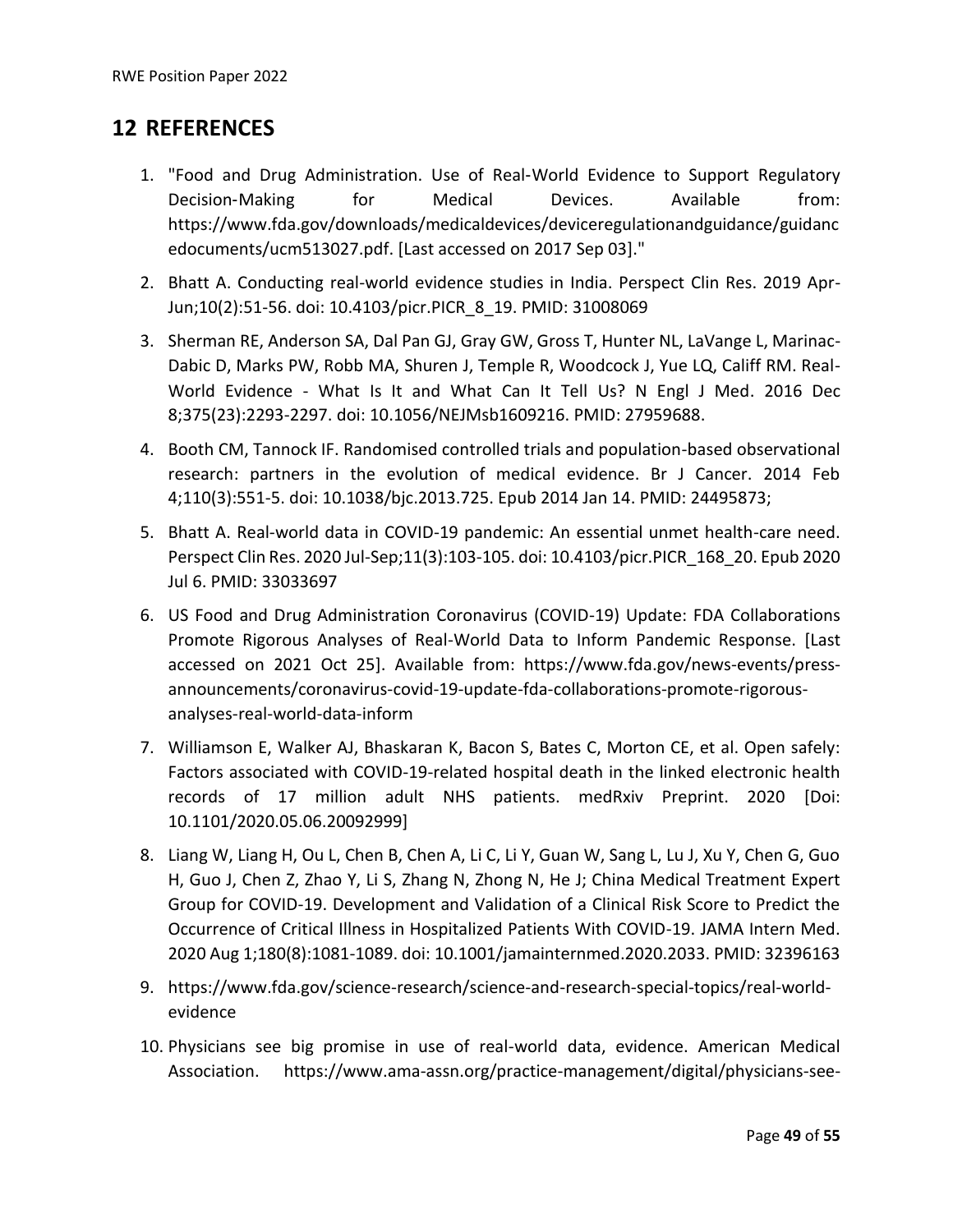## 12 REFERENCES

1. "Food and Drug Administration. Use of Real-World Evidence to Support Regulatory Decision-Making for Medical Devices. Available from: https://www.fda.gov/downloads/medicaldevices/deviceregulationandguidance/guidancedocuments/ucm513027.pdf. [Last accessed on 2017 Sep 03]."
2. Bhatt A. Conducting real-world evidence studies in India. Perspect Clin Res. 2019 Apr-Jun;10(2):51-56. doi: 10.4103/picr.PICR_8_19. PMID: 31008069
3. Sherman RE, Anderson SA, Dal Pan GJ, Gray GW, Gross T, Hunter NL, LaVange L, Marinac-Dabic D, Marks PW, Robb MA, Shuren J, Temple R, Woodcock J, Yue LQ, Califf RM. Real-World Evidence - What Is It and What Can It Tell Us? N Engl J Med. 2016 Dec 8;375(23):2293-2297. doi: 10.1056/NEJMsb1609216. PMID: 27959688.
4. Booth CM, Tannock IF. Randomised controlled trials and population-based observational research: partners in the evolution of medical evidence. Br J Cancer. 2014 Feb 4;110(3):551-5. doi: 10.1038/bjc.2013.725. Epub 2014 Jan 14. PMID: 24495873;
5. Bhatt A. Real-world data in COVID-19 pandemic: An essential unmet health-care need. Perspect Clin Res. 2020 Jul-Sep;11(3):103-105. doi: 10.4103/picr.PICR_168_20. Epub 2020 Jul 6. PMID: 33033697
6. US Food and Drug Administration Coronavirus (COVID-19) Update: FDA Collaborations Promote Rigorous Analyses of Real-World Data to Inform Pandemic Response. [Last accessed on 2021 Oct 25]. Available from: https://www.fda.gov/news-events/press-announcements/coronavirus-covid-19-update-fda-collaborations-promote-rigorous-analyses-real-world-data-inform
7. Williamson E, Walker AJ, Bhaskaran K, Bacon S, Bates C, Morton CE, et al. Open safely: Factors associated with COVID-19-related hospital death in the linked electronic health records of 17 million adult NHS patients. medRxiv Preprint. 2020 [Doi: 10.1101/2020.05.06.20092999]
8. Liang W, Liang H, Ou L, Chen B, Chen A, Li C, Li Y, Guan W, Sang L, Lu J, Xu Y, Chen G, Guo H, Guo J, Chen Z, Zhao Y, Li S, Zhang N, Zhong N, He J; China Medical Treatment Expert Group for COVID-19. Development and Validation of a Clinical Risk Score to Predict the Occurrence of Critical Illness in Hospitalized Patients With COVID-19. JAMA Intern Med. 2020 Aug 1;180(8):1081-1089. doi: 10.1001/jamainternmed.2020.2033. PMID: 32396163
9. https://www.fda.gov/science-research/science-and-research-special-topics/real-world-evidence
10. Physicians see big promise in use of real-world data, evidence. American Medical Association. https://www.ama-assn.org/practice-management/digital/physicians-see-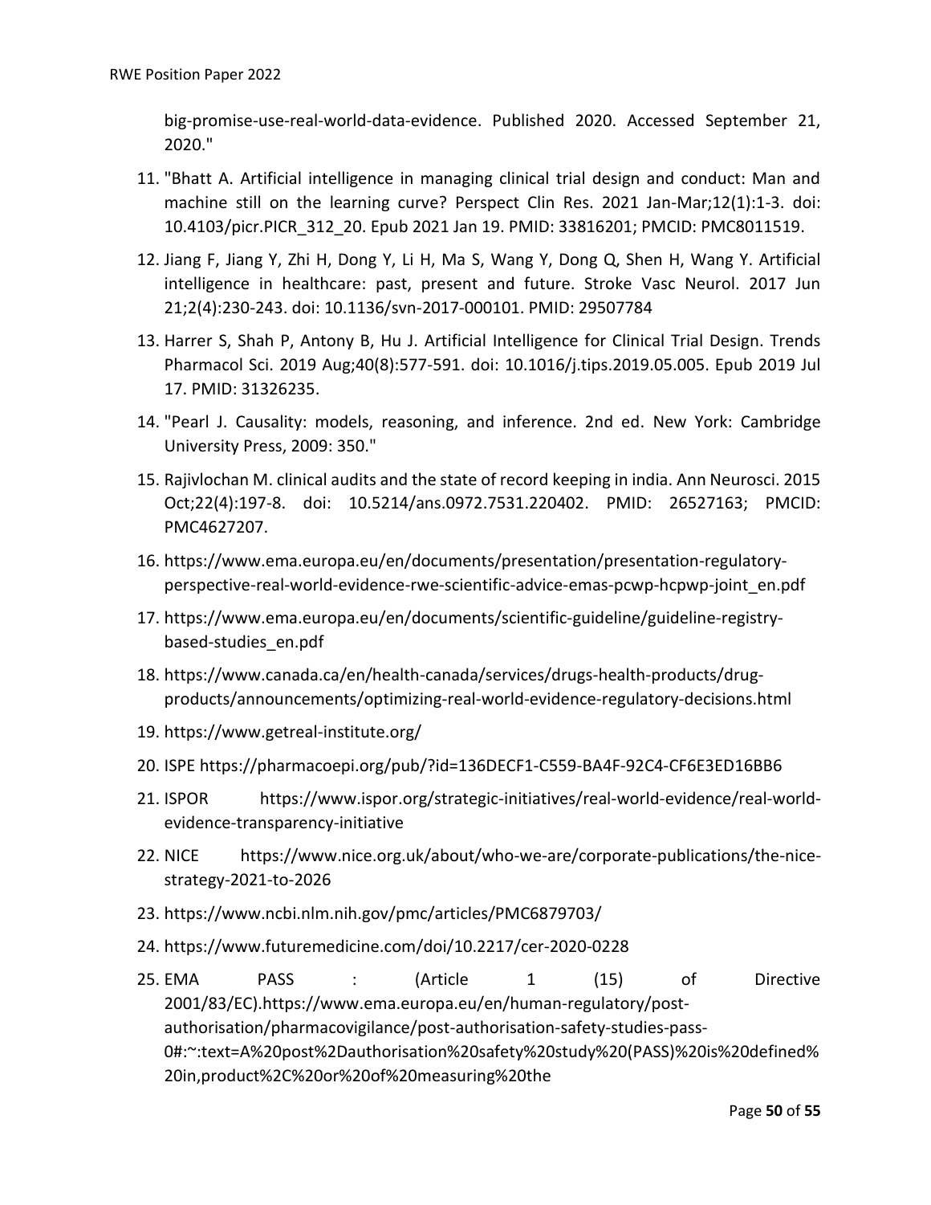big-promise-use-real-world-data-evidence. Published 2020. Accessed September 21, 2020."

11. "Bhatt A. Artificial intelligence in managing clinical trial design and conduct: Man and machine still on the learning curve? Perspect Clin Res. 2021 Jan-Mar;12(1):1-3. doi: 10.4103/picr.PICR_312_20. Epub 2021 Jan 19. PMID: 33816201; PMCID: PMC8011519.
12. Jiang F, Jiang Y, Zhi H, Dong Y, Li H, Ma S, Wang Y, Dong Q, Shen H, Wang Y. Artificial intelligence in healthcare: past, present and future. Stroke Vasc Neurol. 2017 Jun 21;2(4):230-243. doi: 10.1136/svn-2017-000101. PMID: 29507784
13. Harrer S, Shah P, Antony B, Hu J. Artificial Intelligence for Clinical Trial Design. Trends Pharmacol Sci. 2019 Aug;40(8):577-591. doi: 10.1016/j.tips.2019.05.005. Epub 2019 Jul 17. PMID: 31326235.
14. "Pearl J. Causality: models, reasoning, and inference. 2nd ed. New York: Cambridge University Press, 2009: 350."
15. Rajivlochan M. clinical audits and the state of record keeping in india. Ann Neurosci. 2015 Oct;22(4):197-8. doi: 10.5214/ans.0972.7531.220402. PMID: 26527163; PMCID: PMC4627207.
16. https://www.ema.europa.eu/en/documents/presentation/presentation-regulatory-perspective-real-world-evidence-rwe-scientific-advice-emas-pcwp-hcpwp-joint_en.pdf
17. https://www.ema.europa.eu/en/documents/scientific-guideline/guideline-registry-based-studies_en.pdf
18. https://www.canada.ca/en/health-canada/services/drugs-health-products/drug-products/announcements/optimizing-real-world-evidence-regulatory-decisions.html
19. https://www.getreal-institute.org/
20. ISPE https://pharmacoepi.org/pub/?id=136DECF1-C559-BA4F-92C4-CF6E3ED16BB6
21. ISPOR https://www.ispor.org/strategic-initiatives/real-world-evidence/real-world-evidence-transparency-initiative
22. NICE https://www.nice.org.uk/about/who-we-are/corporate-publications/the-nice-strategy-2021-to-2026
23. https://www.ncbi.nlm.nih.gov/pmc/articles/PMC6879703/
24. https://www.futuremedicine.com/doi/10.2217/cer-2020-0228
25. EMA PASS : (Article 1 (15) of Directive 2001/83/EC).https://www.ema.europa.eu/en/human-regulatory/post-authorisation/pharmacovigilance/post-authorisation-safety-studies-pass-0#:~:text=A%20post%2Dauthorisation%20safety%20study%20(PASS)%20is%20defined%20in,product%2C%20or%20of%20measuring%20the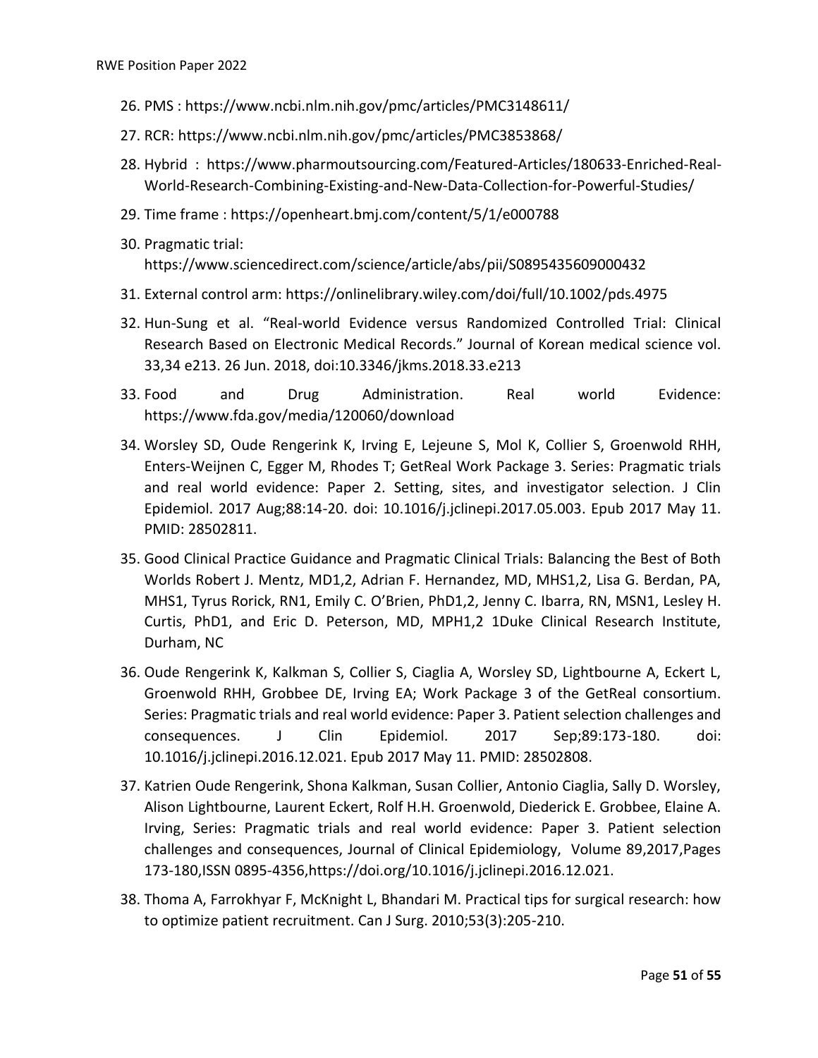26. PMS : https://www.ncbi.nlm.nih.gov/pmc/articles/PMC3148611/
27. RCR: https://www.ncbi.nlm.nih.gov/pmc/articles/PMC3853868/
28. Hybrid : https://www.pharmoutsourcing.com/Featured-Articles/180633-Enriched-Real-World-Research-Combining-Existing-and-New-Data-Collection-for-Powerful-Studies/
29. Time frame : https://openheart.bmj.com/content/5/1/e000788
30. Pragmatic trial: https://www.sciencedirect.com/science/article/abs/pii/S0895435609000432
31. External control arm: https://onlinelibrary.wiley.com/doi/full/10.1002/pds.4975
32. Hun-Sung et al. "Real-world Evidence versus Randomized Controlled Trial: Clinical Research Based on Electronic Medical Records." Journal of Korean medical science vol. 33,34 e213. 26 Jun. 2018, doi:10.3346/jkms.2018.33.e213
33. Food and Drug Administration. Real world Evidence: https://www.fda.gov/media/120060/download
34. Worsley SD, Oude Rengerink K, Irving E, Lejeune S, Mol K, Collier S, Groenwold RHH, Enters-Weijnen C, Egger M, Rhodes T; GetReal Work Package 3. Series: Pragmatic trials and real world evidence: Paper 2. Setting, sites, and investigator selection. J Clin Epidemiol. 2017 Aug;88:14-20. doi: 10.1016/j.jclinepi.2017.05.003. Epub 2017 May 11. PMID: 28502811.
35. Good Clinical Practice Guidance and Pragmatic Clinical Trials: Balancing the Best of Both Worlds Robert J. Mentz, MD1,2, Adrian F. Hernandez, MD, MHS1,2, Lisa G. Berdan, PA, MHS1, Tyrus Rorick, RN1, Emily C. O'Brien, PhD1,2, Jenny C. Ibarra, RN, MSN1, Lesley H. Curtis, PhD1, and Eric D. Peterson, MD, MPH1,2 1Duke Clinical Research Institute, Durham, NC
36. Oude Rengerink K, Kalkman S, Collier S, Ciaglia A, Worsley SD, Lightbourne A, Eckert L, Groenwold RHH, Grobbee DE, Irving EA; Work Package 3 of the GetReal consortium. Series: Pragmatic trials and real world evidence: Paper 3. Patient selection challenges and consequences. J Clin Epidemiol. 2017 Sep;89:173-180. doi: 10.1016/j.jclinepi.2016.12.021. Epub 2017 May 11. PMID: 28502808.
37. Katrien Oude Rengerink, Shona Kalkman, Susan Collier, Antonio Ciaglia, Sally D. Worsley, Alison Lightbourne, Laurent Eckert, Rolf H.H. Groenwold, Diederick E. Grobbee, Elaine A. Irving, Series: Pragmatic trials and real world evidence: Paper 3. Patient selection challenges and consequences, Journal of Clinical Epidemiology, Volume 89,2017,Pages 173-180,ISSN 0895-4356,https://doi.org/10.1016/j.jclinepi.2016.12.021.
38. Thoma A, Farrokhyar F, McKnight L, Bhandari M. Practical tips for surgical research: how to optimize patient recruitment. Can J Surg. 2010;53(3):205-210.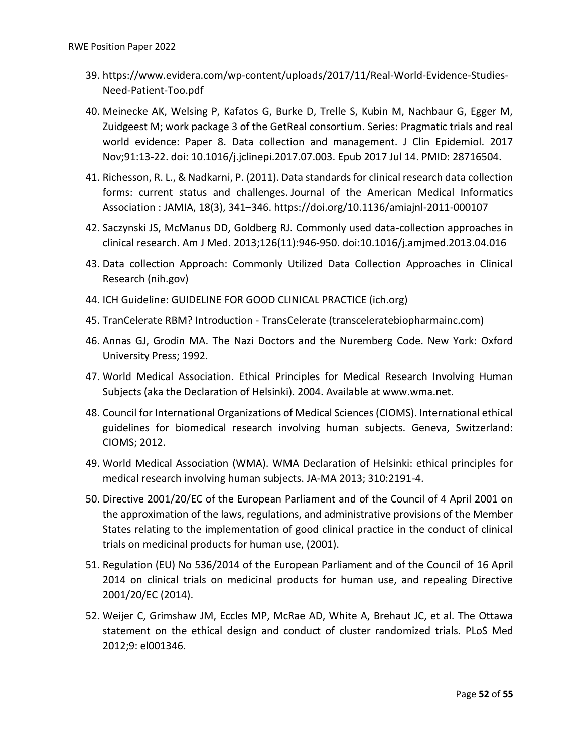39. https://www.evidera.com/wp-content/uploads/2017/11/Real-World-Evidence-Studies-Need-Patient-Too.pdf
40. Meinecke AK, Welsing P, Kafatos G, Burke D, Trelle S, Kubin M, Nachbaur G, Egger M, Zuidgeest M; work package 3 of the GetReal consortium. Series: Pragmatic trials and real world evidence: Paper 8. Data collection and management. J Clin Epidemiol. 2017 Nov;91:13-22. doi: 10.1016/j.jclinepi.2017.07.003. Epub 2017 Jul 14. PMID: 28716504.
41. Richesson, R. L., & Nadkarni, P. (2011). Data standards for clinical research data collection forms: current status and challenges. Journal of the American Medical Informatics Association : JAMIA, 18(3), 341–346. https://doi.org/10.1136/amiajnl-2011-000107
42. Saczynski JS, McManus DD, Goldberg RJ. Commonly used data-collection approaches in clinical research. Am J Med. 2013;126(11):946-950. doi:10.1016/j.amjmed.2013.04.016
43. Data collection Approach: Commonly Utilized Data Collection Approaches in Clinical Research (nih.gov)
44. ICH Guideline: GUIDELINE FOR GOOD CLINICAL PRACTICE (ich.org)
45. TranCelerate RBM? Introduction - TransCelerate (transceleratebiopharmainc.com)
46. Annas GJ, Grodin MA. The Nazi Doctors and the Nuremberg Code. New York: Oxford University Press; 1992.
47. World Medical Association. Ethical Principles for Medical Research Involving Human Subjects (aka the Declaration of Helsinki). 2004. Available at www.wma.net.
48. Council for International Organizations of Medical Sciences (CIOMS). International ethical guidelines for biomedical research involving human subjects. Geneva, Switzerland: CIOMS; 2012.
49. World Medical Association (WMA). WMA Declaration of Helsinki: ethical principles for medical research involving human subjects. JA-MA 2013; 310:2191-4.
50. Directive 2001/20/EC of the European Parliament and of the Council of 4 April 2001 on the approximation of the laws, regulations, and administrative provisions of the Member States relating to the implementation of good clinical practice in the conduct of clinical trials on medicinal products for human use, (2001).
51. Regulation (EU) No 536/2014 of the European Parliament and of the Council of 16 April 2014 on clinical trials on medicinal products for human use, and repealing Directive 2001/20/EC (2014).
52. Weijer C, Grimshaw JM, Eccles MP, McRae AD, White A, Brehaut JC, et al. The Ottawa statement on the ethical design and conduct of cluster randomized trials. PLoS Med 2012;9: el001346.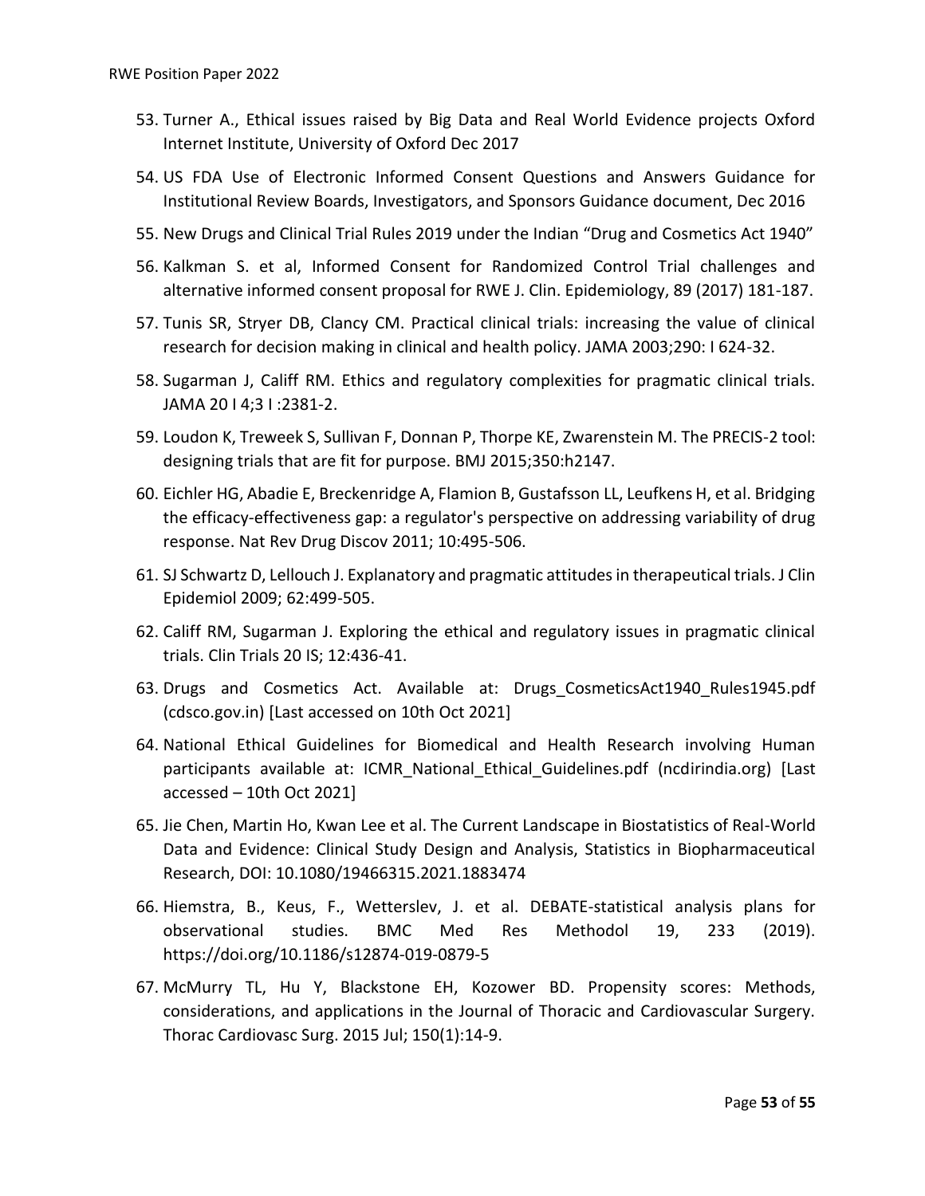53. Turner A., Ethical issues raised by Big Data and Real World Evidence projects Oxford Internet Institute, University of Oxford Dec 2017
54. US FDA Use of Electronic Informed Consent Questions and Answers Guidance for Institutional Review Boards, Investigators, and Sponsors Guidance document, Dec 2016
55. New Drugs and Clinical Trial Rules 2019 under the Indian "Drug and Cosmetics Act 1940"
56. Kalkman S. et al, Informed Consent for Randomized Control Trial challenges and alternative informed consent proposal for RWE J. Clin. Epidemiology, 89 (2017) 181-187.
57. Tunis SR, Stryer DB, Clancy CM. Practical clinical trials: increasing the value of clinical research for decision making in clinical and health policy. JAMA 2003;290: I 624-32.
58. Sugarman J, Califf RM. Ethics and regulatory complexities for pragmatic clinical trials. JAMA 20 I 4;3 I :2381-2.
59. Loudon K, Treweek S, Sullivan F, Donnan P, Thorpe KE, Zwarenstein M. The PRECIS-2 tool: designing trials that are fit for purpose. BMJ 2015;350:h2147.
60. Eichler HG, Abadie E, Breckenridge A, Flamion B, Gustafsson LL, Leufkens H, et al. Bridging the efficacy-effectiveness gap: a regulator's perspective on addressing variability of drug response. Nat Rev Drug Discov 2011; 10:495-506.
61. SJ Schwartz D, Lellouch J. Explanatory and pragmatic attitudes in therapeutical trials. J Clin Epidemiol 2009; 62:499-505.
62. Califf RM, Sugarman J. Exploring the ethical and regulatory issues in pragmatic clinical trials. Clin Trials 20 IS; 12:436-41.
63. Drugs and Cosmetics Act. Available at: Drugs_CosmeticsAct1940_Rules1945.pdf (cdsco.gov.in) [Last accessed on 10th Oct 2021]
64. National Ethical Guidelines for Biomedical and Health Research involving Human participants available at: ICMR_National_Ethical_Guidelines.pdf (ncdirindia.org) [Last accessed – 10th Oct 2021]
65. Jie Chen, Martin Ho, Kwan Lee et al. The Current Landscape in Biostatistics of Real-World Data and Evidence: Clinical Study Design and Analysis, Statistics in Biopharmaceutical Research, DOI: 10.1080/19466315.2021.1883474
66. Hiemstra, B., Keus, F., Wetterslev, J. et al. DEBATE-statistical analysis plans for observational studies. BMC Med Res Methodol 19, 233 (2019). https://doi.org/10.1186/s12874-019-0879-5
67. McMurry TL, Hu Y, Blackstone EH, Kozower BD. Propensity scores: Methods, considerations, and applications in the Journal of Thoracic and Cardiovascular Surgery. Thorac Cardiovasc Surg. 2015 Jul; 150(1):14-9.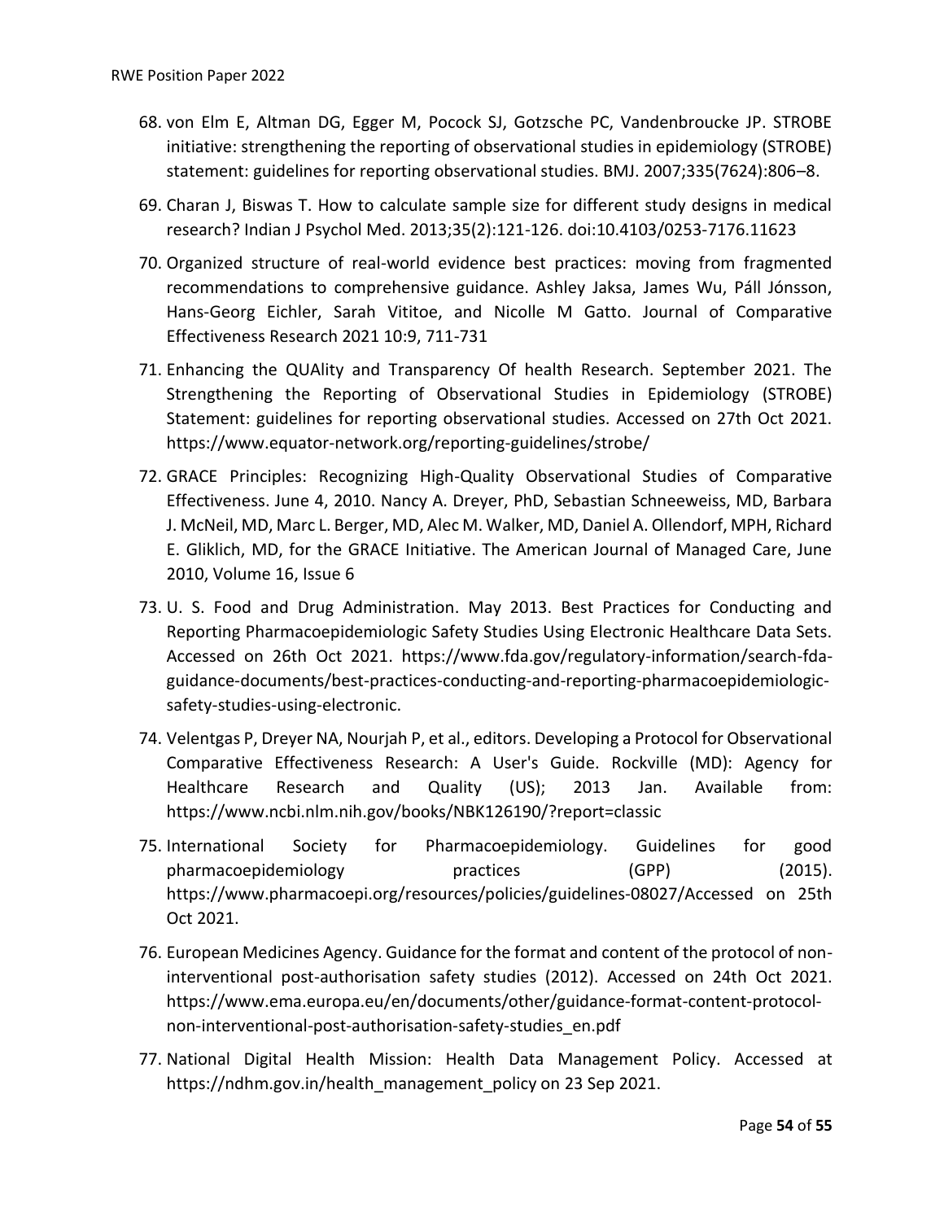68. von Elm E, Altman DG, Egger M, Pocock SJ, Gotzsche PC, Vandenbroucke JP. STROBE initiative: strengthening the reporting of observational studies in epidemiology (STROBE) statement: guidelines for reporting observational studies. BMJ. 2007;335(7624):806–8.

69. Charan J, Biswas T. How to calculate sample size for different study designs in medical research? Indian J Psychol Med. 2013;35(2):121-126. doi:10.4103/0253-7176.11623

70. Organized structure of real-world evidence best practices: moving from fragmented recommendations to comprehensive guidance. Ashley Jaksa, James Wu, Páll Jónsson, Hans-Georg Eichler, Sarah Vititoe, and Nicolle M Gatto. Journal of Comparative Effectiveness Research 2021 10:9, 711-731

71. Enhancing the QUAlity and Transparency Of health Research. September 2021. The Strengthening the Reporting of Observational Studies in Epidemiology (STROBE) Statement: guidelines for reporting observational studies. Accessed on 27th Oct 2021. https://www.equator-network.org/reporting-guidelines/strobe/

72. GRACE Principles: Recognizing High-Quality Observational Studies of Comparative Effectiveness. June 4, 2010. Nancy A. Dreyer, PhD, Sebastian Schneeweiss, MD, Barbara J. McNeil, MD, Marc L. Berger, MD, Alec M. Walker, MD, Daniel A. Ollendorf, MPH, Richard E. Gliklich, MD, for the GRACE Initiative. The American Journal of Managed Care, June 2010, Volume 16, Issue 6

73. U. S. Food and Drug Administration. May 2013. Best Practices for Conducting and Reporting Pharmacoepidemiologic Safety Studies Using Electronic Healthcare Data Sets. Accessed on 26th Oct 2021. https://www.fda.gov/regulatory-information/search-fda-guidance-documents/best-practices-conducting-and-reporting-pharmacoepidemiologic-safety-studies-using-electronic.

74. Velentgas P, Dreyer NA, Nourjah P, et al., editors. Developing a Protocol for Observational Comparative Effectiveness Research: A User's Guide. Rockville (MD): Agency for Healthcare Research and Quality (US); 2013 Jan. Available from: https://www.ncbi.nlm.nih.gov/books/NBK126190/?report=classic

75. International Society for Pharmacoepidemiology. Guidelines for good pharmacoepidemiology practices (GPP) (2015). https://www.pharmacoepi.org/resources/policies/guidelines-08027/Accessed on 25th Oct 2021.

76. European Medicines Agency. Guidance for the format and content of the protocol of non-interventional post-authorisation safety studies (2012). Accessed on 24th Oct 2021. https://www.ema.europa.eu/en/documents/other/guidance-format-content-protocol-non-interventional-post-authorisation-safety-studies_en.pdf

77. National Digital Health Mission: Health Data Management Policy. Accessed at https://ndhm.gov.in/health_management_policy on 23 Sep 2021.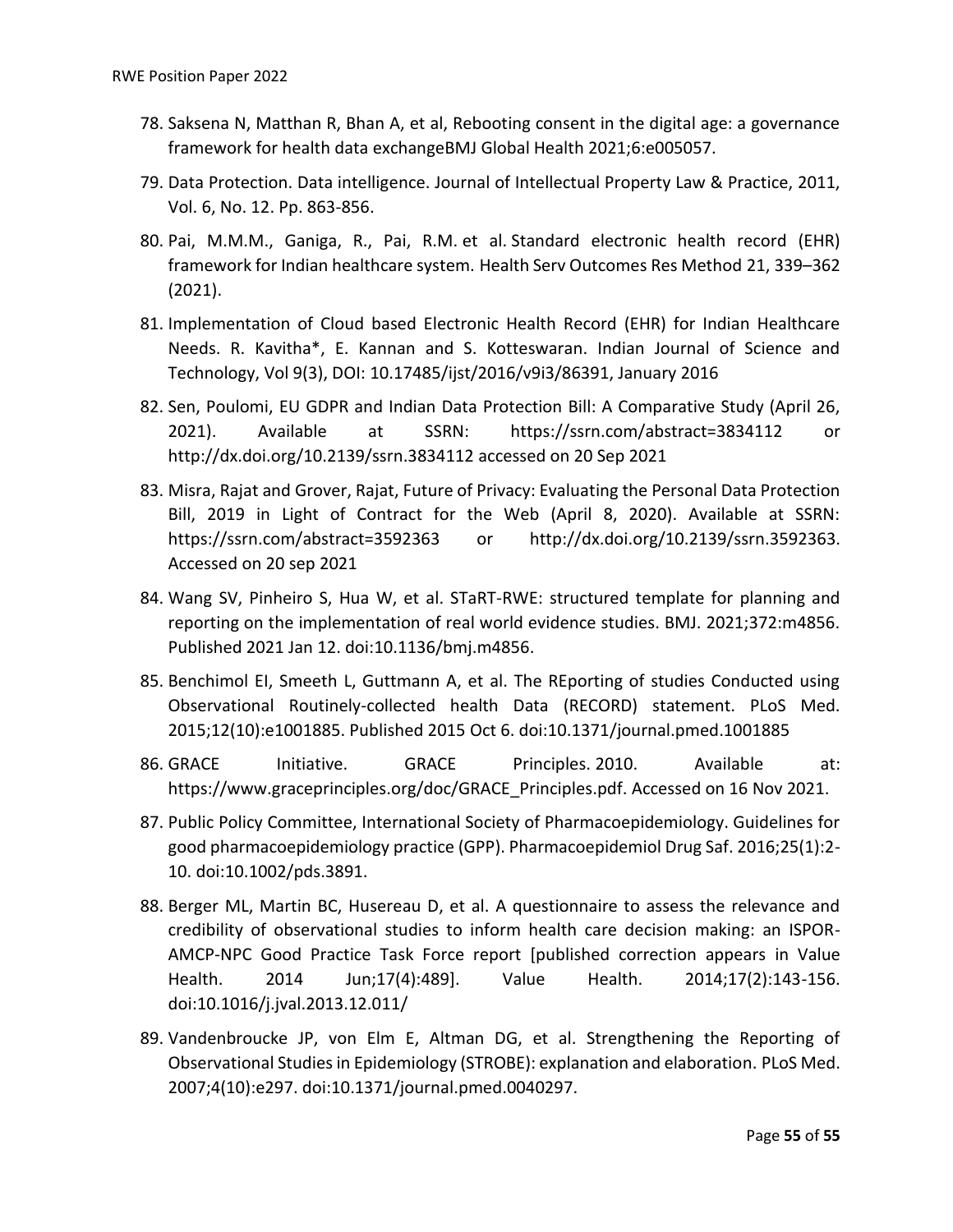78. Saksena N, Matthan R, Bhan A, et al, Rebooting consent in the digital age: a governance framework for health data exchangeBMJ Global Health 2021;6:e005057.
79. Data Protection. Data intelligence. Journal of Intellectual Property Law & Practice, 2011, Vol. 6, No. 12. Pp. 863-856.
80. Pai, M.M.M., Ganiga, R., Pai, R.M. et al. Standard electronic health record (EHR) framework for Indian healthcare system. Health Serv Outcomes Res Method 21, 339–362 (2021).
81. Implementation of Cloud based Electronic Health Record (EHR) for Indian Healthcare Needs. R. Kavitha*, E. Kannan and S. Kotteswaran. Indian Journal of Science and Technology, Vol 9(3), DOI: 10.17485/ijst/2016/v9i3/86391, January 2016
82. Sen, Poulomi, EU GDPR and Indian Data Protection Bill: A Comparative Study (April 26, 2021). Available at SSRN: https://ssrn.com/abstract=3834112 or http://dx.doi.org/10.2139/ssrn.3834112 accessed on 20 Sep 2021
83. Misra, Rajat and Grover, Rajat, Future of Privacy: Evaluating the Personal Data Protection Bill, 2019 in Light of Contract for the Web (April 8, 2020). Available at SSRN: https://ssrn.com/abstract=3592363 or http://dx.doi.org/10.2139/ssrn.3592363. Accessed on 20 sep 2021
84. Wang SV, Pinheiro S, Hua W, et al. STaRT-RWE: structured template for planning and reporting on the implementation of real world evidence studies. BMJ. 2021;372:m4856. Published 2021 Jan 12. doi:10.1136/bmj.m4856.
85. Benchimol EI, Smeeth L, Guttmann A, et al. The REporting of studies Conducted using Observational Routinely-collected health Data (RECORD) statement. PLoS Med. 2015;12(10):e1001885. Published 2015 Oct 6. doi:10.1371/journal.pmed.1001885
86. GRACE Initiative. GRACE Principles. 2010. Available at: https://www.graceprinciples.org/doc/GRACE_Principles.pdf. Accessed on 16 Nov 2021.
87. Public Policy Committee, International Society of Pharmacoepidemiology. Guidelines for good pharmacoepidemiology practice (GPP). Pharmacoepidemiol Drug Saf. 2016;25(1):2-10. doi:10.1002/pds.3891.
88. Berger ML, Martin BC, Husereau D, et al. A questionnaire to assess the relevance and credibility of observational studies to inform health care decision making: an ISPOR-AMCP-NPC Good Practice Task Force report [published correction appears in Value Health. 2014 Jun;17(4):489]. Value Health. 2014;17(2):143-156. doi:10.1016/j.jval.2013.12.011/
89. Vandenbroucke JP, von Elm E, Altman DG, et al. Strengthening the Reporting of Observational Studies in Epidemiology (STROBE): explanation and elaboration. PLoS Med. 2007;4(10):e297. doi:10.1371/journal.pmed.0040297.